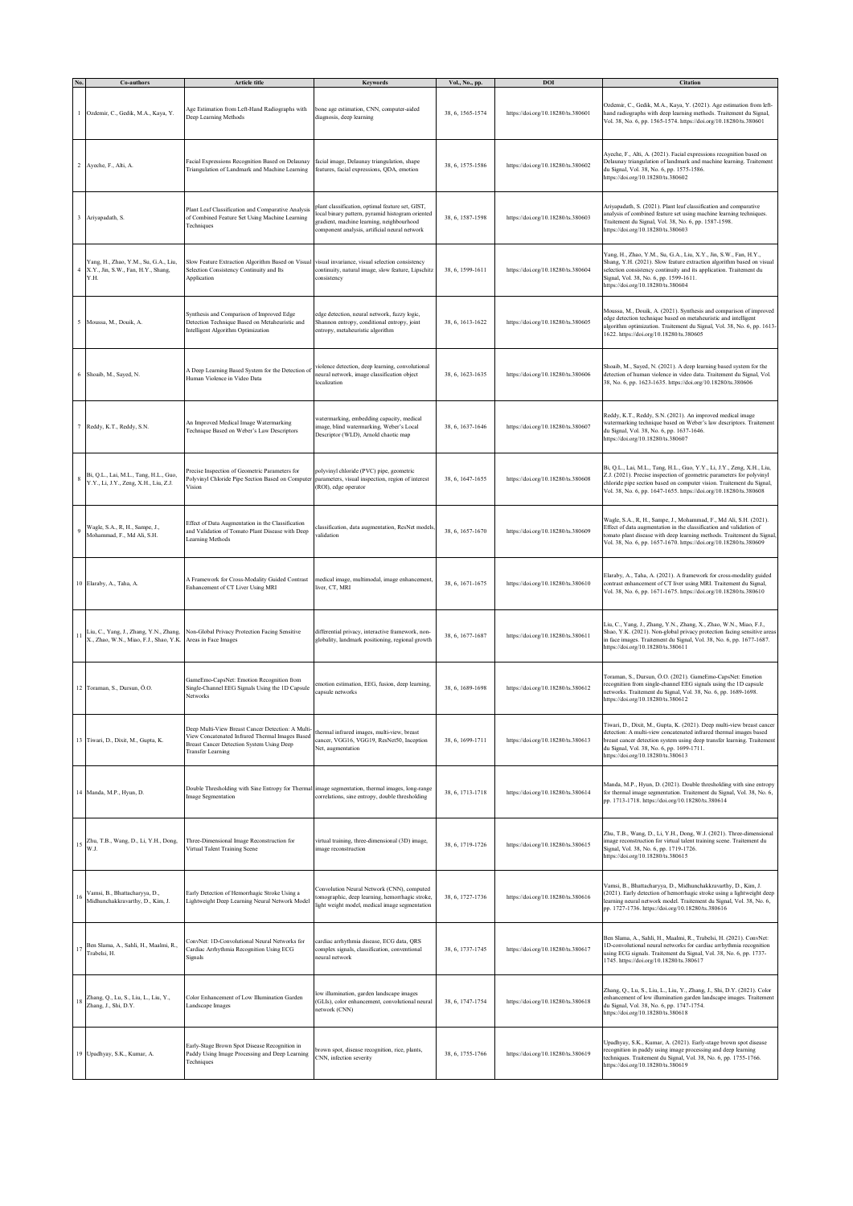| No. | Co-authors | Article title | Keywords | Vol., No., pp. | DOI | Citation |
|---|---|---|---|---|---|---|
| 1 | Ozdemir, C., Gedik, M.A., Kaya, Y. | Age Estimation from Left-Hand Radiographs with Deep Learning Methods | bone age estimation, CNN, computer-aided diagnosis, deep learning | 38, 6, 1565-1574 | https://doi.org/10.18280/ts.380601 | Ozdemir, C., Gedik, M.A., Kaya, Y. (2021). Age estimation from left-hand radiographs with deep learning methods. Traitement du Signal, Vol. 38, No. 6, pp. 1565-1574. https://doi.org/10.18280/ts.380601 |
| 2 | Ayeche, F., Alti, A. | Facial Expressions Recognition Based on Delaunay Triangulation of Landmark and Machine Learning | facial image, Delaunay triangulation, shape features, facial expressions, QDA, emotion | 38, 6, 1575-1586 | https://doi.org/10.18280/ts.380602 | Ayeche, F., Alti, A. (2021). Facial expressions recognition based on Delaunay triangulation of landmark and machine learning. Traitement du Signal, Vol. 38, No. 6, pp. 1575-1586. https://doi.org/10.18280/ts.380602 |
| 3 | Ariyapadath, S. | Plant Leaf Classification and Comparative Analysis of Combined Feature Set Using Machine Learning Techniques | plant classification, optimal feature set, GIST, local binary pattern, pyramid histogram oriented gradient, machine learning, neighbourhood component analysis, artificial neural network | 38, 6, 1587-1598 | https://doi.org/10.18280/ts.380603 | Ariyapadath, S. (2021). Plant leaf classification and comparative analysis of combined feature set using machine learning techniques. Traitement du Signal, Vol. 38, No. 6, pp. 1587-1598. https://doi.org/10.18280/ts.380603 |
| 4 | Yang, H., Zhao, Y.M., Su, G.A., Liu, X.Y., Jin, S.W., Fan, H.Y., Shang, Y.H. | Slow Feature Extraction Algorithm Based on Visual Selection Consistency Continuity and Its Application | visual invariance, visual selection consistency continuity, natural image, slow feature, Lipschitz consistency | 38, 6, 1599-1611 | https://doi.org/10.18280/ts.380604 | Yang, H., Zhao, Y.M., Su, G.A., Liu, X.Y., Jin, S.W., Fan, H.Y., Shang, Y.H. (2021). Slow feature extraction algorithm based on visual selection consistency continuity and its application. Traitement du Signal, Vol. 38, No. 6, pp. 1599-1611. https://doi.org/10.18280/ts.380604 |
| 5 | Moussa, M., Douik, A. | Synthesis and Comparison of Improved Edge Detection Technique Based on Metaheuristic and Intelligent Algorithm Optimization | edge detection, neural network, fuzzy logic, Shannon entropy, conditional entropy, joint entropy, metaheuristic algorithm | 38, 6, 1613-1622 | https://doi.org/10.18280/ts.380605 | Moussa, M., Douik, A. (2021). Synthesis and comparison of improved edge detection technique based on metaheuristic and intelligent algorithm optimization. Traitement du Signal, Vol. 38, No. 6, pp. 1613-1622. https://doi.org/10.18280/ts.380605 |
| 6 | Shoaib, M., Sayed, N. | A Deep Learning Based System for the Detection of Human Violence in Video Data | violence detection, deep learning, convolutional neural network, image classification object localization | 38, 6, 1623-1635 | https://doi.org/10.18280/ts.380606 | Shoaib, M., Sayed, N. (2021). A deep learning based system for the detection of human violence in video data. Traitement du Signal, Vol. 38, No. 6, pp. 1623-1635. https://doi.org/10.18280/ts.380606 |
| 7 | Reddy, K.T., Reddy, S.N. | An Improved Medical Image Watermarking Technique Based on Weber's Law Descriptors | watermarking, embedding capacity, medical image, blind watermarking, Weber's Local Descriptor (WLD), Arnold chaotic map | 38, 6, 1637-1646 | https://doi.org/10.18280/ts.380607 | Reddy, K.T., Reddy, S.N. (2021). An improved medical image watermarking technique based on Weber's law descriptors. Traitement du Signal, Vol. 38, No. 6, pp. 1637-1646. https://doi.org/10.18280/ts.380607 |
| 8 | Bi, Q.L., Lai, M.L., Tang, H.L., Guo, Y.Y., Li, J.Y., Zeng, X.H., Liu, Z.J. | Precise Inspection of Geometric Parameters for Polyvinyl Chloride Pipe Section Based on Computer Vision | polyvinyl chloride (PVC) pipe, geometric parameters, visual inspection, region of interest (ROI), edge operator | 38, 6, 1647-1655 | https://doi.org/10.18280/ts.380608 | Bi, Q.L., Lai, M.L., Tang, H.L., Guo, Y.Y., Li, J.Y., Zeng, X.H., Liu, Z.J. (2021). Precise inspection of geometric parameters for polyvinyl chloride pipe section based on computer vision. Traitement du Signal, Vol. 38, No. 6, pp. 1647-1655. https://doi.org/10.18280/ts.380608 |
| 9 | Wagle, S.A., R, H., Sampe, J., Mohammad, F., Md Ali, S.H. | Effect of Data Augmentation in the Classification and Validation of Tomato Plant Disease with Deep Learning Methods | classification, data augmentation, ResNet models, validation | 38, 6, 1657-1670 | https://doi.org/10.18280/ts.380609 | Wagle, S.A., R, H., Sampe, J., Mohammad, F., Md Ali, S.H. (2021). Effect of data augmentation in the classification and validation of tomato plant disease with deep learning methods. Traitement du Signal, Vol. 38, No. 6, pp. 1657-1670. https://doi.org/10.18280/ts.380609 |
| 10 | Elaraby, A., Taha, A. | A Framework for Cross-Modality Guided Contrast Enhancement of CT Liver Using MRI | medical image, multimodal, image enhancement, liver, CT, MRI | 38, 6, 1671-1675 | https://doi.org/10.18280/ts.380610 | Elaraby, A., Taha, A. (2021). A framework for cross-modality guided contrast enhancement of CT liver using MRI. Traitement du Signal, Vol. 38, No. 6, pp. 1671-1675. https://doi.org/10.18280/ts.380610 |
| 11 | Liu, C., Yang, J., Zhang, Y.N., Zhang, X., Zhao, W.N., Miao, F.J., Shao, Y.K. | Non-Global Privacy Protection Facing Sensitive Areas in Face Images | differential privacy, interactive framework, non-globality, landmark positioning, regional growth | 38, 6, 1677-1687 | https://doi.org/10.18280/ts.380611 | Liu, C., Yang, J., Zhang, Y.N., Zhang, X., Zhao, W.N., Miao, F.J., Shao, Y.K. (2021). Non-global privacy protection facing sensitive areas in face images. Traitement du Signal, Vol. 38, No. 6, pp. 1677-1687. https://doi.org/10.18280/ts.380611 |
| 12 | Toraman, S., Dursun, Ö.O. | GameEmo-CapsNet: Emotion Recognition from Single-Channel EEG Signals Using the 1D Capsule Networks | emotion estimation, EEG, fusion, deep learning, capsule networks | 38, 6, 1689-1698 | https://doi.org/10.18280/ts.380612 | Toraman, S., Dursun, Ö.O. (2021). GameEmo-CapsNet: Emotion recognition from single-channel EEG signals using the 1D capsule networks. Traitement du Signal, Vol. 38, No. 6, pp. 1689-1698. https://doi.org/10.18280/ts.380612 |
| 13 | Tiwari, D., Dixit, M., Gupta, K. | Deep Multi-View Breast Cancer Detection: A Multi-View Concatenated Infrared Thermal Images Based Breast Cancer Detection System Using Deep Transfer Learning | thermal infrared images, multi-view, breast cancer, VGG16, VGG19, ResNet50, Inception Net, augmentation | 38, 6, 1699-1711 | https://doi.org/10.18280/ts.380613 | Tiwari, D., Dixit, M., Gupta, K. (2021). Deep multi-view breast cancer detection: A multi-view concatenated infrared thermal images based breast cancer detection system using deep transfer learning. Traitement du Signal, Vol. 38, No. 6, pp. 1699-1711. https://doi.org/10.18280/ts.380613 |
| 14 | Manda, M.P., Hyun, D. | Double Thresholding with Sine Entropy for Thermal Image Segmentation | image segmentation, thermal images, long-range correlations, sine entropy, double thresholding | 38, 6, 1713-1718 | https://doi.org/10.18280/ts.380614 | Manda, M.P., Hyun, D. (2021). Double thresholding with sine entropy for thermal image segmentation. Traitement du Signal, Vol. 38, No. 6, pp. 1713-1718. https://doi.org/10.18280/ts.380614 |
| 15 | Zhu, T.B., Wang, D., Li, Y.H., Dong, W.J. | Three-Dimensional Image Reconstruction for Virtual Talent Training Scene | virtual training, three-dimensional (3D) image, image reconstruction | 38, 6, 1719-1726 | https://doi.org/10.18280/ts.380615 | Zhu, T.B., Wang, D., Li, Y.H., Dong, W.J. (2021). Three-dimensional image reconstruction for virtual talent training scene. Traitement du Signal, Vol. 38, No. 6, pp. 1719-1726. https://doi.org/10.18280/ts.380615 |
| 16 | Vamsi, B., Bhattacharyya, D., Midhunchakkravarthy, D., Kim, J. | Early Detection of Hemorrhagic Stroke Using a Lightweight Deep Learning Neural Network Model | Convolution Neural Network (CNN), computed tomographic, deep learning, hemorrhagic stroke, light weight model, medical image segmentation | 38, 6, 1727-1736 | https://doi.org/10.18280/ts.380616 | Vamsi, B., Bhattacharyya, D., Midhunchakkravarthy, D., Kim, J. (2021). Early detection of hemorrhagic stroke using a lightweight deep learning neural network model. Traitement du Signal, Vol. 38, No. 6, pp. 1727-1736. https://doi.org/10.18280/ts.380616 |
| 17 | Ben Slama, A., Sahli, H., Maalmi, R., Trabelsi, H. | ConvNet: 1D-Convolutional Neural Networks for Cardiac Arrhythmia Recognition Using ECG Signals | cardiac arrhythmia disease, ECG data, QRS complex signals, classification, conventional neural network | 38, 6, 1737-1745 | https://doi.org/10.18280/ts.380617 | Ben Slama, A., Sahli, H., Maalmi, R., Trabelsi, H. (2021). ConvNet: 1D-convolutional neural networks for cardiac arrhythmia recognition using ECG signals. Traitement du Signal, Vol. 38, No. 6, pp. 1737-1745. https://doi.org/10.18280/ts.380617 |
| 18 | Zhang, Q., Lu, S., Liu, L., Liu, Y., Zhang, J., Shi, D.Y. | Color Enhancement of Low Illumination Garden Landscape Images | low illumination, garden landscape images (GLIs), color enhancement, convolutional neural network (CNN) | 38, 6, 1747-1754 | https://doi.org/10.18280/ts.380618 | Zhang, Q., Lu, S., Liu, L., Liu, Y., Zhang, J., Shi, D.Y. (2021). Color enhancement of low illumination garden landscape images. Traitement du Signal, Vol. 38, No. 6, pp. 1747-1754. https://doi.org/10.18280/ts.380618 |
| 19 | Upadhyay, S.K., Kumar, A. | Early-Stage Brown Spot Disease Recognition in Paddy Using Image Processing and Deep Learning Techniques | brown spot, disease recognition, rice, plants, CNN, infection severity | 38, 6, 1755-1766 | https://doi.org/10.18280/ts.380619 | Upadhyay, S.K., Kumar, A. (2021). Early-stage brown spot disease recognition in paddy using image processing and deep learning techniques. Traitement du Signal, Vol. 38, No. 6, pp. 1755-1766. https://doi.org/10.18280/ts.380619 |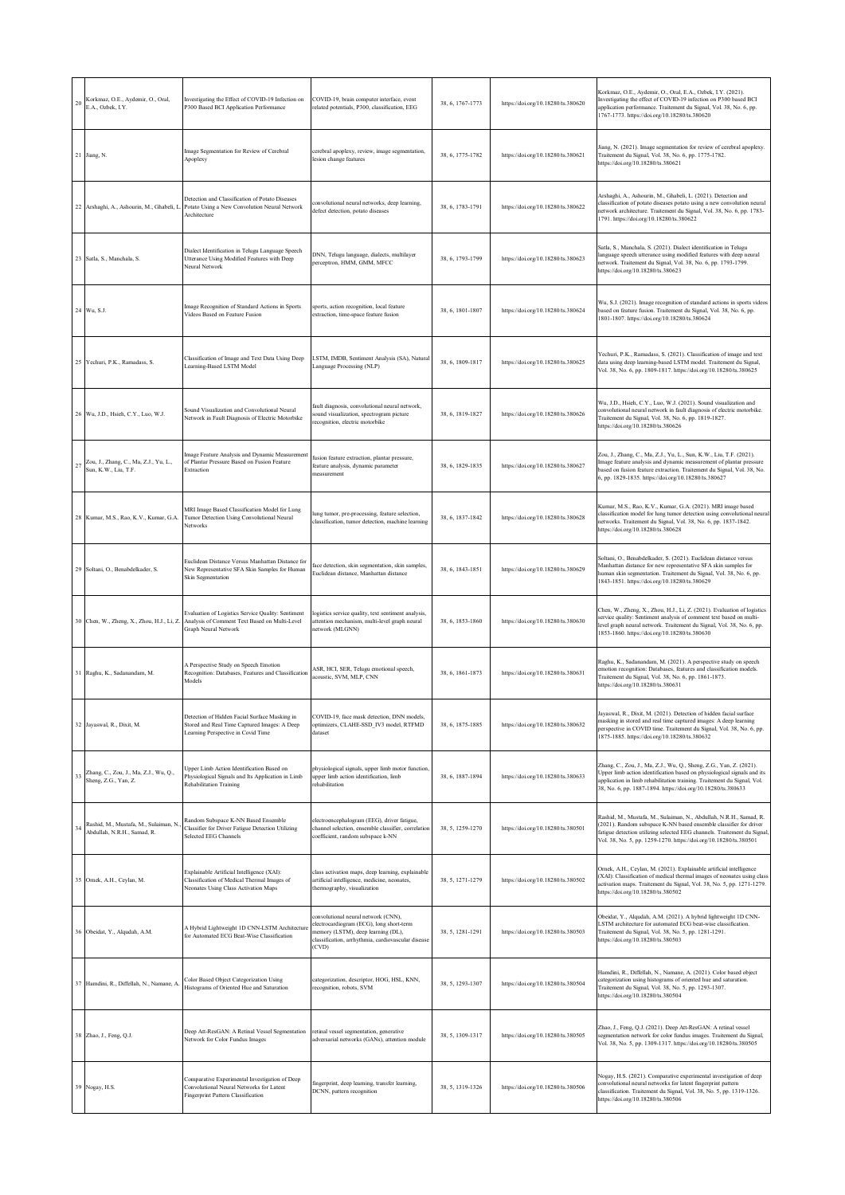| 20 | Korkmaz, O.E., Aydemir, O., Oral, E.A., Ozbek, I.Y. | Investigating the Effect of COVID-19 Infection on P300 Based BCI Application Performance | COVID-19, brain computer interface, event related potentials, P300, classification, EEG | 38, 6, 1767-1773 | https://doi.org/10.18280/ts.380620 | Korkmaz, O.E., Aydemir, O., Oral, E.A., Ozbek, I.Y. (2021). Investigating the effect of COVID-19 infection on P300 based BCI application performance. Traitement du Signal, Vol. 38, No. 6, pp. 1767-1773. https://doi.org/10.18280/ts.380620 |
|---|---|---|---|---|---|---|
| 21 | Jiang, N. | Image Segmentation for Review of Cerebral Apoplexy | cerebral apoplexy, review, image segmentation, lesion change features | 38, 6, 1775-1782 | https://doi.org/10.18280/ts.380621 | Jiang, N. (2021). Image segmentation for review of cerebral apoplexy. Traitement du Signal, Vol. 38, No. 6, pp. 1775-1782. https://doi.org/10.18280/ts.380621 |
| 22 | Arshaghi, A., Ashourin, M., Ghabeli, L. | Detection and Classification of Potato Diseases Potato Using a New Convolution Neural Network Architecture | convolutional neural networks, deep learning, defect detection, potato diseases | 38, 6, 1783-1791 | https://doi.org/10.18280/ts.380622 | Arshaghi, A., Ashourin, M., Ghabeli, L. (2021). Detection and classification of potato diseases potato using a new convolution neural network architecture. Traitement du Signal, Vol. 38, No. 6, pp. 1783-1791. https://doi.org/10.18280/ts.380622 |
| 23 | Satla, S., Manchala, S. | Dialect Identification in Telugu Language Speech Utterance Using Modified Features with Deep Neural Network | DNN, Telugu language, dialects, multilayer perceptron, HMM, GMM, MFCC | 38, 6, 1793-1799 | https://doi.org/10.18280/ts.380623 | Satla, S., Manchala, S. (2021). Dialect identification in Telugu language speech utterance using modified features with deep neural network. Traitement du Signal, Vol. 38, No. 6, pp. 1793-1799. https://doi.org/10.18280/ts.380623 |
| 24 | Wu, S.J. | Image Recognition of Standard Actions in Sports Videos Based on Feature Fusion | sports, action recognition, local feature extraction, time-space feature fusion | 38, 6, 1801-1807 | https://doi.org/10.18280/ts.380624 | Wu, S.J. (2021). Image recognition of standard actions in sports videos based on feature fusion. Traitement du Signal, Vol. 38, No. 6, pp. 1801-1807. https://doi.org/10.18280/ts.380624 |
| 25 | Yechuri, P.K., Ramadass, S. | Classification of Image and Text Data Using Deep Learning-Based LSTM Model | LSTM, IMDB, Sentiment Analysis (SA), Natural Language Processing (NLP) | 38, 6, 1809-1817 | https://doi.org/10.18280/ts.380625 | Yechuri, P.K., Ramadass, S. (2021). Classification of image and text data using deep learning-based LSTM model. Traitement du Signal, Vol. 38, No. 6, pp. 1809-1817. https://doi.org/10.18280/ts.380625 |
| 26 | Wu, J.D., Hsieh, C.Y., Luo, W.J. | Sound Visualization and Convolutional Neural Network in Fault Diagnosis of Electric Motorbike | fault diagnosis, convolutional neural network, sound visualization, spectrogram picture recognition, electric motorbike | 38, 6, 1819-1827 | https://doi.org/10.18280/ts.380626 | Wu, J.D., Hsieh, C.Y., Luo, W.J. (2021). Sound visualization and convolutional neural network in fault diagnosis of electric motorbike. Traitement du Signal, Vol. 38, No. 6, pp. 1819-1827. https://doi.org/10.18280/ts.380626 |
| 27 | Zou, J., Zhang, C., Ma, Z.J., Yu, L., Sun, K.W., Liu, T.F. | Image Feature Analysis and Dynamic Measurement of Plantar Pressure Based on Fusion Feature Extraction | fusion feature extraction, plantar pressure, feature analysis, dynamic parameter measurement | 38, 6, 1829-1835 | https://doi.org/10.18280/ts.380627 | Zou, J., Zhang, C., Ma, Z.J., Yu, L., Sun, K.W., Liu, T.F. (2021). Image feature analysis and dynamic measurement of plantar pressure based on fusion feature extraction. Traitement du Signal, Vol. 38, No. 6, pp. 1829-1835. https://doi.org/10.18280/ts.380627 |
| 28 | Kumar, M.S., Rao, K.V., Kumar, G.A. | MRI Image Based Classification Model for Lung Tumor Detection Using Convolutional Neural Networks | lung tumor, pre-processing, feature selection, classification, tumor detection, machine learning | 38, 6, 1837-1842 | https://doi.org/10.18280/ts.380628 | Kumar, M.S., Rao, K.V., Kumar, G.A. (2021). MRI image based classification model for lung tumor detection using convolutional neural networks. Traitement du Signal, Vol. 38, No. 6, pp. 1837-1842. https://doi.org/10.18280/ts.380628 |
| 29 | Soltani, O., Benabdelkader, S. | Euclidean Distance Versus Manhattan Distance for New Representative SFA Skin Samples for Human Skin Segmentation | face detection, skin segmentation, skin samples, Euclidean distance, Manhattan distance | 38, 6, 1843-1851 | https://doi.org/10.18280/ts.380629 | Soltani, O., Benabdelkader, S. (2021). Euclidean distance versus Manhattan distance for new representative SFA skin samples for human skin segmentation. Traitement du Signal, Vol. 38, No. 6, pp. 1843-1851. https://doi.org/10.18280/ts.380629 |
| 30 | Chen, W., Zheng, X., Zhou, H.J., Li, Z. | Evaluation of Logistics Service Quality: Sentiment Analysis of Comment Text Based on Multi-Level Graph Neural Network | logistics service quality, text sentiment analysis, attention mechanism, multi-level graph neural network (MLGNN) | 38, 6, 1853-1860 | https://doi.org/10.18280/ts.380630 | Chen, W., Zheng, X., Zhou, H.J., Li, Z. (2021). Evaluation of logistics service quality: Sentiment analysis of comment text based on multi-level graph neural network. Traitement du Signal, Vol. 38, No. 6, pp. 1853-1860. https://doi.org/10.18280/ts.380630 |
| 31 | Raghu, K., Sadanandam, M. | A Perspective Study on Speech Emotion Recognition: Databases, Features and Classification Models | ASR, HCI, SER, Telugu emotional speech, acoustic, SVM, MLP, CNN | 38, 6, 1861-1873 | https://doi.org/10.18280/ts.380631 | Raghu, K., Sadanandam, M. (2021). A perspective study on speech emotion recognition: Databases, features and classification models. Traitement du Signal, Vol. 38, No. 6, pp. 1861-1873. https://doi.org/10.18280/ts.380631 |
| 32 | Jayaswal, R., Dixit, M. | Detection of Hidden Facial Surface Masking in Stored and Real Time Captured Images: A Deep Learning Perspective in Covid Time | COVID-19, face mask detection, DNN models, optimizers, CLAHE-SSD_IV3 model, RTFMD dataset | 38, 6, 1875-1885 | https://doi.org/10.18280/ts.380632 | Jayaswal, R., Dixit, M. (2021). Detection of hidden facial surface masking in stored and real time captured images: A deep learning perspective in COVID time. Traitement du Signal, Vol. 38, No. 6, pp. 1875-1885. https://doi.org/10.18280/ts.380632 |
| 33 | Zhang, C., Zou, J., Ma, Z.J., Wu, Q., Sheng, Z.G., Yan, Z. | Upper Limb Action Identification Based on Physiological Signals and Its Application in Limb Rehabilitation Training | physiological signals, upper limb motor function, upper limb action identification, limb rehabilitation | 38, 6, 1887-1894 | https://doi.org/10.18280/ts.380633 | Zhang, C., Zou, J., Ma, Z.J., Wu, Q., Sheng, Z.G., Yan, Z. (2021). Upper limb action identification based on physiological signals and its application in limb rehabilitation training. Traitement du Signal, Vol. 38, No. 6, pp. 1887-1894. https://doi.org/10.18280/ts.380633 |
| 34 | Rashid, M., Mustafa, M., Sulaiman, N., Abdullah, N.R.H., Samad, R. | Random Subspace K-NN Based Ensemble Classifier for Driver Fatigue Detection Utilizing Selected EEG Channels | electroencephalogram (EEG), driver fatigue, channel selection, ensemble classifier, correlation coefficient, random subspace k-NN | 38, 5, 1259-1270 | https://doi.org/10.18280/ts.380501 | Rashid, M., Mustafa, M., Sulaiman, N., Abdullah, N.R.H., Samad, R. (2021). Random subspace K-NN based ensemble classifier for driver fatigue detection utilizing selected EEG channels. Traitement du Signal, Vol. 38, No. 5, pp. 1259-1270. https://doi.org/10.18280/ts.380501 |
| 35 | Ornek, A.H., Ceylan, M. | Explainable Artificial Intelligence (XAI): Classification of Medical Thermal Images of Neonates Using Class Activation Maps | class activation maps, deep learning, explainable artificial intelligence, medicine, neonates, thermography, visualization | 38, 5, 1271-1279 | https://doi.org/10.18280/ts.380502 | Ornek, A.H., Ceylan, M. (2021). Explainable artificial intelligence (XAI): Classification of medical thermal images of neonates using class activation maps. Traitement du Signal, Vol. 38, No. 5, pp. 1271-1279. https://doi.org/10.18280/ts.380502 |
| 36 | Obeidat, Y., Alqudah, A.M. | A Hybrid Lightweight 1D CNN-LSTM Architecture for Automated ECG Beat-Wise Classification | convolutional neural network (CNN), electrocardiogram (ECG), long short-term memory (LSTM), deep learning (DL), classification, arrhythmia, cardiovascular disease (CVD) | 38, 5, 1281-1291 | https://doi.org/10.18280/ts.380503 | Obeidat, Y., Alqudah, A.M. (2021). A hybrid lightweight 1D CNN-LSTM architecture for automated ECG beat-wise classification. Traitement du Signal, Vol. 38, No. 5, pp. 1281-1291. https://doi.org/10.18280/ts.380503 |
| 37 | Hamdini, R., Diffellah, N., Namane, A. | Color Based Object Categorization Using Histograms of Oriented Hue and Saturation | categorization, descriptor, HOG, HSL, KNN, recognition, robots, SVM | 38, 5, 1293-1307 | https://doi.org/10.18280/ts.380504 | Hamdini, R., Diffellah, N., Namane, A. (2021). Color based object categorization using histograms of oriented hue and saturation. Traitement du Signal, Vol. 38, No. 5, pp. 1293-1307. https://doi.org/10.18280/ts.380504 |
| 38 | Zhao, J., Feng, Q.J. | Deep Att-ResGAN: A Retinal Vessel Segmentation Network for Color Fundus Images | retinal vessel segmentation, generative adversarial networks (GANs), attention module | 38, 5, 1309-1317 | https://doi.org/10.18280/ts.380505 | Zhao, J., Feng, Q.J. (2021). Deep Att-ResGAN: A retinal vessel segmentation network for color fundus images. Traitement du Signal, Vol. 38, No. 5, pp. 1309-1317. https://doi.org/10.18280/ts.380505 |
| 39 | Nogay, H.S. | Comparative Experimental Investigation of Deep Convolutional Neural Networks for Latent Fingerprint Pattern Classification | fingerprint, deep learning, transfer learning, DCNN, pattern recognition | 38, 5, 1319-1326 | https://doi.org/10.18280/ts.380506 | Nogay, H.S. (2021). Comparative experimental investigation of deep convolutional neural networks for latent fingerprint pattern classification. Traitement du Signal, Vol. 38, No. 5, pp. 1319-1326. https://doi.org/10.18280/ts.380506 |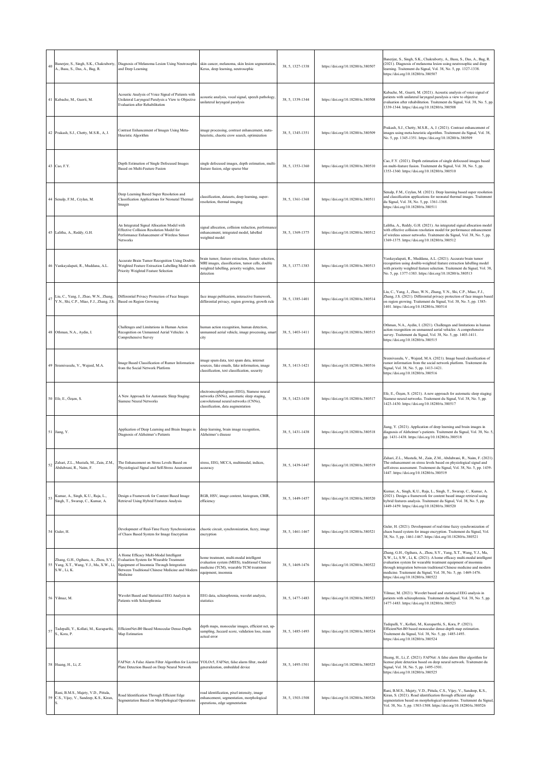| 40 | Banerjee, S., Singh, S.K., Chakraborty, A., Basu, S., Das, A., Bag, R. | Diagnosis of Melanoma Lesion Using Neutrosophic and Deep Learning | skin cancer, melanoma, skin lesion segmentation, Keras, deep learning, neutrosophic | 38, 5, 1327-1338 | https://doi.org/10.18280/ts.380507 | Banerjee, S., Singh, S.K., Chakraborty, A., Basu, S., Das, A., Bag, R. (2021). Diagnosis of melanoma lesion using neutrosophic and deep learning. Traitement du Signal, Vol. 38, No. 5, pp. 1327-1338. https://doi.org/10.18280/ts.380507 |
|---|---|---|---|---|---|---|
| 41 | Kabache, M., Guerti, M. | Acoustic Analysis of Voice Signal of Patients with Unilateral Laryngeal Paralysis a View to Objective Evaluation after Rehabilitation | acoustic analysis, vocal signal, speech pathology, unilateral laryngeal paralysis | 38, 5, 1339-1344 | https://doi.org/10.18280/ts.380508 | Kabache, M., Guerti, M. (2021). Acoustic analysis of voice signal of patients with unilateral laryngeal paralysis a view to objective evaluation after rehabilitation. Traitement du Signal, Vol. 38, No. 5, pp. 1339-1344. https://doi.org/10.18280/ts.380508 |
| 42 | Prakash, S.J., Chetty, M.S.R., A, J. | Contrast Enhancement of Images Using Meta-Heuristic Algorithm | image processing, contrast enhancement, meta-heuristic, chaotic crow search, optimization | 38, 5, 1345-1351 | https://doi.org/10.18280/ts.380509 | Prakash, S.J., Chetty, M.S.R., A, J. (2021). Contrast enhancement of images using meta-heuristic algorithm. Traitement du Signal, Vol. 38, No. 5, pp. 1345-1351. https://doi.org/10.18280/ts.380509 |
| 43 | Cao, F.Y. | Depth Estimation of Single Defocused Images Based on Multi-Feature Fusion | single defocused images, depth estimation, multi-feature fusion, edge sparse blur | 38, 5, 1353-1360 | https://doi.org/10.18280/ts.380510 | Cao, F.Y. (2021). Depth estimation of single defocused images based on multi-feature fusion. Traitement du Signal, Vol. 38, No. 5, pp. 1353-1360. https://doi.org/10.18280/ts.380510 |
| 44 | Senalp, F.M., Ceylan, M. | Deep Learning Based Super Resolution and Classification Applications for Neonatal Thermal Images | classification, datasets, deep learning, super-resolution, thermal imaging | 38, 5, 1361-1368 | https://doi.org/10.18280/ts.380511 | Senalp, F.M., Ceylan, M. (2021). Deep learning based super resolution and classification applications for neonatal thermal images. Traitement du Signal, Vol. 38, No. 5, pp. 1361-1368. https://doi.org/10.18280/ts.380511 |
| 45 | Lalitha, A., Reddy, G.H. | An Integrated Signal Allocation Model with Effective Collision Resolution Model for Performance Enhancement of Wireless Sensor Networks | signal allocation, collision reduction, performance enhancement, integrated model, labelled weighted model | 38, 5, 1369-1375 | https://doi.org/10.18280/ts.380512 | Lalitha, A., Reddy, G.H. (2021). An integrated signal allocation model with effective collision resolution model for performance enhancement of wireless sensor networks. Traitement du Signal, Vol. 38, No. 5, pp. 1369-1375. https://doi.org/10.18280/ts.380512 |
| 46 | Vankayalapati, R., Muddana, A.L. | Accurate Brain Tumor Recognition Using Double-Weighted Feature Extraction Labelling Model with Priority Weighted Feature Selection | brain tumor, feature extraction, feature selection, MRI images, classification, tumor cells, double weighted labelling, priority weights, tumor detection | 38, 5, 1377-1383 | https://doi.org/10.18280/ts.380513 | Vankayalapati, R., Muddana, A.L. (2021). Accurate brain tumor recognition using double-weighted feature extraction labelling model with priority weighted feature selection. Traitement du Signal, Vol. 38, No. 5, pp. 1377-1383. https://doi.org/10.18280/ts.380513 |
| 47 | Liu, C., Yang, J., Zhao, W.N., Zhang, Y.N., Shi, C.P., Miao, F.J., Zhang, J.S. | Differential Privacy Protection of Face Images Based on Region Growing | face image publication, interactive framework, differential privacy, region growing, growth rule | 38, 5, 1385-1401 | https://doi.org/10.18280/ts.380514 | Liu, C., Yang, J., Zhao, W.N., Zhang, Y.N., Shi, C.P., Miao, F.J., Zhang, J.S. (2021). Differential privacy protection of face images based on region growing. Traitement du Signal, Vol. 38, No. 5, pp. 1385-1401. https://doi.org/10.18280/ts.380514 |
| 48 | Othman, N.A., Aydin, I. | Challenges and Limitations in Human Action Recognition on Unmanned Aerial Vehicles: A Comprehensive Survey | human action recognition, human detection, unmanned aerial vehicle, image processing, smart city | 38, 5, 1403-1411 | https://doi.org/10.18280/ts.380515 | Othman, N.A., Aydin, I. (2021). Challenges and limitations in human action recognition on unmanned aerial vehicles: A comprehensive survey. Traitement du Signal, Vol. 38, No. 5, pp. 1403-1411. https://doi.org/10.18280/ts.380515 |
| 49 | Sreenivasulu, V., Wajeed, M.A. | Image Based Classification of Rumor Information from the Social Network Platform | image spam data, text spam data, internet sources, fake emails, fake information, image classification, text classification, security | 38, 5, 1413-1421 | https://doi.org/10.18280/ts.380516 | Sreenivasulu, V., Wajeed, M.A. (2021). Image based classification of rumor information from the social network platform. Traitement du Signal, Vol. 38, No. 5, pp. 1413-1421. https://doi.org/10.18280/ts.380516 |
| 50 | Efe, E., Özşen, S. | A New Approach for Automatic Sleep Staging: Siamese Neural Networks | electroencephalogram (EEG), Siamese neural networks (SNNs), automatic sleep staging, convolutional neural networks (CNNs), classification, data augmentation | 38, 5, 1423-1430 | https://doi.org/10.18280/ts.380517 | Efe, E., Özşen, S. (2021). A new approach for automatic sleep staging: Siamese neural networks. Traitement du Signal, Vol. 38, No. 5, pp. 1423-1430. https://doi.org/10.18280/ts.380517 |
| 51 | Jiang, Y. | Application of Deep Learning and Brain Images in Diagnosis of Alzheimer's Patients | deep learning, brain image recognition, Alzheimer's disease | 38, 5, 1431-1438 | https://doi.org/10.18280/ts.380518 | Jiang, Y. (2021). Application of deep learning and brain images in diagnosis of Alzheimer's patients. Traitement du Signal, Vol. 38, No. 5, pp. 1431-1438. https://doi.org/10.18280/ts.380518 |
| 52 | Zahari, Z.L., Mustafa, M., Zain, Z.M., Abdubrani, R., Naim, F. | The Enhancement on Stress Levels Based on Physiological Signal and Self-Stress Assessment | stress, EEG, MCCA, multimodal, indices, accuracy | 38, 5, 1439-1447 | https://doi.org/10.18280/ts.380519 | Zahari, Z.L., Mustafa, M., Zain, Z.M., Abdubrani, R., Naim, F. (2021). The enhancement on stress levels based on physiological signal and self-stress assessment. Traitement du Signal, Vol. 38, No. 5, pp. 1439-1447. https://doi.org/10.18280/ts.380519 |
| 53 | Kumar, A., Singh, K.U., Raja, L., Singh, T., Swarup, C., Kumar, A. | Design a Framework for Content Based Image Retrieval Using Hybrid Features Analysis | RGB, HSV, image content, histogram, CBIR, efficiency | 38, 5, 1449-1457 | https://doi.org/10.18280/ts.380520 | Kumar, A., Singh, K.U., Raja, L., Singh, T., Swarup, C., Kumar, A. (2021). Design a framework for content based image retrieval using hybrid features analysis. Traitement du Signal, Vol. 38, No. 5, pp. 1449-1459. https://doi.org/10.18280/ts.380520 |
| 54 | Guler, H. | Development of Real-Time Fuzzy Synchronization of Chaos Based System for Image Encryption | chaotic circuit, synchronization, fuzzy, image encryption | 38, 5, 1461-1467 | https://doi.org/10.18280/ts.380521 | Guler, H. (2021). Development of real-time fuzzy synchronization of chaos based system for image encryption. Traitement du Signal, Vol. 38, No. 5, pp. 1461-1467. https://doi.org/10.18280/ts.380521 |
| 55 | Zhang, G.H., Ogihara, A., Zhou, S.Y., Yang, X.T., Wang, Y.J., Ma, X.W., Li, S.W., Li, K. | A Home Efficacy Multi-Modal Intelligent Evaluation System for Wearable Treatment Equipment of Insomnia Through Integration Between Traditional Chinese Medicine and Modern Medicine | home treatment, multi-modal intelligent evaluation system (MIES), traditional Chinese medicine (TCM), wearable TCM treatment equipment, insomnia | 38, 5, 1469-1476 | https://doi.org/10.18280/ts.380522 | Zhang, G.H., Ogihara, A., Zhou, S.Y., Yang, X.T., Wang, Y.J., Ma, X.W., Li, S.W., Li, K. (2021). A home efficacy multi-modal intelligent evaluation system for wearable treatment equipment of insomnia through integration between traditional Chinese medicine and modern medicine. Traitement du Signal, Vol. 38, No. 5, pp. 1469-1476. https://doi.org/10.18280/ts.380522 |
| 56 | Yilmaz, M. | Wavelet Based and Statistical EEG Analysis in Patients with Schizophrenia | EEG data, schizophrenia, wavelet analysis, statistics | 38, 5, 1477-1483 | https://doi.org/10.18280/ts.380523 | Yilmaz, M. (2021). Wavelet based and statistical EEG analysis in patients with schizophrenia. Traitement du Signal, Vol. 38, No. 5, pp. 1477-1483. https://doi.org/10.18280/ts.380523 |
| 57 | Tadepalli, Y., Kollati, M., Kuraparthi, S., Kora, P. | EfficientNet-B0 Based Monocular Dense-Depth Map Estimation | depth maps, monocular images, efficient net, up-sampling, Jaccard score, validation loss, mean actual error | 38, 5, 1485-1493 | https://doi.org/10.18280/ts.380524 | Tadepalli, Y., Kollati, M., Kuraparthi, S., Kora, P. (2021). EfficientNet-B0 based monocular dense-depth map estimation. Traitement du Signal, Vol. 38, No. 5, pp. 1485-1493. https://doi.org/10.18280/ts.380524 |
| 58 | Huang, H., Li, Z. | FAFNet: A False Alarm Filter Algorithm for License Plate Detection Based on Deep Neural Network | YOLOv5, FAFNet, false alarm filter, model generalization, embedded device | 38, 5, 1495-1501 | https://doi.org/10.18280/ts.380525 | Huang, H., Li, Z. (2021). FAFNet: A false alarm filter algorithm for license plate detection based on deep neural network. Traitement du Signal, Vol. 38, No. 5, pp. 1495-1501. https://doi.org/10.18280/ts.380525 |
| 59 | Rani, B.M.S., Majety, V.D., Pittala, C.S., Vijay, V., Sandeep, K.S., Kiran, S. | Road Identification Through Efficient Edge Segmentation Based on Morphological Operations | road identification, pixel intensity, image enhancement, segmentation, morphological operations, edge segmentation | 38, 5, 1503-1508 | https://doi.org/10.18280/ts.380526 | Rani, B.M.S., Majety, V.D., Pittala, C.S., Vijay, V., Sandeep, K.S., Kiran, S. (2021). Road identification through efficient edge segmentation based on morphological operations. Traitement du Signal, Vol. 38, No. 5, pp. 1503-1508. https://doi.org/10.18280/ts.380526 |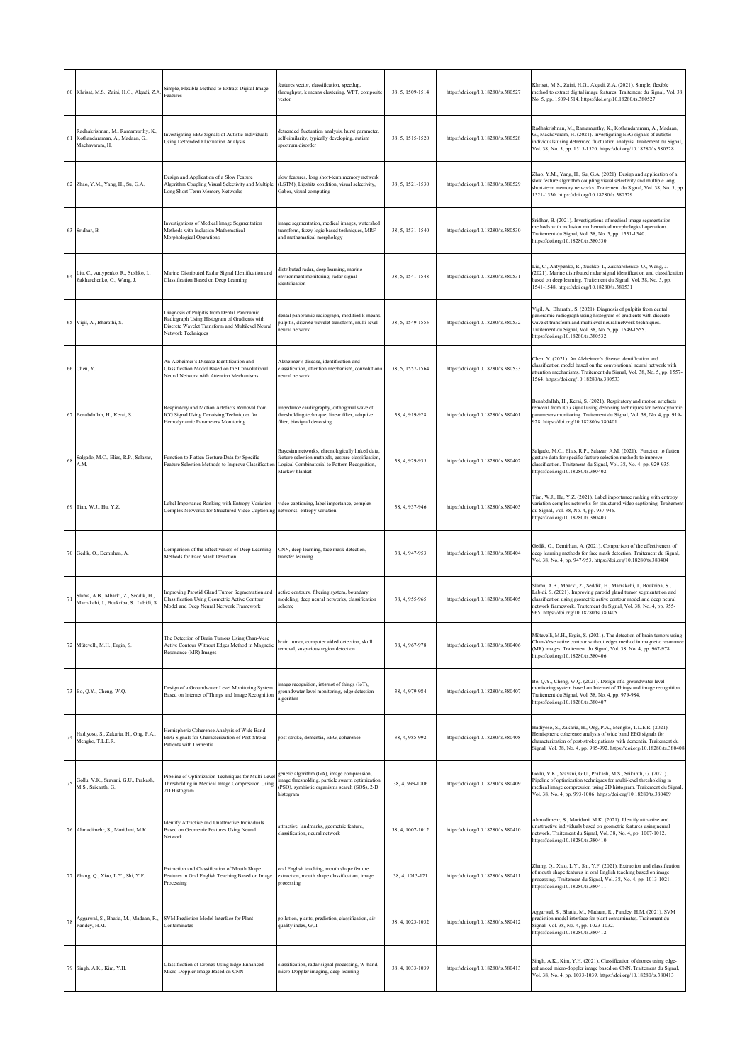| 60 | Khrisat, M.S., Zaini, H.G., Alqadi, Z.A. | Simple, Flexible Method to Extract Digital Image Features | features vector, classification, speedup, throughput, k means clustering, WPT, composite vector | 38, 5, 1509-1514 | https://doi.org/10.18280/ts.380527 | Khrisat, M.S., Zaini, H.G., Alqadi, Z.A. (2021). Simple, flexible method to extract digital image features. Traitement du Signal, Vol. 38, No. 5, pp. 1509-1514. https://doi.org/10.18280/ts.380527 |
|---|---|---|---|---|---|---|
| 61 | Radhakrishnan, M., Ramamurthy, K., Kothandaraman, A., Madaan, G., Machavaram, H. | Investigating EEG Signals of Autistic Individuals Using Detrended Fluctuation Analysis | detrended fluctuation analysis, hurst parameter, self-similarity, typically developing, autism spectrum disorder | 38, 5, 1515-1520 | https://doi.org/10.18280/ts.380528 | Radhakrishnan, M., Ramamurthy, K., Kothandaraman, A., Madaan, G., Machavaram, H. (2021). Investigating EEG signals of autistic individuals using detrended fluctuation analysis. Traitement du Signal, Vol. 38, No. 5, pp. 1515-1520. https://doi.org/10.18280/ts.380528 |
| 62 | Zhao, Y.M., Yang, H., Su, G.A. | Design and Application of a Slow Feature Algorithm Coupling Visual Selectivity and Multiple Long Short-Term Memory Networks | slow features, long short-term memory network (LSTM), Lipshitz condition, visual selectivity, Gabor, visual computing | 38, 5, 1521-1530 | https://doi.org/10.18280/ts.380529 | Zhao, Y.M., Yang, H., Su, G.A. (2021). Design and application of a slow feature algorithm coupling visual selectivity and multiple long short-term memory networks. Traitement du Signal, Vol. 38, No. 5, pp. 1521-1530. https://doi.org/10.18280/ts.380529 |
| 63 | Sridhar, B. | Investigations of Medical Image Segmentation Methods with Inclusion Mathematical Morphological Operations | image segmentation, medical images, watershed transform, fuzzy logic based techniques, MRF and mathematical morphology | 38, 5, 1531-1540 | https://doi.org/10.18280/ts.380530 | Sridhar, B. (2021). Investigations of medical image segmentation methods with inclusion mathematical morphological operations. Traitement du Signal, Vol. 38, No. 5, pp. 1531-1540. https://doi.org/10.18280/ts.380530 |
| 64 | Liu, C., Antypenko, R., Sushko, I., Zakharchenko, O., Wang, J. | Marine Distributed Radar Signal Identification and Classification Based on Deep Learning | distributed radar, deep learning, marine environment monitoring, radar signal identification | 38, 5, 1541-1548 | https://doi.org/10.18280/ts.380531 | Liu, C., Antypenko, R., Sushko, I., Zakharchenko, O., Wang, J. (2021). Marine distributed radar signal identification and classification based on deep learning. Traitement du Signal, Vol. 38, No. 5, pp. 1541-1548. https://doi.org/10.18280/ts.380531 |
| 65 | Vigil, A., Bharathi, S. | Diagnosis of Pulpitis from Dental Panoramic Radiograph Using Histogram of Gradients with Discrete Wavelet Transform and Multilevel Neural Network Techniques | dental panoramic radiograph, modified k-means, pulpitis, discrete wavelet transform, multi-level neural network | 38, 5, 1549-1555 | https://doi.org/10.18280/ts.380532 | Vigil, A., Bharathi, S. (2021). Diagnosis of pulpitis from dental panoramic radiograph using histogram of gradients with discrete wavelet transform and multilevel neural network techniques. Traitement du Signal, Vol. 38, No. 5, pp. 1549-1555. https://doi.org/10.18280/ts.380532 |
| 66 | Chen, Y. | An Alzheimer's Disease Identification and Classification Model Based on the Convolutional Neural Network with Attention Mechanisms | Alzheimer's disease, identification and classification, attention mechanism, convolutional neural network | 38, 5, 1557-1564 | https://doi.org/10.18280/ts.380533 | Chen, Y. (2021). An Alzheimer's disease identification and classification model based on the convolutional neural network with attention mechanisms. Traitement du Signal, Vol. 38, No. 5, pp. 1557-1564. https://doi.org/10.18280/ts.380533 |
| 67 | Benabdallah, H., Kerai, S. | Respiratory and Motion Artefacts Removal from ICG Signal Using Denoising Techniques for Hemodynamic Parameters Monitoring | impedance cardiography, orthogonal wavelet, thresholding technique, linear filter, adaptive filter, biosignal denoising | 38, 4, 919-928 | https://doi.org/10.18280/ts.380401 | Benabdallah, H., Kerai, S. (2021). Respiratory and motion artefacts removal from ICG signal using denoising techniques for hemodynamic parameters monitoring. Traitement du Signal, Vol. 38, No. 4, pp. 919-928. https://doi.org/10.18280/ts.380401 |
| 68 | Salgado, M.C., Elias, R.P., Salazar, A.M. | Function to Flatten Gesture Data for Specific Feature Selection Methods to Improve Classification | Bayesian networks, chronologically linked data, feature selection methods, gesture classification, Logical Combinatorial to Pattern Recognition, Markov blanket | 38, 4, 929-935 | https://doi.org/10.18280/ts.380402 | Salgado, M.C., Elias, R.P., Salazar, A.M. (2021). Function to flatten gesture data for specific feature selection methods to improve classification. Traitement du Signal, Vol. 38, No. 4, pp. 929-935. https://doi.org/10.18280/ts.380402 |
| 69 | Tian, W.J., Hu, Y.Z. | Label Importance Ranking with Entropy Variation Complex Networks for Structured Video Captioning | video captioning, label importance, complex networks, entropy variation | 38, 4, 937-946 | https://doi.org/10.18280/ts.380403 | Tian, W.J., Hu, Y.Z. (2021). Label importance ranking with entropy variation complex networks for structured video captioning. Traitement du Signal, Vol. 38, No. 4, pp. 937-946. https://doi.org/10.18280/ts.380403 |
| 70 | Gedik, O., Demirhan, A. | Comparison of the Effectiveness of Deep Learning Methods for Face Mask Detection | CNN, deep learning, face mask detection, transfer learning | 38, 4, 947-953 | https://doi.org/10.18280/ts.380404 | Gedik, O., Demirhan, A. (2021). Comparison of the effectiveness of deep learning methods for face mask detection. Traitement du Signal, Vol. 38, No. 4, pp. 947-953. https://doi.org/10.18280/ts.380404 |
| 71 | Slama, A.B., Mbarki, Z., Seddik, H., Marrakchi, J., Boukriba, S., Labidi, S. | Improving Parotid Gland Tumor Segmentation and Classification Using Geometric Active Contour Model and Deep Neural Network Framework | active contours, filtering system, boundary modeling, deep neural networks, classification scheme | 38, 4, 955-965 | https://doi.org/10.18280/ts.380405 | Slama, A.B., Mbarki, Z., Seddik, H., Marrakchi, J., Boukriba, S., Labidi, S. (2021). Improving parotid gland tumor segmentation and classification using geometric active contour model and deep neural network framework. Traitement du Signal, Vol. 38, No. 4, pp. 955-965. https://doi.org/10.18280/ts.380405 |
| 72 | Mütevelli, M.H., Ergin, S. | The Detection of Brain Tumors Using Chan-Vese Active Contour Without Edges Method in Magnetic Resonance (MR) Images | brain tumor, computer aided detection, skull removal, suspicious region detection | 38, 4, 967-978 | https://doi.org/10.18280/ts.380406 | Mütevelli, M.H., Ergin, S. (2021). The detection of brain tumors using Chan-Vese active contour without edges method in magnetic resonance (MR) images. Traitement du Signal, Vol. 38, No. 4, pp. 967-978. https://doi.org/10.18280/ts.380406 |
| 73 | Bo, Q.Y., Cheng, W.Q. | Design of a Groundwater Level Monitoring System Based on Internet of Things and Image Recognition | image recognition, internet of things (IoT), groundwater level monitoring, edge detection algorithm | 38, 4, 979-984 | https://doi.org/10.18280/ts.380407 | Bo, Q.Y., Cheng, W.Q. (2021). Design of a groundwater level monitoring system based on Internet of Things and image recognition. Traitement du Signal, Vol. 38, No. 4, pp. 979-984. https://doi.org/10.18280/ts.380407 |
| 74 | Hadiyoso, S., Zakaria, H., Ong, P.A., Mengko, T.L.E.R. | Hemispheric Coherence Analysis of Wide Band EEG Signals for Characterization of Post-Stroke Patients with Dementia | post-stroke, dementia, EEG, coherence | 38, 4, 985-992 | https://doi.org/10.18280/ts.380408 | Hadiyoso, S., Zakaria, H., Ong, P.A., Mengko, T.L.E.R. (2021). Hemispheric coherence analysis of wide band EEG signals for characterization of post-stroke patients with dementia. Traitement du Signal, Vol. 38, No. 4, pp. 985-992. https://doi.org/10.18280/ts.380408 |
| 75 | Gollu, V.K., Sravani, G.U., Prakash, M.S., Srikanth, G. | Pipeline of Optimization Techniques for Multi-Level Thresholding in Medical Image Compression Using 2D Histogram | genetic algorithm (GA), image compression, image thresholding, particle swarm optimization (PSO), symbiotic organisms search (SOS), 2-D histogram | 38, 4, 993-1006 | https://doi.org/10.18280/ts.380409 | Gollu, V.K., Sravani, G.U., Prakash, M.S., Srikanth, G. (2021). Pipeline of optimization techniques for multi-level thresholding in medical image compression using 2D histogram. Traitement du Signal, Vol. 38, No. 4, pp. 993-1006. https://doi.org/10.18280/ts.380409 |
| 76 | Ahmadimehr, S., Moridani, M.K. | Identify Attractive and Unattractive Individuals Based on Geometric Features Using Neural Network | attractive, landmarks, geometric feature, classification, neural network | 38, 4, 1007-1012 | https://doi.org/10.18280/ts.380410 | Ahmadimehr, S., Moridani, M.K. (2021). Identify attractive and unattractive individuals based on geometric features using neural network. Traitement du Signal, Vol. 38, No. 4, pp. 1007-1012. https://doi.org/10.18280/ts.380410 |
| 77 | Zhang, Q., Xiao, L.Y., Shi, Y.F. | Extraction and Classification of Mouth Shape Features in Oral English Teaching Based on Image Processing | oral English teaching, mouth shape feature extraction, mouth shape classification, image processing | 38, 4, 1013-121 | https://doi.org/10.18280/ts.380411 | Zhang, Q., Xiao, L.Y., Shi, Y.F. (2021). Extraction and classification of mouth shape features in oral English teaching based on image processing. Traitement du Signal, Vol. 38, No. 4, pp. 1013-1021. https://doi.org/10.18280/ts.380411 |
| 78 | Aggarwal, S., Bhatia, M., Madaan, R., Pandey, H.M. | SVM Prediction Model Interface for Plant Contaminates | pollution, plants, prediction, classification, air quality index, GUI | 38, 4, 1023-1032 | https://doi.org/10.18280/ts.380412 | Aggarwal, S., Bhatia, M., Madaan, R., Pandey, H.M. (2021). SVM prediction model interface for plant contaminates. Traitement du Signal, Vol. 38, No. 4, pp. 1023-1032. https://doi.org/10.18280/ts.380412 |
| 79 | Singh, A.K., Kim, Y.H. | Classification of Drones Using Edge-Enhanced Micro-Doppler Image Based on CNN | classification, radar signal processing, W-band, micro-Doppler imaging, deep learning | 38, 4, 1033-1039 | https://doi.org/10.18280/ts.380413 | Singh, A.K., Kim, Y.H. (2021). Classification of drones using edge-enhanced micro-doppler image based on CNN. Traitement du Signal, Vol. 38, No. 4, pp. 1033-1039. https://doi.org/10.18280/ts.380413 |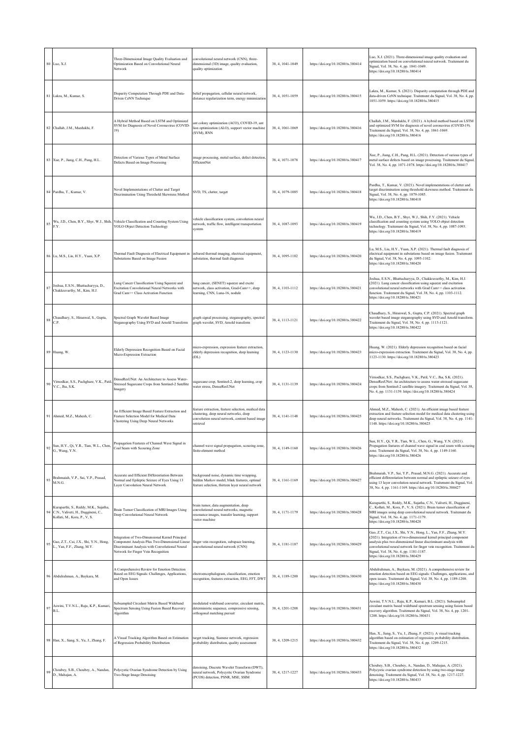| 80 | Luo, X.J. | Three-Dimensional Image Quality Evaluation and Optimization Based on Convolutional Neural Network | convolutional neural network (CNN), three-dimensional (3D) image, quality evaluation, quality optimization | 38, 4, 1041-1049 | https://doi.org/10.18280/ts.380414 | Luo, X.J. (2021). Three-dimensional image quality evaluation and optimization based on convolutional neural network. Traitement du Signal, Vol. 38, No. 4, pp. 1041-1049. https://doi.org/10.18280/ts.380414 |
|---|---|---|---|---|---|---|
| 81 | Lakra, M., Kumar, S. | Disparity Computation Through PDE and Data-Driven CeNN Technique | belief propagation, cellular neural network, distance regularization term, energy minimization | 38, 4, 1051-1059 | https://doi.org/10.18280/ts.380415 | Lakra, M., Kumar, S. (2021). Disparity computation through PDE and data-driven CeNN technique. Traitement du Signal, Vol. 38, No. 4, pp. 1051-1059. https://doi.org/10.18280/ts.380415 |
| 82 | Challab, J.M., Mardukhi, F. | A Hybrid Method Based on LSTM and Optimized SVM for Diagnosis of Novel Coronavirus (COVID-19) | ant colony optimization (ACO), COVID-19, ant lion optimization (ALO), support vector machine (SVM), RNN | 38, 4, 1061-1069 | https://doi.org/10.18280/ts.380416 | Challab, J.M., Mardukhi, F. (2021). A hybrid method based on LSTM and optimized SVM for diagnosis of novel coronavirus (COVID-19). Traitement du Signal, Vol. 38, No. 4, pp. 1061-1069. https://doi.org/10.18280/ts.380416 |
| 83 | Xue, P., Jiang, C.H., Pang, H.L. | Detection of Various Types of Metal Surface Defects Based on Image Processing | image processing, metal surface, defect detection, EfficientNet | 38, 4, 1071-1078 | https://doi.org/10.18280/ts.380417 | Xue, P., Jiang, C.H., Pang, H.L. (2021). Detection of various types of metal surface defects based on image processing. Traitement du Signal, Vol. 38, No. 4, pp. 1071-1078. https://doi.org/10.18280/ts.380417 |
| 84 | Pardhu, T., Kumar, V. | Novel Implementations of Clutter and Target Discrimination Using Threshold Skewness Method | SVD, TS, clutter, target | 38, 4, 1079-1085 | https://doi.org/10.18280/ts.380418 | Pardhu, T., Kumar, V. (2021). Novel implementations of clutter and target discrimination using threshold skewness method. Traitement du Signal, Vol. 38, No. 4, pp. 1079-1085. https://doi.org/10.18280/ts.380418 |
| 85 | Wu, J.D., Chen, B.Y., Shyr, W.J., Shih, F.Y. | Vehicle Classification and Counting System Using YOLO Object Detection Technology | vehicle classification system, convolution neural network, traffic flow, intelligent transportation system | 38, 4, 1087-1093 | https://doi.org/10.18280/ts.380419 | Wu, J.D., Chen, B.Y., Shyr, W.J., Shih, F.Y. (2021). Vehicle classification and counting system using YOLO object detection technology. Traitement du Signal, Vol. 38, No. 4, pp. 1087-1093. https://doi.org/10.18280/ts.380419 |
| 86 | Lu, M.S., Liu, H.Y., Yuan, X.P. | Thermal Fault Diagnosis of Electrical Equipment in Substations Based on Image Fusion | infrared thermal imaging, electrical equipment, substation, thermal fault diagnosis | 38, 4, 1095-1102 | https://doi.org/10.18280/ts.380420 | Lu, M.S., Liu, H.Y., Yuan, X.P. (2021). Thermal fault diagnosis of electrical equipment in substations based on image fusion. Traitement du Signal, Vol. 38, No. 4, pp. 1095-1102. https://doi.org/10.18280/ts.380420 |
| 87 | Joshua, E.S.N., Bhattacharyya, D., Chakkravarthy, M., Kim, H.J. | Lung Cancer Classification Using Squeeze and Excitation Convolutional Neural Networks with Grad Cam++ Class Activation Function | lung cancer, (SENET) squeeze and excite network, class activation, Grad-Cam++, deep learning, CNN, Luna-16, nodule | 38, 4, 1103-1112 | https://doi.org/10.18280/ts.380421 | Joshua, E.S.N., Bhattacharyya, D., Chakkravarthy, M., Kim, H.J. (2021). Lung cancer classification using squeeze and excitation convolutional neural networks with Grad Cam++ class activation function. Traitement du Signal, Vol. 38, No. 4, pp. 1103-1112. https://doi.org/10.18280/ts.380421 |
| 88 | Chaudhary, S., Hiranwal, S., Gupta, C.P. | Spectral Graph Wavelet Based Image Steganography Using SVD and Arnold Transform | graph signal processing, steganography, spectral graph wavelet, SVD, Arnold transform | 38, 4, 1113-1121 | https://doi.org/10.18280/ts.380422 | Chaudhary, S., Hiranwal, S., Gupta, C.P. (2021). Spectral graph wavelet based image steganography using SVD and Arnold transform. Traitement du Signal, Vol. 38, No. 4, pp. 1113-1121. https://doi.org/10.18280/ts.380422 |
| 89 | Huang, W. | Elderly Depression Recognition Based on Facial Micro-Expression Extraction | micro-expression, expression feature extraction, elderly depression recognition, deep learning (DL) | 38, 4, 1123-1130 | https://doi.org/10.18280/ts.380423 | Huang, W. (2021). Elderly depression recognition based on facial micro-expression extraction. Traitement du Signal, Vol. 38, No. 4, pp. 1123-1130. https://doi.org/10.18280/ts.380423 |
| 90 | Virnodkar, S.S., Pachghare, V.K., Patil, V.C., Jha, S.K. | DenseResUNet: An Architecture to Assess Water-Stressed Sugarcane Crops from Sentinel-2 Satellite Imagery | sugarcane crop, Sentinel-2, deep learning, crop water stress, DenseResUNet | 38, 4, 1131-1139 | https://doi.org/10.18280/ts.380424 | Virnodkar, S.S., Pachghare, V.K., Patil, V.C., Jha, S.K. (2021). DenseResUNet: An architecture to assess water-stressed sugarcane crops from Sentinel-2 satellite imagery. Traitement du Signal, Vol. 38, No. 4, pp. 1131-1139. https://doi.org/10.18280/ts.380424 |
| 91 | Ahmed, M.Z., Mahesh, C. | An Efficient Image Based Feature Extraction and Feature Selection Model for Medical Data Clustering Using Deep Neural Networks | feature extraction, feature selection, medical data clustering, deep neural networks, deep convolution neural network, content based image retrieval | 38, 4, 1141-1148 | https://doi.org/10.18280/ts.380425 | Ahmed, M.Z., Mahesh, C. (2021). An efficient image based feature extraction and feature selection model for medical data clustering using deep neural networks. Traitement du Signal, Vol. 38, No. 4, pp. 1141-1148. https://doi.org/10.18280/ts.380425 |
| 92 | Sun, H.Y., Qi, Y.R., Tian, W.L., Chen, G., Wang, Y.N. | Propagation Features of Channel Wave Signal in Coal Seam with Scouring Zone | channel wave signal propagation, scouring zone, finite-element method | 38, 4, 1149-1160 | https://doi.org/10.18280/ts.380426 | Sun, H.Y., Qi, Y.R., Tian, W.L., Chen, G., Wang, Y.N. (2021). Propagation features of channel wave signal in coal seam with scouring zone. Traitement du Signal, Vol. 38, No. 4, pp. 1149-1160. https://doi.org/10.18280/ts.380426 |
| 93 | Brahmaiah, V.P., Sai, Y.P., Prasad, M.N.G. | Accurate and Efficient Differentiation Between Normal and Epileptic Seizure of Eyes Using 13 Layer Convolution Neural Network | background noise, dynamic time wrapping, hidden Markov model, blink features, optimal feature selection, thirteen layer neural network | 38, 4, 1161-1169 | https://doi.org/10.18280/ts.380427 | Brahmaiah, V.P., Sai, Y.P., Prasad, M.N.G. (2021). Accurate and efficient differentiation between normal and epileptic seizure of eyes using 13 layer convolution neural network. Traitement du Signal, Vol. 38, No. 4, pp. 1161-1169. https://doi.org/10.18280/ts.380427 |
| 94 | Kuraparthi, S., Reddy, M.K., Sujatha, C.N., Valiveti, H., Duggineni, C., Kollati, M., Kora, P., V, S. | Brain Tumor Classification of MRI Images Using Deep Convolutional Neural Network | brain tumor, data augmentation, deep convolutional neural networks, magnetic resonance images, transfer learning, support vector machine | 38, 4, 1171-1179 | https://doi.org/10.18280/ts.380428 | Kuraparthi, S., Reddy, M.K., Sujatha, C.N., Valiveti, H., Duggineni, C., Kollati, M., Kora, P., V, S. (2021). Brain tumor classification of MRI images using deep convolutional neural network. Traitement du Signal, Vol. 38, No. 4, pp. 1171-1179. https://doi.org/10.18280/ts.380428 |
| 95 | Gao, Z.T., Cai, J.X., Shi, Y.N., Hong, L., Yan, F.F., Zhang, M.Y. | Integration of Two-Dimensional Kernel Principal Component Analysis Plus Two-Dimensional Linear Discriminant Analysis with Convolutional Neural Network for Finger Vein Recognition | finger vein recognition, subspace learning, convolutional neural network (CNN) | 38, 4, 1181-1187 | https://doi.org/10.18280/ts.380429 | Gao, Z.T., Cai, J.X., Shi, Y.N., Hong, L., Yan, F.F., Zhang, M.Y. (2021). Integration of two-dimensional kernel principal component analysis plus two-dimensional linear discriminant analysis with convolutional neural network for finger vein recognition. Traitement du Signal, Vol. 38, No. 4, pp. 1181-1187. https://doi.org/10.18280/ts.380429 |
| 96 | Abdulrahman, A., Baykara, M. | A Comprehensive Review for Emotion Detection Based on EEG Signals: Challenges, Applications, and Open Issues | electroencephalogram, classification, emotion recognition, features extraction, EEG, FFT, DWT | 38, 4, 1189-1200 | https://doi.org/10.18280/ts.380430 | Abdulrahman, A., Baykara, M. (2021). A comprehensive review for emotion detection based on EEG signals: Challenges, applications, and open issues. Traitement du Signal, Vol. 38, No. 4, pp. 1189-1200. https://doi.org/10.18280/ts.380430 |
| 97 | Aswini, T.V.N.L., Raju, K.P., Kumari, B.L. | Subsampled Circulant Matrix Based Wideband Spectrum Sensing Using Fusion Based Recovery Algorithm | modulated wideband converter, circulant matrix, deterministic sequence, compressive sensing, orthogonal matching pursuit | 38, 4, 1201-1208 | https://doi.org/10.18280/ts.380431 | Aswini, T.V.N.L., Raju, K.P., Kumari, B.L. (2021). Subsampled circulant matrix based wideband spectrum sensing using fusion based recovery algorithm. Traitement du Signal, Vol. 38, No. 4, pp. 1201-1208. https://doi.org/10.18280/ts.380431 |
| 98 | Han, X., Jiang, S., Yu, J., Zhang, F. | A Visual Tracking Algorithm Based on Estimation of Regression Probability Distribution | target tracking, Siamese network, regression probability distribution, quality assessment | 38, 4, 1209-1215 | https://doi.org/10.18280/ts.380432 | Han, X., Jiang, S., Yu, J., Zhang, F. (2021). A visual tracking algorithm based on estimation of regression probability distribution. Traitement du Signal, Vol. 38, No. 4, pp. 1209-1215. https://doi.org/10.18280/ts.380432 |
| 99 | Choubey, S.B., Choubey, A., Nandan, D., Mahajan, A. | Polycystic Ovarian Syndrome Detection by Using Two-Stage Image Denoising | denoising, Discrete Wavelet Transform (DWT), neural network, Polycystic Ovarian Syndrome (PCOS) detection, PSNR, MSE, SSIM | 38, 4, 1217-1227 | https://doi.org/10.18280/ts.380433 | Choubey, S.B., Choubey, A., Nandan, D., Mahajan, A. (2021). Polycystic ovarian syndrome detection by using two-stage image denoising. Traitement du Signal, Vol. 38, No. 4, pp. 1217-1227. https://doi.org/10.18280/ts.380433 |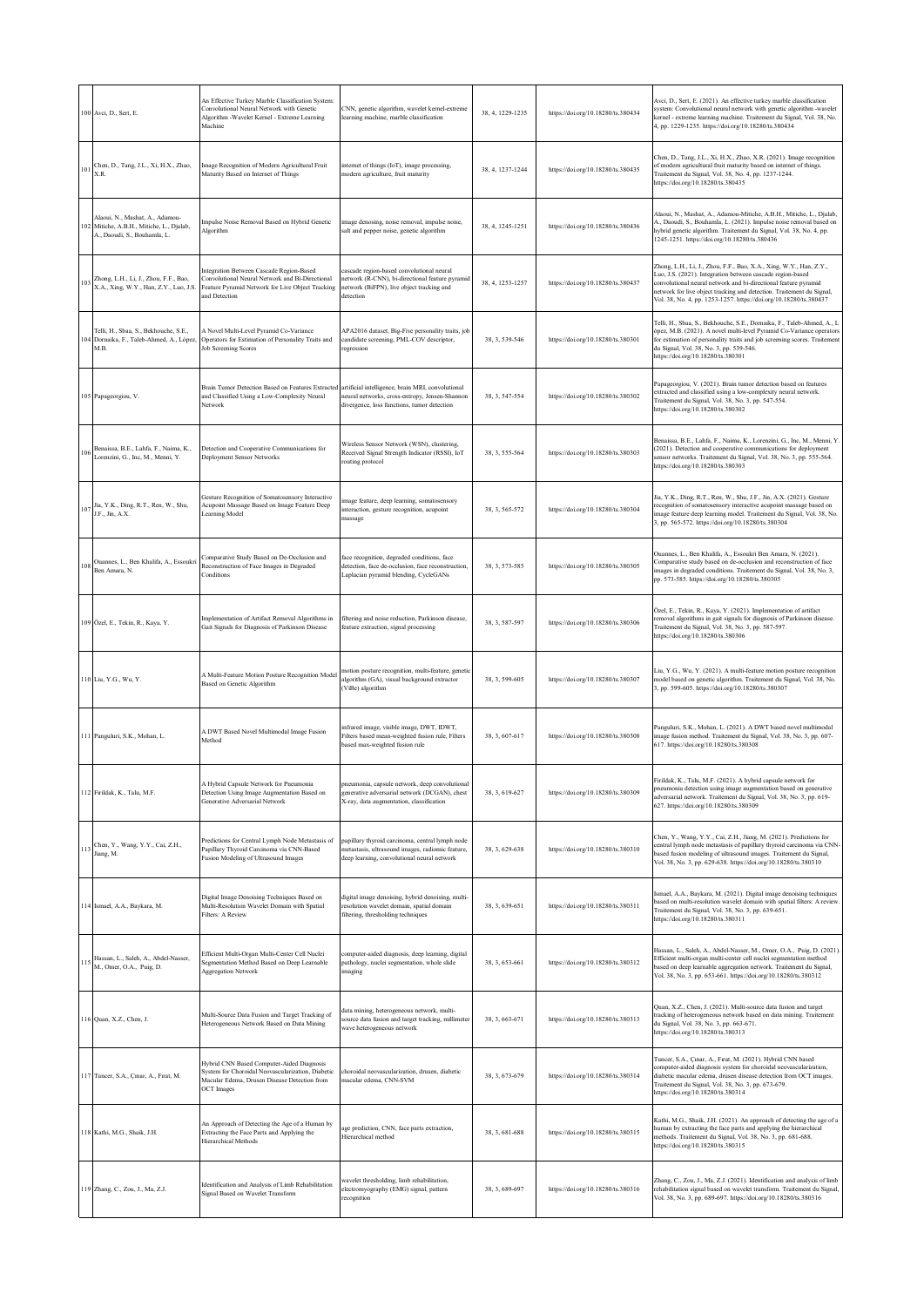| 100 | Avci, D., Sert, E. | An Effective Turkey Marble Classification System: Convolutional Neural Network with Genetic Algorithm -Wavelet Kernel - Extreme Learning Machine | CNN, genetic algorithm, wavelet kernel-extreme learning machine, marble classification | 38, 4, 1229-1235 | https://doi.org/10.18280/ts.380434 | Avci, D., Sert, E. (2021). An effective turkey marble classification system: Convolutional neural network with genetic algorithm -wavelet kernel - extreme learning machine. Traitement du Signal, Vol. 38, No. 4, pp. 1229-1235. https://doi.org/10.18280/ts.380434 |
|---|---|---|---|---|---|---|
| 101 | Chen, D., Tang, J.L., Xi, H.X., Zhao, X.R. | Image Recognition of Modern Agricultural Fruit Maturity Based on Internet of Things | internet of things (IoT), image processing, modern agriculture, fruit maturity | 38, 4, 1237-1244 | https://doi.org/10.18280/ts.380435 | Chen, D., Tang, J.L., Xi, H.X., Zhao, X.R. (2021). Image recognition of modern agricultural fruit maturity based on internet of things. Traitement du Signal, Vol. 38, No. 4, pp. 1237-1244. https://doi.org/10.18280/ts.380435 |
| 102 | Alaoui, N., Mashat, A., Adamou-Mitiche, A.B.H., Mitiche, L., Djalab, A., Daoudi, S., Bouhamla, L. | Impulse Noise Removal Based on Hybrid Genetic Algorithm | image denosing, noise removal, impulse noise, salt and pepper noise, genetic algorithm | 38, 4, 1245-1251 | https://doi.org/10.18280/ts.380436 | Alaoui, N., Mashat, A., Adamou-Mitiche, A.B.H., Mitiche, L., Djalab, A., Daoudi, S., Bouhamla, L. (2021). Impulse noise removal based on hybrid genetic algorithm. Traitement du Signal, Vol. 38, No. 4, pp. 1245-1251. https://doi.org/10.18280/ts.380436 |
| 103 | Zhong, L.H., Li, J., Zhou, F.F., Bao, X.A., Xing, W.Y., Han, Z.Y., Luo, J.S. | Integration Between Cascade Region-Based Convolutional Neural Network and Bi-Directional Feature Pyramid Network for Live Object Tracking and Detection | cascade region-based convolutional neural network (R-CNN), bi-directional feature pyramid network (BiFPN), live object tracking and detection | 38, 4, 1253-1257 | https://doi.org/10.18280/ts.380437 | Zhong, L.H., Li, J., Zhou, F.F., Bao, X.A., Xing, W.Y., Han, Z.Y., Luo, J.S. (2021). Integration between cascade region-based convolutional neural network and bi-directional feature pyramid network for live object tracking and detection. Traitement du Signal, Vol. 38, No. 4, pp. 1253-1257. https://doi.org/10.18280/ts.380437 |
| 104 | Telli, H., Sbaa, S., Bekhouche, S.E., Dornaika, F., Taleb-Ahmed, A., López, M.B. | A Novel Multi-Level Pyramid Co-Variance Operators for Estimation of Personality Traits and Job Screening Scores | APA2016 dataset, Big-Five personality traits, job candidate screening, PML-COV descriptor, regression | 38, 3, 539-546 | https://doi.org/10.18280/ts.380301 | Telli, H., Sbaa, S., Bekhouche, S.E., Dornaika, F., Taleb-Ahmed, A., López, M.B. (2021). A novel multi-level Pyramid Co-Variance operators for estimation of personality traits and job screening scores. Traitement du Signal, Vol. 38, No. 3, pp. 539-546. https://doi.org/10.18280/ts.380301 |
| 105 | Papageorgiou, V. | Brain Tumor Detection Based on Features Extracted and Classified Using a Low-Complexity Neural Network | artificial intelligence, brain MRI, convolutional neural networks, cross-entropy, Jensen-Shannon divergence, loss functions, tumor detection | 38, 3, 547-554 | https://doi.org/10.18280/ts.380302 | Papageorgiou, V. (2021). Brain tumor detection based on features extracted and classified using a low-complexity neural network. Traitement du Signal, Vol. 38, No. 3, pp. 547-554. https://doi.org/10.18280/ts.380302 |
| 106 | Benaissa, B.E., Lahfa, F., Naima, K., Lorenzini, G., Inc, M., Menni, Y. | Detection and Cooperative Communications for Deployment Sensor Networks | Wireless Sensor Network (WSN), clustering, Received Signal Strength Indicator (RSSI), IoT routing protocol | 38, 3, 555-564 | https://doi.org/10.18280/ts.380303 | Benaissa, B.E., Lahfa, F., Naima, K., Lorenzini, G., Inc, M., Menni, Y. (2021). Detection and cooperative communications for deployment sensor networks. Traitement du Signal, Vol. 38, No. 3, pp. 555-564. https://doi.org/10.18280/ts.380303 |
| 107 | Jia, Y.K., Ding, R.T., Ren, W., Shu, J.F., Jin, A.X. | Gesture Recognition of Somatosensory Interactive Acupoint Massage Based on Image Feature Deep Learning Model | image feature, deep learning, somatosensory interaction, gesture recognition, acupoint massage | 38, 3, 565-572 | https://doi.org/10.18280/ts.380304 | Jia, Y.K., Ding, R.T., Ren, W., Shu, J.F., Jin, A.X. (2021). Gesture recognition of somatosensory interactive acupoint massage based on image feature deep learning model. Traitement du Signal, Vol. 38, No. 3, pp. 565-572. https://doi.org/10.18280/ts.380304 |
| 108 | Ouannes, L., Ben Khalifa, A., Essoukri Ben Amara, N. | Comparative Study Based on De-Occlusion and Reconstruction of Face Images in Degraded Conditions | face recognition, degraded conditions, face detection, face de-occlusion, face reconstruction, Laplacian pyramid blending, CycleGANs | 38, 3, 573-585 | https://doi.org/10.18280/ts.380305 | Ouannes, L., Ben Khalifa, A., Essoukri Ben Amara, N. (2021). Comparative study based on de-occlusion and reconstruction of face images in degraded conditions. Traitement du Signal, Vol. 38, No. 3, pp. 573-585. https://doi.org/10.18280/ts.380305 |
| 109 | Özel, E., Tekin, R., Kaya, Y. | Implementation of Artifact Removal Algorithms in Gait Signals for Diagnosis of Parkinson Disease | filtering and noise reduction, Parkinson disease, feature extraction, signal processing | 38, 3, 587-597 | https://doi.org/10.18280/ts.380306 | Özel, E., Tekin, R., Kaya, Y. (2021). Implementation of artifact removal algorithms in gait signals for diagnosis of Parkinson disease. Traitement du Signal, Vol. 38, No. 3, pp. 587-597. https://doi.org/10.18280/ts.380306 |
| 110 | Liu, Y.G., Wu, Y. | A Multi-Feature Motion Posture Recognition Model Based on Genetic Algorithm | motion posture recognition, multi-feature, genetic algorithm (GA), visual background extractor (ViBe) algorithm | 38, 3, 599-605 | https://doi.org/10.18280/ts.380307 | Liu, Y.G., Wu, Y. (2021). A multi-feature motion posture recognition model based on genetic algorithm. Traitement du Signal, Vol. 38, No. 3, pp. 599-605. https://doi.org/10.18280/ts.380307 |
| 111 | Panguluri, S.K., Mohan, L. | A DWT Based Novel Multimodal Image Fusion Method | infrared image, visible image, DWT, IDWT, Filters based mean-weighted fusion rule, Filters based max-weighted fusion rule | 38, 3, 607-617 | https://doi.org/10.18280/ts.380308 | Panguluri, S.K., Mohan, L. (2021). A DWT based novel multimodal image fusion method. Traitement du Signal, Vol. 38, No. 3, pp. 607-617. https://doi.org/10.18280/ts.380308 |
| 112 | Firildak, K., Talu, M.F. | A Hybrid Capsule Network for Pneumonia Detection Using Image Augmentation Based on Generative Adversarial Network | pneumonia, capsule network, deep convolutional generative adversarial network (DCGAN), chest X-ray, data augmentation, classification | 38, 3, 619-627 | https://doi.org/10.18280/ts.380309 | Firildak, K., Talu, M.F. (2021). A hybrid capsule network for pneumonia detection using image augmentation based on generative adversarial network. Traitement du Signal, Vol. 38, No. 3, pp. 619-627. https://doi.org/10.18280/ts.380309 |
| 113 | Chen, Y., Wang, Y.Y., Cai, Z.H., Jiang, M. | Predictions for Central Lymph Node Metastasis of Papillary Thyroid Carcinoma via CNN-Based Fusion Modeling of Ultrasound Images | papillary thyroid carcinoma, central lymph node metastasis, ultrasound images, radiomic feature, deep learning, convolutional neural network | 38, 3, 629-638 | https://doi.org/10.18280/ts.380310 | Chen, Y., Wang, Y.Y., Cai, Z.H., Jiang, M. (2021). Predictions for central lymph node metastasis of papillary thyroid carcinoma via CNN-based fusion modeling of ultrasound images. Traitement du Signal, Vol. 38, No. 3, pp. 629-638. https://doi.org/10.18280/ts.380310 |
| 114 | Ismael, A.A., Baykara, M. | Digital Image Denoising Techniques Based on Multi-Resolution Wavelet Domain with Spatial Filters: A Review | digital image denoising, hybrid denoising, multi-resolution wavelet domain, spatial domain filtering, thresholding techniques | 38, 3, 639-651 | https://doi.org/10.18280/ts.380311 | Ismael, A.A., Baykara, M. (2021). Digital image denoising techniques based on multi-resolution wavelet domain with spatial filters: A review. Traitement du Signal, Vol. 38, No. 3, pp. 639-651. https://doi.org/10.18280/ts.380311 |
| 115 | Hassan, L., Saleh, A., Abdel-Nasser, M., Omer, O.A., Puig, D. | Efficient Multi-Organ Multi-Center Cell Nuclei Segmentation Method Based on Deep Learnable Aggregation Network | computer-aided diagnosis, deep learning, digital pathology, nuclei segmentation, whole slide imaging | 38, 3, 653-661 | https://doi.org/10.18280/ts.380312 | Hassan, L., Saleh, A., Abdel-Nasser, M., Omer, O.A., Puig, D. (2021). Efficient multi-organ multi-center cell nuclei segmentation method based on deep learnable aggregation network. Traitement du Signal, Vol. 38, No. 3, pp. 653-661. https://doi.org/10.18280/ts.380312 |
| 116 | Quan, X.Z., Chen, J. | Multi-Source Data Fusion and Target Tracking of Heterogeneous Network Based on Data Mining | data mining, heterogeneous network, multi-source data fusion and target tracking, millimeter wave heterogeneous network | 38, 3, 663-671 | https://doi.org/10.18280/ts.380313 | Quan, X.Z., Chen, J. (2021). Multi-source data fusion and target tracking of heterogeneous network based on data mining. Traitement du Signal, Vol. 38, No. 3, pp. 663-671. https://doi.org/10.18280/ts.380313 |
| 117 | Tuncer, S.A., Çınar, A., Fırat, M. | Hybrid CNN Based Computer-Aided Diagnosis System for Choroidal Neovascularization, Diabetic Macular Edema, Drusen Disease Detection from OCT Images | choroidal neovascularization, drusen, diabetic macular edema, CNN-SVM | 38, 3, 673-679 | https://doi.org/10.18280/ts.380314 | Tuncer, S.A., Çınar, A., Fırat, M. (2021). Hybrid CNN based computer-aided diagnosis system for choroidal neovascularization, diabetic macular edema, drusen disease detection from OCT images. Traitement du Signal, Vol. 38, No. 3, pp. 673-679. https://doi.org/10.18280/ts.380314 |
| 118 | Kathi, M.G., Shaik, J.H. | An Approach of Detecting the Age of a Human by Extracting the Face Parts and Applying the Hierarchical Methods | age prediction, CNN, face parts extraction, Hierarchical method | 38, 3, 681-688 | https://doi.org/10.18280/ts.380315 | Kathi, M.G., Shaik, J.H. (2021). An approach of detecting the age of a human by extracting the face parts and applying the hierarchical methods. Traitement du Signal, Vol. 38, No. 3, pp. 681-688. https://doi.org/10.18280/ts.380315 |
| 119 | Zhang, C., Zou, J., Ma, Z.J. | Identification and Analysis of Limb Rehabilitation Signal Based on Wavelet Transform | wavelet thresholding, limb rehabilitation, electromyography (EMG) signal, pattern recognition | 38, 3, 689-697 | https://doi.org/10.18280/ts.380316 | Zhang, C., Zou, J., Ma, Z.J. (2021). Identification and analysis of limb rehabilitation signal based on wavelet transform. Traitement du Signal, Vol. 38, No. 3, pp. 689-697. https://doi.org/10.18280/ts.380316 |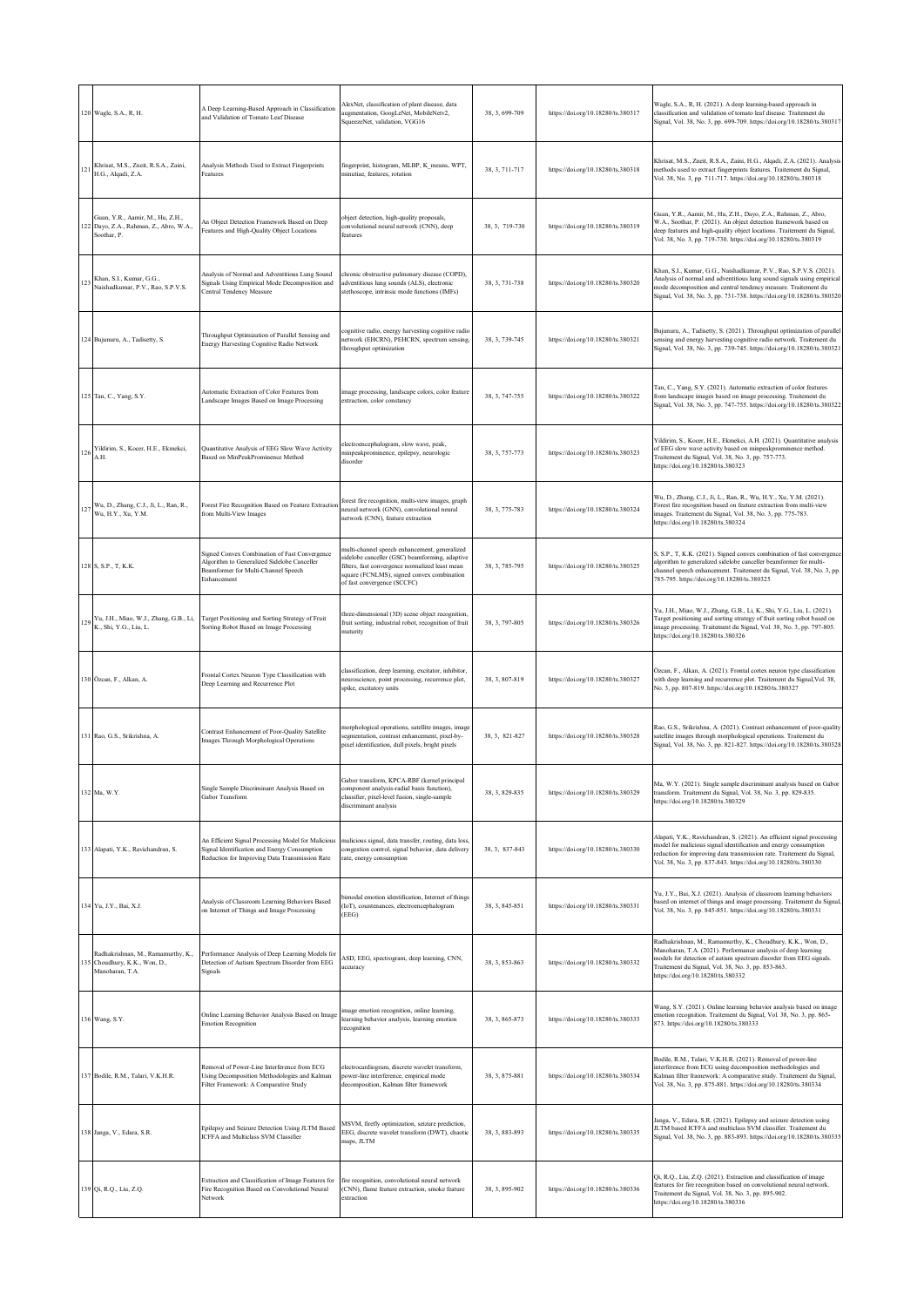| | | | | | | |
|---|---|---|---|---|---|---|
| 120 | Wagle, S.A., R, H. | A Deep Learning-Based Approach in Classification and Validation of Tomato Leaf Disease | AlexNet, classification of plant disease, data augmentation, GoogLeNet, MobileNetv2, SqueezeNet, validation, VGG16 | 38, 3, 699-709 | https://doi.org/10.18280/ts.380317 | Wagle, S.A., R, H. (2021). A deep learning-based approach in classification and validation of tomato leaf disease. Traitement du Signal, Vol. 38, No. 3, pp. 699-709. https://doi.org/10.18280/ts.380317 |
| 121 | Khrisat, M.S., Zneit, R.S.A., Zaini, H.G., Alqadi, Z.A. | Analysis Methods Used to Extract Fingerprints Features | fingerprint, histogram, MLBP, K_means, WPT, minutiae, features, rotation | 38, 3, 711-717 | https://doi.org/10.18280/ts.380318 | Khrisat, M.S., Zneit, R.S.A., Zaini, H.G., Alqadi, Z.A. (2021). Analysis methods used to extract fingerprints features. Traitement du Signal, Vol. 38, No. 3, pp. 711-717. https://doi.org/10.18280/ts.380318 |
| 122 | Guan, Y.R., Aamir, M., Hu, Z.H., Dayo, Z.A., Rahman, Z., Abro, W.A., Soothar, P. | An Object Detection Framework Based on Deep Features and High-Quality Object Locations | object detection, high-quality proposals, convolutional neural network (CNN), deep features | 38, 3, 719-730 | https://doi.org/10.18280/ts.380319 | Guan, Y.R., Aamir, M., Hu, Z.H., Dayo, Z.A., Rahman, Z., Abro, W.A., Soothar, P. (2021). An object detection framework based on deep features and high-quality object locations. Traitement du Signal, Vol. 38, No. 3, pp. 719-730. https://doi.org/10.18280/ts.380319 |
| 123 | Khan, S.I., Kumar, G.G., Naishadkumar, P.V., Rao, S.P.V.S. | Analysis of Normal and Adventitious Lung Sound Signals Using Empirical Mode Decomposition and Central Tendency Measure | chronic obstructive pulmonary disease (COPD), adventitious lung sounds (ALS), electronic stethoscope, intrinsic mode functions (IMFs) | 38, 3, 731-738 | https://doi.org/10.18280/ts.380320 | Khan, S.I., Kumar, G.G., Naishadkumar, P.V., Rao, S.P.V.S. (2021). Analysis of normal and adventitious lung sound signals using empirical mode decomposition and central tendency measure. Traitement du Signal, Vol. 38, No. 3, pp. 731-738. https://doi.org/10.18280/ts.380320 |
| 124 | Bujunuru, A., Tadisetty, S. | Throughput Optimization of Parallel Sensing and Energy Harvesting Cognitive Radio Network | cognitive radio, energy harvesting cognitive radio network (EHCRN), PEHCRN, spectrum sensing, throughput optimization | 38, 3, 739-745 | https://doi.org/10.18280/ts.380321 | Bujunuru, A., Tadisetty, S. (2021). Throughput optimization of parallel sensing and energy harvesting cognitive radio network. Traitement du Signal, Vol. 38, No. 3, pp. 739-745. https://doi.org/10.18280/ts.380321 |
| 125 | Tan, C., Yang, S.Y. | Automatic Extraction of Color Features from Landscape Images Based on Image Processing | image processing, landscape colors, color feature extraction, color constancy | 38, 3, 747-755 | https://doi.org/10.18280/ts.380322 | Tan, C., Yang, S.Y. (2021). Automatic extraction of color features from landscape images based on image processing. Traitement du Signal, Vol. 38, No. 3, pp. 747-755. https://doi.org/10.18280/ts.380322 |
| 126 | Yildirim, S., Kocer, H.E., Ekmekci, A.H. | Quantitative Analysis of EEG Slow Wave Activity Based on MinPeakProminence Method | electroencephalogram, slow wave, peak, minpeakprominence, epilepsy, neurologic disorder | 38, 3, 757-773 | https://doi.org/10.18280/ts.380323 | Yildirim, S., Kocer, H.E., Ekmekci, A.H. (2021). Quantitative analysis of EEG slow wave activity based on minpeakprominence method. Traitement du Signal, Vol. 38, No. 3, pp. 757-773. https://doi.org/10.18280/ts.380323 |
| 127 | Wu, D., Zhang, C.J., Ji, L., Ran, R., Wu, H.Y., Xu, Y.M. | Forest Fire Recognition Based on Feature Extraction from Multi-View Images | forest fire recognition, multi-view images, graph neural network (GNN), convolutional neural network (CNN), feature extraction | 38, 3, 775-783 | https://doi.org/10.18280/ts.380324 | Wu, D., Zhang, C.J., Ji, L., Ran, R., Wu, H.Y., Xu, Y.M. (2021). Forest fire recognition based on feature extraction from multi-view images. Traitement du Signal, Vol. 38, No. 3, pp. 775-783. https://doi.org/10.18280/ts.380324 |
| 128 | S, S.P., T, K.K. | Signed Convex Combination of Fast Convergence Algorithm to Generalized Sidelobe Canceller Beamformer for Multi-Channel Speech Enhancement | multi-channel speech enhancement, generalized sidelobe canceller (GSC) beamforming, adaptive filters, fast convergence normalized least mean square (FCNLMS), signed convex combination of fast convergence (SCCFC) | 38, 3, 785-795 | https://doi.org/10.18280/ts.380325 | S, S.P., T, K.K. (2021). Signed convex combination of fast convergence algorithm to generalized sidelobe canceller beamformer for multi-channel speech enhancement. Traitement du Signal, Vol. 38, No. 3, pp. 785-795. https://doi.org/10.18280/ts.380325 |
| 129 | Yu, J.H., Miao, W.J., Zhang, G.B., Li, K., Shi, Y.G., Liu, L. | Target Positioning and Sorting Strategy of Fruit Sorting Robot Based on Image Processing | three-dimensional (3D) scene object recognition, fruit sorting, industrial robot, recognition of fruit maturity | 38, 3, 797-805 | https://doi.org/10.18280/ts.380326 | Yu, J.H., Miao, W.J., Zhang, G.B., Li, K., Shi, Y.G., Liu, L. (2021). Target positioning and sorting strategy of fruit sorting robot based on image processing. Traitement du Signal, Vol. 38, No. 3, pp. 797-805. https://doi.org/10.18280/ts.380326 |
| 130 | Özcan, F., Alkan, A. | Frontal Cortex Neuron Type Classification with Deep Learning and Recurrence Plot | classification, deep learning, excitator, inhibitor, neuroscience, point processing, recurrence plot, spike, excitatory units | 38, 3, 807-819 | https://doi.org/10.18280/ts.380327 | Özcan, F., Alkan, A. (2021). Frontal cortex neuron type classification with deep learning and recurrence plot. Traitement du Signal,Vol. 38, No. 3, pp. 807-819. https://doi.org/10.18280/ts.380327 |
| 131 | Rao, G.S., Srikrishna, A. | Contrast Enhancement of Poor-Quality Satellite Images Through Morphological Operations | morphological operations, satellite images, image segmentation, contrast enhancement, pixel-by-pixel identification, dull pixels, bright pixels | 38, 3, 821-827 | https://doi.org/10.18280/ts.380328 | Rao, G.S., Srikrishna, A. (2021). Contrast enhancement of poor-quality satellite images through morphological operations. Traitement du Signal, Vol. 38, No. 3, pp. 821-827. https://doi.org/10.18280/ts.380328 |
| 132 | Ma, W.Y. | Single Sample Discriminant Analysis Based on Gabor Transform | Gabor transform, KPCA-RBF (kernel principal component analysis-radial basis function), classifier, pixel-level fusion, single-sample discriminant analysis | 38, 3, 829-835 | https://doi.org/10.18280/ts.380329 | Ma, W.Y. (2021). Single sample discriminant analysis based on Gabor transform. Traitement du Signal, Vol. 38, No. 3, pp. 829-835. https://doi.org/10.18280/ts.380329 |
| 133 | Alapati, Y.K., Ravichandran, S. | An Efficient Signal Processing Model for Malicious Signal Identification and Energy Consumption Reduction for Improving Data Transmission Rate | malicious signal, data transfer, routing, data loss, congestion control, signal behavior, data delivery rate, energy consumption | 38, 3, 837-843 | https://doi.org/10.18280/ts.380330 | Alapati, Y.K., Ravichandran, S. (2021). An efficient signal processing model for malicious signal identification and energy consumption reduction for improving data transmission rate. Traitement du Signal, Vol. 38, No. 3, pp. 837-843. https://doi.org/10.18280/ts.380330 |
| 134 | Yu, J.Y., Bai, X.J. | Analysis of Classroom Learning Behaviors Based on Internet of Things and Image Processing | bimodal emotion identification, Internet of things (IoT), countenances, electroencephalogram (EEG) | 38, 3, 845-851 | https://doi.org/10.18280/ts.380331 | Yu, J.Y., Bai, X.J. (2021). Analysis of classroom learning behaviors based on internet of things and image processing. Traitement du Signal, Vol. 38, No. 3, pp. 845-851. https://doi.org/10.18280/ts.380331 |
| 135 | Radhakrishnan, M., Ramamurthy, K., Choudhury, K.K., Won, D., Manoharan, T.A. | Performance Analysis of Deep Learning Models for Detection of Autism Spectrum Disorder from EEG Signals | ASD, EEG, spectrogram, deep learning, CNN, accuracy | 38, 3, 853-863 | https://doi.org/10.18280/ts.380332 | Radhakrishnan, M., Ramamurthy, K., Choudhury, K.K., Won, D., Manoharan, T.A. (2021). Performance analysis of deep learning models for detection of autism spectrum disorder from EEG signals. Traitement du Signal, Vol. 38, No. 3, pp. 853-863. https://doi.org/10.18280/ts.380332 |
| 136 | Wang, S.Y. | Online Learning Behavior Analysis Based on Image Emotion Recognition | image emotion recognition, online learning, learning behavior analysis, learning emotion recognition | 38, 3, 865-873 | https://doi.org/10.18280/ts.380333 | Wang, S.Y. (2021). Online learning behavior analysis based on image emotion recognition. Traitement du Signal, Vol. 38, No. 3, pp. 865-873. https://doi.org/10.18280/ts.380333 |
| 137 | Bodile, R.M., Talari, V.K.H.R. | Removal of Power-Line Interference from ECG Using Decomposition Methodologies and Kalman Filter Framework: A Comparative Study | electrocardiogram, discrete wavelet transform, power-line interference, empirical mode decomposition, Kalman filter framework | 38, 3, 875-881 | https://doi.org/10.18280/ts.380334 | Bodile, R.M., Talari, V.K.H.R. (2021). Removal of power-line interference from ECG using decomposition methodologies and Kalman filter framework: A comparative study. Traitement du Signal, Vol. 38, No. 3, pp. 875-881. https://doi.org/10.18280/ts.380334 |
| 138 | Janga, V., Edara, S.R. | Epilepsy and Seizure Detection Using JLTM Based ICFFA and Multiclass SVM Classifier | MSVM, firefly optimization, seizure prediction, EEG, discrete wavelet transform (DWT), chaotic maps, JLTM | 38, 3, 883-893 | https://doi.org/10.18280/ts.380335 | Janga, V., Edara, S.R. (2021). Epilepsy and seizure detection using JLTM based ICFFA and multiclass SVM classifier. Traitement du Signal, Vol. 38, No. 3, pp. 883-893. https://doi.org/10.18280/ts.380335 |
| 139 | Qi, R.Q., Liu, Z.Q. | Extraction and Classification of Image Features for Fire Recognition Based on Convolutional Neural Network | fire recognition, convolutional neural network (CNN), flame feature extraction, smoke feature extraction | 38, 3, 895-902 | https://doi.org/10.18280/ts.380336 | Qi, R.Q., Liu, Z.Q. (2021). Extraction and classification of image features for fire recognition based on convolutional neural network. Traitement du Signal, Vol. 38, No. 3, pp. 895-902. https://doi.org/10.18280/ts.380336 |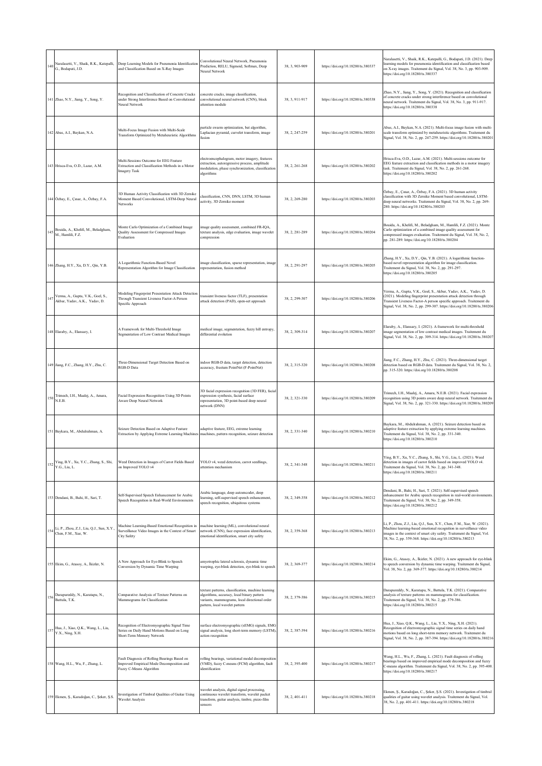| 140 | Naralasetti, V., Shaik, R.K., Katepalli, G., Bodapati, J.D. | Deep Learning Models for Pneumonia Identification and Classification Based on X-Ray Images | Convolutional Neural Network, Pneumonia Prediction, RELU, Sigmoid, Softmax, Deep Neural Network | 38, 3, 903-909 | https://doi.org/10.18280/ts.380337 | Naralasetti, V., Shaik, R.K., Katepalli, G., Bodapati, J.D. (2021). Deep learning models for pneumonia identification and classification based on X-ray images. Traitement du Signal, Vol. 38, No. 3, pp. 903-909. https://doi.org/10.18280/ts.380337 |
|---|---|---|---|---|---|---|
| 141 | Zhao, N.Y., Jiang, Y., Song, Y. | Recognition and Classification of Concrete Cracks under Strong Interference Based on Convolutional Neural Network | concrete cracks, image classification, convolutional neural network (CNN), block attention module | 38, 3, 911-917 | https://doi.org/10.18280/ts.380338 | Zhao, N.Y., Jiang, Y., Song, Y. (2021). Recognition and classification of concrete cracks under strong interference based on convolutional neural network. Traitement du Signal, Vol. 38, No. 3, pp. 911-917. https://doi.org/10.18280/ts.380338 |
| 142 | Abas, A.I., Baykan, N.A. | Multi-Focus Image Fusion with Multi-Scale Transform Optimized by Metaheuristic Algorithms | particle swarm optimization, bat algorithm, Laplacian pyramid, curvelet transform, image fusion | 38, 2, 247-259 | https://doi.org/10.18280/ts.380201 | Abas, A.I., Baykan, N.A. (2021). Multi-focus image fusion with multi-scale transform optimized by metaheuristic algorithms. Traitement du Signal, Vol. 38, No. 2, pp. 247-259. https://doi.org/10.18280/ts.380201 |
| 143 | Hrisca-Eva, O.D., Lazar, A.M. | Multi-Sessions Outcome for EEG Feature Extraction and Classification Methods in a Motor Imagery Task | electroencephalogram, motor imagery, features extraction, autoregressive process, amplitude modulation, phase synchronization, classification algorithms | 38, 2, 261-268 | https://doi.org/10.18280/ts.380202 | Hrisca-Eva, O.D., Lazar, A.M. (2021). Multi-sessions outcome for EEG feature extraction and classification methods in a motor imagery task. Traitement du Signal, Vol. 38, No. 2, pp. 261-268. https://doi.org/10.18280/ts.380202 |
| 144 | Özbay, E., Çınar, A., Özbay, F.A. | 3D Human Activity Classification with 3D Zernike Moment Based Convolutional, LSTM-Deep Neural Networks | classification, CNN, DNN, LSTM, 3D human activity, 3D Zernike moment | 38, 2, 269-280 | https://doi.org/10.18280/ts.380203 | Özbay, E., Çınar, A., Özbay, F.A. (2021). 3D human activity classification with 3D Zernike Moment based convolutional, LSTM-deep neural networks. Traitement du Signal, Vol. 38, No. 2, pp. 269-280. https://doi.org/10.18280/ts.380203 |
| 145 | Bouida, A., Khelifi, M., Beladgham, M., Hamlili, F.Z. | Monte Carlo Optimization of a Combined Image Quality Assessment for Compressed Images Evaluation | image quality assessment, combined FR-IQA, texture analysis, edge evaluation, image wavelet compression | 38, 2, 281-289 | https://doi.org/10.18280/ts.380204 | Bouida, A., Khelifi, M., Beladgham, M., Hamlili, F.Z. (2021). Monte Carlo optimization of a combined image quality assessment for compressed images evaluation. Traitement du Signal, Vol. 38, No. 2, pp. 281-289. https://doi.org/10.18280/ts.380204 |
| 146 | Zhang, H.Y., Xu, D.Y., Qin, Y.B. | A Logarithmic Function-Based Novel Representation Algorithm for Image Classification | image classification, sparse representation, image representation, fusion method | 38, 2, 291-297 | https://doi.org/10.18280/ts.380205 | Zhang, H.Y., Xu, D.Y., Qin, Y.B. (2021). A logarithmic function-based novel representation algorithm for image classification. Traitement du Signal, Vol. 38, No. 2, pp. 291-297. https://doi.org/10.18280/ts.380205 |
| 147 | Verma, A., Gupta, V.K., Goel, S., Akbar, Yadav, A.K., Yadav, D. | Modeling Fingerprint Presentation Attack Detection Through Transient Liveness Factor-A Person Specific Approach | transient liveness factor (TLF), presentation attack detection (PAD), open-set approach | 38, 2, 299-307 | https://doi.org/10.18280/ts.380206 | Verma, A., Gupta, V.K., Goel, S., Akbar, Yadav, A.K., Yadav, D. (2021). Modeling fingerprint presentation attack detection through Transient Liveness Factor-A person specific approach. Traitement du Signal, Vol. 38, No. 2, pp. 299-307. https://doi.org/10.18280/ts.380206 |
| 148 | Elaraby, A., Elansary, I. | A Framework for Multi-Threshold Image Segmentation of Low Contrast Medical Images | medical image, segmentation, fuzzy hill entropy, differential evolution | 38, 2, 309-314 | https://doi.org/10.18280/ts.380207 | Elaraby, A., Elansary, I. (2021). A framework for multi-threshold image segmentation of low contrast medical images. Traitement du Signal, Vol. 38, No. 2, pp. 309-314. https://doi.org/10.18280/ts.380207 |
| 149 | Jiang, F.C., Zhang, H.Y., Zhu, C. | Three-Dimensional Target Detection Based on RGB-D Data | indoor RGB-D data, target detection, detection accuracy, frustum PointNet (F-PointNet) | 38, 2, 315-320 | https://doi.org/10.18280/ts.380208 | Jiang, F.C., Zhang, H.Y., Zhu, C. (2021). Three-dimensional target detection based on RGB-D data. Traitement du Signal, Vol. 38, No. 2, pp. 315-320. https://doi.org/10.18280/ts.380208 |
| 150 | Trimech, I.H., Maalej, A., Amara, N.E.B. | Facial Expression Recognition Using 3D Points Aware Deep Neural Network | 3D facial expression recognition (3D FER), facial expression synthesis, facial surface representation, 3D point-based deep neural network (DNN) | 38, 2, 321-330 | https://doi.org/10.18280/ts.380209 | Trimech, I.H., Maalej, A., Amara, N.E.B. (2021). Facial expression recognition using 3D points aware deep neural network. Traitement du Signal, Vol. 38, No. 2, pp. 321-330. https://doi.org/10.18280/ts.380209 |
| 151 | Baykara, M., Abdulrahman, A. | Seizure Detection Based on Adaptive Feature Extraction by Applying Extreme Learning Machines | adaptive feature, EEG, extreme learning machines, pattern recognition, seizure detection | 38, 2, 331-340 | https://doi.org/10.18280/ts.380210 | Baykara, M., Abdulrahman, A. (2021). Seizure detection based on adaptive feature extraction by applying extreme learning machines. Traitement du Signal, Vol. 38, No. 2, pp. 331-340. https://doi.org/10.18280/ts.380210 |
| 152 | Ying, B.Y., Xu, Y.C., Zhang, S., Shi, Y.G., Liu, L. | Weed Detection in Images of Carrot Fields Based on Improved YOLO v4 | YOLO v4, weed detection, carrot seedlings, attention mechanism | 38, 2, 341-348 | https://doi.org/10.18280/ts.380211 | Ying, B.Y., Xu, Y.C., Zhang, S., Shi, Y.G., Liu, L. (2021). Weed detection in images of carrot fields based on improved YOLO v4. Traitement du Signal, Vol. 38, No. 2, pp. 341-348. https://doi.org/10.18280/ts.380211 |
| 153 | Dendani, B., Bahi, H., Sari, T. | Self-Supervised Speech Enhancement for Arabic Speech Recognition in Real-World Environments | Arabic language, deep autoencoder, deep learning, self-supervised speech enhancement, speech recognition, ubiquitous systems | 38, 2, 349-358 | https://doi.org/10.18280/ts.380212 | Dendani, B., Bahi, H., Sari, T. (2021). Self-supervised speech enhancement for Arabic speech recognition in real-world environments. Traitement du Signal, Vol. 38, No. 2, pp. 349-358. https://doi.org/10.18280/ts.380212 |
| 154 | Li, P., Zhou, Z.J., Liu, Q.J., Sun, X.Y., Chen, F.M., Xue, W. | Machine Learning-Based Emotional Recognition in Surveillance Video Images in the Context of Smart City Safety | machine learning (ML), convolutional neural network (CNN), face expression identification, emotional identification, smart city safety | 38, 2, 359-368 | https://doi.org/10.18280/ts.380213 | Li, P., Zhou, Z.J., Liu, Q.J., Sun, X.Y., Chen, F.M., Xue, W. (2021). Machine learning-based emotional recognition in surveillance video images in the context of smart city safety. Traitement du Signal, Vol. 38, No. 2, pp. 359-368. https://doi.org/10.18280/ts.380213 |
| 155 | Ekim, G., Atasoy, A., İkizler, N. | A New Approach for Eye-Blink to Speech Conversion by Dynamic Time Warping | amyotrophic lateral sclerosis, dynamic time warping, eye-blink detection, eye-blink to speech | 38, 2, 369-377 | https://doi.org/10.18280/ts.380214 | Ekim, G., Atasoy, A., İkizler, N. (2021). A new approach for eye-blink to speech conversion by dynamic time warping. Traitement du Signal, Vol. 38, No. 2, pp. 369-377. https://doi.org/10.18280/ts.380214 |
| 156 | Darapureddy, N., Karatapu, N., Battula, T.K. | Comparative Analysis of Texture Patterns on Mammograms for Classification | texture patterns, classification, machine learning algorithms, accuracy, local binary pattern variants, mammograms, local directional order pattern, local wavelet pattern | 38, 2, 379-386 | https://doi.org/10.18280/ts.380215 | Darapureddy, N., Karatapu, N., Battula, T.K. (2021). Comparative analysis of texture patterns on mammograms for classification. Traitement du Signal, Vol. 38, No. 2, pp. 379-386. https://doi.org/10.18280/ts.380215 |
| 157 | Hua, J., Xiao, Q.K., Wang, L., Liu, Y.X., Ning, X.H. | Recognition of Electromyographic Signal Time Series on Daily Hand Motions Based on Long Short-Term Memory Network | surface electromyographic (sEMG) signals, EMG signal analysis, long short-term memory (LSTM), action recognition | 38, 2, 387-394 | https://doi.org/10.18280/ts.380216 | Hua, J., Xiao, Q.K., Wang, L., Liu, Y.X., Ning, X.H. (2021). Recognition of electromyographic signal time series on daily hand motions based on long short-term memory network. Traitement du Signal, Vol. 38, No. 2, pp. 387-394. https://doi.org/10.18280/ts.380216 |
| 158 | Wang, H.L., Wu, F., Zhang, L. | Fault Diagnosis of Rolling Bearings Based on Improved Empirical Mode Decomposition and Fuzzy C-Means Algorithm | rolling bearings, variational modal decomposition (VMD), fuzzy C-means (FCM) algorithm, fault identification | 38, 2, 395-400 | https://doi.org/10.18280/ts.380217 | Wang, H.L., Wu, F., Zhang, L. (2021). Fault diagnosis of rolling bearings based on improved empirical mode decomposition and fuzzy C-means algorithm. Traitement du Signal, Vol. 38, No. 2, pp. 395-400. https://doi.org/10.18280/ts.380217 |
| 159 | Ekmen, Ş., Karadoğan, C., Şeker, Ş.S. | Investigation of Timbral Qualities of Guitar Using Wavelet Analysis | wavelet analysis, digital signal processing, continuous wavelet transform, wavelet packet transform, guitar analysis, timbre, piezo-film sensors | 38, 2, 401-411 | https://doi.org/10.18280/ts.380218 | Ekmen, Ş., Karadoğan, C., Şeker, Ş.S. (2021). Investigation of timbral qualities of guitar using wavelet analysis. Traitement du Signal, Vol. 38, No. 2, pp. 401-411. https://doi.org/10.18280/ts.380218 |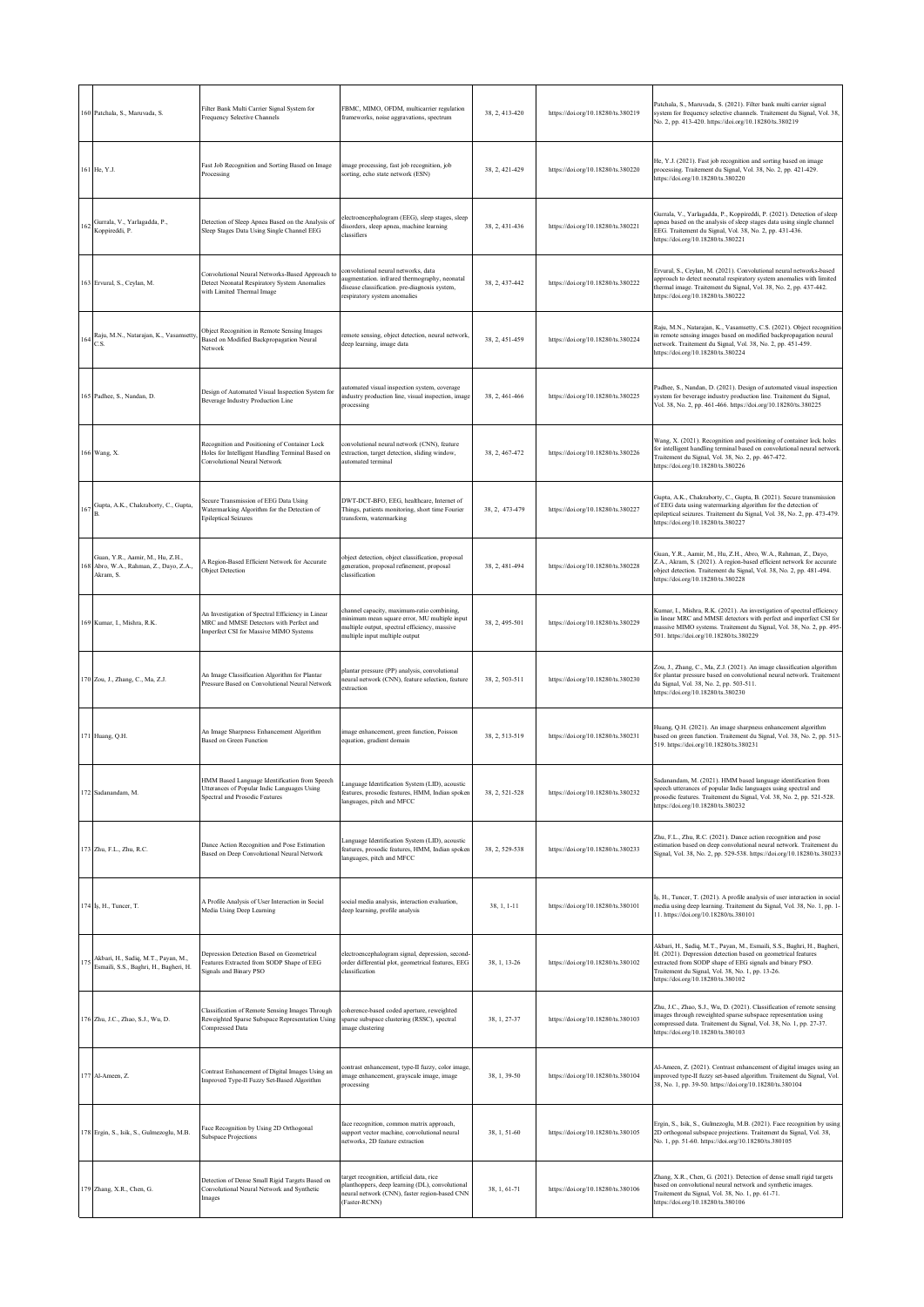| | | | | | | |
|---|---|---|---|---|---|---|
| 160 | Patchala, S., Maruvada, S. | Filter Bank Multi Carrier Signal System for Frequency Selective Channels | FBMC, MIMO, OFDM, multicarrier regulation frameworks, noise aggravations, spectrum | 38, 2, 413-420 | https://doi.org/10.18280/ts.380219 | Patchala, S., Maruvada, S. (2021). Filter bank multi carrier signal system for frequency selective channels. Traitement du Signal, Vol. 38, No. 2, pp. 413-420. https://doi.org/10.18280/ts.380219 |
| 161 | He, Y.J. | Fast Job Recognition and Sorting Based on Image Processing | image processing, fast job recognition, job sorting, echo state network (ESN) | 38, 2, 421-429 | https://doi.org/10.18280/ts.380220 | He, Y.J. (2021). Fast job recognition and sorting based on image processing. Traitement du Signal, Vol. 38, No. 2, pp. 421-429. https://doi.org/10.18280/ts.380220 |
| 162 | Gurrala, V., Yarlagadda, P., Koppireddi, P. | Detection of Sleep Apnea Based on the Analysis of Sleep Stages Data Using Single Channel EEG | electroencephalogram (EEG), sleep stages, sleep disorders, sleep apnea, machine learning classifiers | 38, 2, 431-436 | https://doi.org/10.18280/ts.380221 | Gurrala, V., Yarlagadda, P., Koppireddi, P. (2021). Detection of sleep apnea based on the analysis of sleep stages data using single channel EEG. Traitement du Signal, Vol. 38, No. 2, pp. 431-436. https://doi.org/10.18280/ts.380221 |
| 163 | Ervural, S., Ceylan, M. | Convolutional Neural Networks-Based Approach to Detect Neonatal Respiratory System Anomalies with Limited Thermal Image | convolutional neural networks, data augmentation. infrared thermography, neonatal disease classification. pre-diagnosis system, respiratory system anomalies | 38, 2, 437-442 | https://doi.org/10.18280/ts.380222 | Ervural, S., Ceylan, M. (2021). Convolutional neural networks-based approach to detect neonatal respiratory system anomalies with limited thermal image. Traitement du Signal, Vol. 38, No. 2, pp. 437-442. https://doi.org/10.18280/ts.380222 |
| 164 | Raju, M.N., Natarajan, K., Vasamsetty, C.S. | Object Recognition in Remote Sensing Images Based on Modified Backpropagation Neural Network | remote sensing, object detection, neural network, deep learning, image data | 38, 2, 451-459 | https://doi.org/10.18280/ts.380224 | Raju, M.N., Natarajan, K., Vasamsetty, C.S. (2021). Object recognition in remote sensing images based on modified backpropagation neural network. Traitement du Signal, Vol. 38, No. 2, pp. 451-459. https://doi.org/10.18280/ts.380224 |
| 165 | Padhee, S., Nandan, D. | Design of Automated Visual Inspection System for Beverage Industry Production Line | automated visual inspection system, coverage industry production line, visual inspection, image processing | 38, 2, 461-466 | https://doi.org/10.18280/ts.380225 | Padhee, S., Nandan, D. (2021). Design of automated visual inspection system for beverage industry production line. Traitement du Signal, Vol. 38, No. 2, pp. 461-466. https://doi.org/10.18280/ts.380225 |
| 166 | Wang, X. | Recognition and Positioning of Container Lock Holes for Intelligent Handling Terminal Based on Convolutional Neural Network | convolutional neural network (CNN), feature extraction, target detection, sliding window, automated terminal | 38, 2, 467-472 | https://doi.org/10.18280/ts.380226 | Wang, X. (2021). Recognition and positioning of container lock holes for intelligent handling terminal based on convolutional neural network. Traitement du Signal, Vol. 38, No. 2, pp. 467-472. https://doi.org/10.18280/ts.380226 |
| 167 | Gupta, A.K., Chakraborty, C., Gupta, B. | Secure Transmission of EEG Data Using Watermarking Algorithm for the Detection of Epileptical Seizures | DWT-DCT-BFO, EEG, healthcare, Internet of Things, patients monitoring, short time Fourier transform, watermarking | 38, 2, 473-479 | https://doi.org/10.18280/ts.380227 | Gupta, A.K., Chakraborty, C., Gupta, B. (2021). Secure transmission of EEG data using watermarking algorithm for the detection of epileptical seizures. Traitement du Signal, Vol. 38, No. 2, pp. 473-479. https://doi.org/10.18280/ts.380227 |
| 168 | Guan, Y.R., Aamir, M., Hu, Z.H., Abro, W.A., Rahman, Z., Dayo, Z.A., Akram, S. | A Region-Based Efficient Network for Accurate Object Detection | object detection, object classification, proposal generation, proposal refinement, proposal classification | 38, 2, 481-494 | https://doi.org/10.18280/ts.380228 | Guan, Y.R., Aamir, M., Hu, Z.H., Abro, W.A., Rahman, Z., Dayo, Z.A., Akram, S. (2021). A region-based efficient network for accurate object detection. Traitement du Signal, Vol. 38, No. 2, pp. 481-494. https://doi.org/10.18280/ts.380228 |
| 169 | Kumar, I., Mishra, R.K. | An Investigation of Spectral Efficiency in Linear MRC and MMSE Detectors with Perfect and Imperfect CSI for Massive MIMO Systems | channel capacity, maximum-ratio combining, minimum mean square error, MU multiple input multiple output, spectral efficiency, massive multiple input multiple output | 38, 2, 495-501 | https://doi.org/10.18280/ts.380229 | Kumar, I., Mishra, R.K. (2021). An investigation of spectral efficiency in linear MRC and MMSE detectors with perfect and imperfect CSI for massive MIMO systems. Traitement du Signal, Vol. 38, No. 2, pp. 495-501. https://doi.org/10.18280/ts.380229 |
| 170 | Zou, J., Zhang, C., Ma, Z.J. | An Image Classification Algorithm for Plantar Pressure Based on Convolutional Neural Network | plantar pressure (PP) analysis, convolutional neural network (CNN), feature selection, feature extraction | 38, 2, 503-511 | https://doi.org/10.18280/ts.380230 | Zou, J., Zhang, C., Ma, Z.J. (2021). An image classification algorithm for plantar pressure based on convolutional neural network. Traitement du Signal, Vol. 38, No. 2, pp. 503-511. https://doi.org/10.18280/ts.380230 |
| 171 | Huang, Q.H. | An Image Sharpness Enhancement Algorithm Based on Green Function | image enhancement, green function, Poisson equation, gradient domain | 38, 2, 513-519 | https://doi.org/10.18280/ts.380231 | Huang, Q.H. (2021). An image sharpness enhancement algorithm based on green function. Traitement du Signal, Vol. 38, No. 2, pp. 513-519. https://doi.org/10.18280/ts.380231 |
| 172 | Sadanandam, M. | HMM Based Language Identification from Speech Utterances of Popular Indic Languages Using Spectral and Prosodic Features | Language Identification System (LID), acoustic features, prosodic features, HMM, Indian spoken languages, pitch and MFCC | 38, 2, 521-528 | https://doi.org/10.18280/ts.380232 | Sadanandam, M. (2021). HMM based language identification from speech utterances of popular Indic languages using spectral and prosodic features. Traitement du Signal, Vol. 38, No. 2, pp. 521-528. https://doi.org/10.18280/ts.380232 |
| 173 | Zhu, F.L., Zhu, R.C. | Dance Action Recognition and Pose Estimation Based on Deep Convolutional Neural Network | Language Identification System (LID), acoustic features, prosodic features, HMM, Indian spoken languages, pitch and MFCC | 38, 2, 529-538 | https://doi.org/10.18280/ts.380233 | Zhu, F.L., Zhu, R.C. (2021). Dance action recognition and pose estimation based on deep convolutional neural network. Traitement du Signal, Vol. 38, No. 2, pp. 529-538. https://doi.org/10.18280/ts.380233 |
| 174 | Iş, H., Tuncer, T. | A Profile Analysis of User Interaction in Social Media Using Deep Learning | social media analysis, interaction evaluation, deep learning, profile analysis | 38, 1, 1-11 | https://doi.org/10.18280/ts.380101 | Iş, H., Tuncer, T. (2021). A profile analysis of user interaction in social media using deep learning. Traitement du Signal, Vol. 38, No. 1, pp. 1-11. https://doi.org/10.18280/ts.380101 |
| 175 | Akbari, H., Sadiq, M.T., Payan, M., Esmaili, S.S., Baghri, H., Bagheri, H. | Depression Detection Based on Geometrical Features Extracted from SODP Shape of EEG Signals and Binary PSO | electroencephalogram signal, depression, second-order differential plot, geometrical features, EEG classification | 38, 1, 13-26 | https://doi.org/10.18280/ts.380102 | Akbari, H., Sadiq, M.T., Payan, M., Esmaili, S.S., Baghri, H., Bagheri, H. (2021). Depression detection based on geometrical features extracted from SODP shape of EEG signals and binary PSO. Traitement du Signal, Vol. 38, No. 1, pp. 13-26. https://doi.org/10.18280/ts.380102 |
| 176 | Zhu, J.C., Zhao, S.J., Wu, D. | Classification of Remote Sensing Images Through Reweighted Sparse Subspace Representation Using Compressed Data | coherence-based coded aperture, reweighted sparse subspace clustering (RSSC), spectral image clustering | 38, 1, 27-37 | https://doi.org/10.18280/ts.380103 | Zhu, J.C., Zhao, S.J., Wu, D. (2021). Classification of remote sensing images through reweighted sparse subspace representation using compressed data. Traitement du Signal, Vol. 38, No. 1, pp. 27-37. https://doi.org/10.18280/ts.380103 |
| 177 | Al-Ameen, Z. | Contrast Enhancement of Digital Images Using an Improved Type-II Fuzzy Set-Based Algorithm | contrast enhancement, type-II fuzzy, color image, image enhancement, grayscale image, image processing | 38, 1, 39-50 | https://doi.org/10.18280/ts.380104 | Al-Ameen, Z. (2021). Contrast enhancement of digital images using an improved type-II fuzzy set-based algorithm. Traitement du Signal, Vol. 38, No. 1, pp. 39-50. https://doi.org/10.18280/ts.380104 |
| 178 | Ergin, S., Isik, S., Gulmezoglu, M.B. | Face Recognition by Using 2D Orthogonal Subspace Projections | face recognition, common matrix approach, support vector machine, convolutional neural networks, 2D feature extraction | 38, 1, 51-60 | https://doi.org/10.18280/ts.380105 | Ergin, S., Isik, S., Gulmezoglu, M.B. (2021). Face recognition by using 2D orthogonal subspace projections. Traitement du Signal, Vol. 38, No. 1, pp. 51-60. https://doi.org/10.18280/ts.380105 |
| 179 | Zhang, X.R., Chen, G. | Detection of Dense Small Rigid Targets Based on Convolutional Neural Network and Synthetic Images | target recognition, artificial data, rice planthoppers, deep learning (DL), convolutional neural network (CNN), faster region-based CNN (Faster-RCNN) | 38, 1, 61-71 | https://doi.org/10.18280/ts.380106 | Zhang, X.R., Chen, G. (2021). Detection of dense small rigid targets based on convolutional neural network and synthetic images. Traitement du Signal, Vol. 38, No. 1, pp. 61-71. https://doi.org/10.18280/ts.380106 |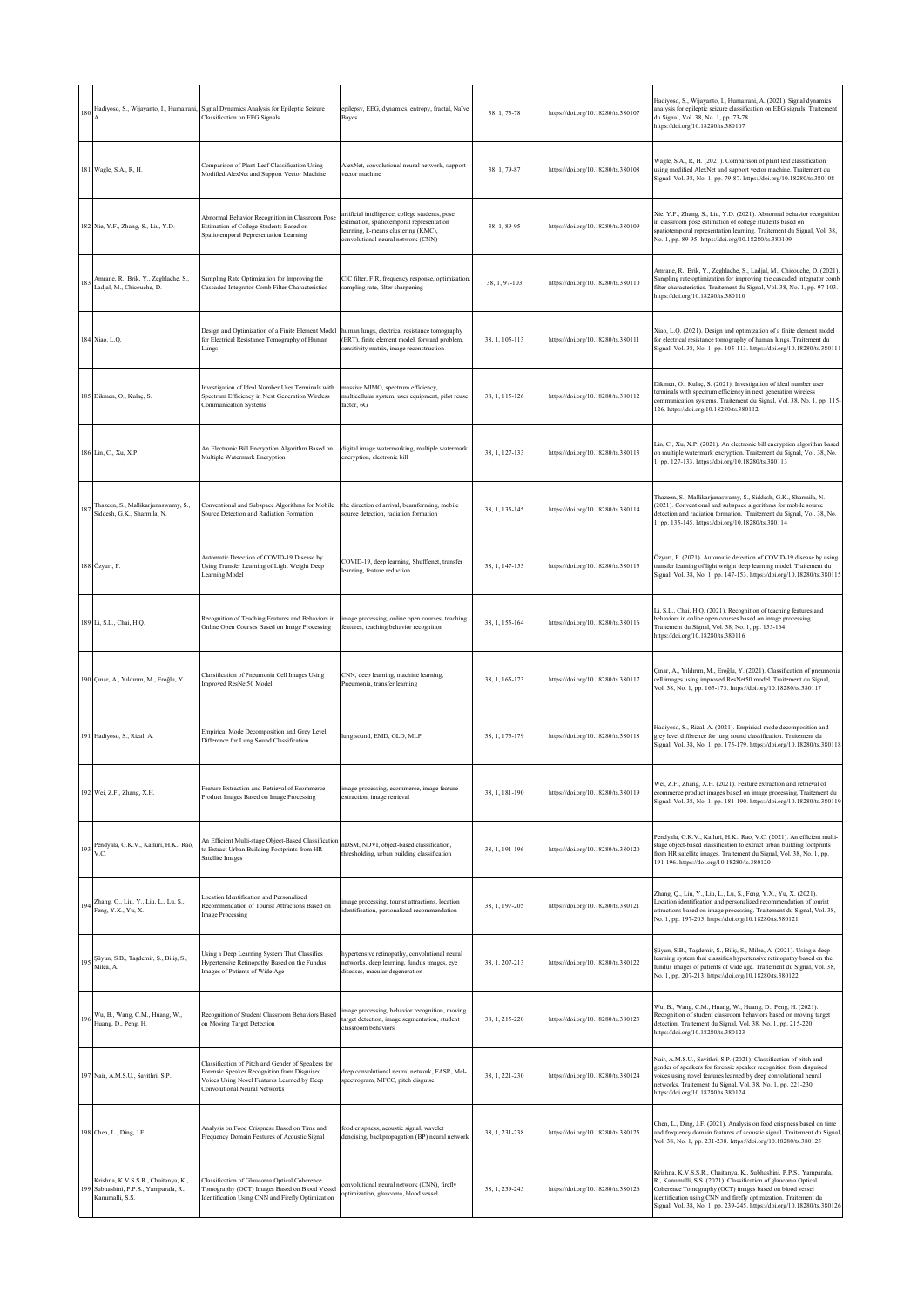| 180 | Hadiyoso, S., Wijayanto, I., Humairani, A. | Signal Dynamics Analysis for Epileptic Seizure Classification on EEG Signals | epilepsy, EEG, dynamics, entropy, fractal, Naïve Bayes | 38, 1, 73-78 | https://doi.org/10.18280/ts.380107 | Hadiyoso, S., Wijayanto, I., Humairani, A. (2021). Signal dynamics analysis for epileptic seizure classification on EEG signals. Traitement du Signal, Vol. 38, No. 1, pp. 73-78. https://doi.org/10.18280/ts.380107 |
|---|---|---|---|---|---|---|
| 181 | Wagle, S.A., R, H. | Comparison of Plant Leaf Classification Using Modified AlexNet and Support Vector Machine | AlexNet, convolutional neural network, support vector machine | 38, 1, 79-87 | https://doi.org/10.18280/ts.380108 | Wagle, S.A., R, H. (2021). Comparison of plant leaf classification using modified AlexNet and support vector machine. Traitement du Signal, Vol. 38, No. 1, pp. 79-87. https://doi.org/10.18280/ts.380108 |
| 182 | Xie, Y.F., Zhang, S., Liu, Y.D. | Abnormal Behavior Recognition in Classroom Pose Estimation of College Students Based on Spatiotemporal Representation Learning | artificial intelligence, college students, pose estimation, spatiotemporal representation learning, k-means clustering (KMC), convolutional neural network (CNN) | 38, 1, 89-95 | https://doi.org/10.18280/ts.380109 | Xie, Y.F., Zhang, S., Liu, Y.D. (2021). Abnormal behavior recognition in classroom pose estimation of college students based on spatiotemporal representation learning. Traitement du Signal, Vol. 38, No. 1, pp. 89-95. https://doi.org/10.18280/ts.380109 |
| 183 | Amrane, R., Brik, Y., Zeghlache, S., Ladjal, M., Chicouche, D. | Sampling Rate Optimization for Improving the Cascaded Integrator Comb Filter Characteristics | CIC filter, FIR, frequency response, optimization, sampling rate, filter sharpening | 38, 1, 97-103 | https://doi.org/10.18280/ts.380110 | Amrane, R., Brik, Y., Zeghlache, S., Ladjal, M., Chicouche, D. (2021). Sampling rate optimization for improving the cascaded integrator comb filter characteristics. Traitement du Signal, Vol. 38, No. 1, pp. 97-103. https://doi.org/10.18280/ts.380110 |
| 184 | Xiao, L.Q. | Design and Optimization of a Finite Element Model for Electrical Resistance Tomography of Human Lungs | human lungs, electrical resistance tomography (ERT), finite element model, forward problem, sensitivity matrix, image reconstruction | 38, 1, 105-113 | https://doi.org/10.18280/ts.380111 | Xiao, L.Q. (2021). Design and optimization of a finite element model for electrical resistance tomography of human lungs. Traitement du Signal, Vol. 38, No. 1, pp. 105-113. https://doi.org/10.18280/ts.380111 |
| 185 | Dikmen, O., Kulaç, S. | Investigation of Ideal Number User Terminals with Spectrum Efficiency in Next Generation Wireless Communication Systems | massive MIMO, spectrum efficiency, multicellular system, user equipment, pilot reuse factor, 6G | 38, 1, 115-126 | https://doi.org/10.18280/ts.380112 | Dikmen, O., Kulaç, S. (2021). Investigation of ideal number user terminals with spectrum efficiency in next generation wireless communication systems. Traitement du Signal, Vol. 38, No. 1, pp. 115-126. https://doi.org/10.18280/ts.380112 |
| 186 | Lin, C., Xu, X.P. | An Electronic Bill Encryption Algorithm Based on Multiple Watermark Encryption | digital image watermarking, multiple watermark encryption, electronic bill | 38, 1, 127-133 | https://doi.org/10.18280/ts.380113 | Lin, C., Xu, X.P. (2021). An electronic bill encryption algorithm based on multiple watermark encryption. Traitement du Signal, Vol. 38, No. 1, pp. 127-133. https://doi.org/10.18280/ts.380113 |
| 187 | Thazeen, S., Mallikarjunaswamy, S., Siddesh, G.K., Sharmila, N. | Conventional and Subspace Algorithms for Mobile Source Detection and Radiation Formation | the direction of arrival, beamforming, mobile source detection, radiation formation | 38, 1, 135-145 | https://doi.org/10.18280/ts.380114 | Thazeen, S., Mallikarjunaswamy, S., Siddesh, G.K., Sharmila, N. (2021). Conventional and subspace algorithms for mobile source detection and radiation formation. Traitement du Signal, Vol. 38, No. 1, pp. 135-145. https://doi.org/10.18280/ts.380114 |
| 188 | Özyurt, F. | Automatic Detection of COVID-19 Disease by Using Transfer Learning of Light Weight Deep Learning Model | COVID-19, deep learning, Shufflenet, transfer learning, feature reduction | 38, 1, 147-153 | https://doi.org/10.18280/ts.380115 | Özyurt, F. (2021). Automatic detection of COVID-19 disease by using transfer learning of light weight deep learning model. Traitement du Signal, Vol. 38, No. 1, pp. 147-153. https://doi.org/10.18280/ts.380115 |
| 189 | Li, S.L., Chai, H.Q. | Recognition of Teaching Features and Behaviors in Online Open Courses Based on Image Processing | image processing, online open courses, teaching features, teaching behavior recognition | 38, 1, 155-164 | https://doi.org/10.18280/ts.380116 | Li, S.L., Chai, H.Q. (2021). Recognition of teaching features and behaviors in online open courses based on image processing. Traitement du Signal, Vol. 38, No. 1, pp. 155-164. https://doi.org/10.18280/ts.380116 |
| 190 | Çinar, A., Yıldırım, M., Eroğlu, Y. | Classification of Pneumonia Cell Images Using Improved ResNet50 Model | CNN, deep learning, machine learning, Pneumonia, transfer learning | 38, 1, 165-173 | https://doi.org/10.18280/ts.380117 | Çinar, A., Yıldırım, M., Eroğlu, Y. (2021). Classification of pneumonia cell images using improved ResNet50 model. Traitement du Signal, Vol. 38, No. 1, pp. 165-173. https://doi.org/10.18280/ts.380117 |
| 191 | Hadiyoso, S., Rizal, A. | Empirical Mode Decomposition and Grey Level Difference for Lung Sound Classification | lung sound, EMD, GLD, MLP | 38, 1, 175-179 | https://doi.org/10.18280/ts.380118 | Hadiyoso, S., Rizal, A. (2021). Empirical mode decomposition and grey level difference for lung sound classification. Traitement du Signal, Vol. 38, No. 1, pp. 175-179. https://doi.org/10.18280/ts.380118 |
| 192 | Wei, Z.F., Zhang, X.H. | Feature Extraction and Retrieval of Ecommerce Product Images Based on Image Processing | image processing, ecommerce, image feature extraction, image retrieval | 38, 1, 181-190 | https://doi.org/10.18280/ts.380119 | Wei, Z.F., Zhang, X.H. (2021). Feature extraction and retrieval of ecommerce product images based on image processing. Traitement du Signal, Vol. 38, No. 1, pp. 181-190. https://doi.org/10.18280/ts.380119 |
| 193 | Pendyala, G.K.V., Kalluri, H.K., Rao, V.C. | An Efficient Multi-stage Object-Based Classification to Extract Urban Building Footprints from HR Satellite Images | nDSM, NDVI, object-based classification, thresholding, urban building classification | 38, 1, 191-196 | https://doi.org/10.18280/ts.380120 | Pendyala, G.K.V., Kalluri, H.K., Rao, V.C. (2021). An efficient multi-stage object-based classification to extract urban building footprints from HR satellite images. Traitement du Signal, Vol. 38, No. 1, pp. 191-196. https://doi.org/10.18280/ts.380120 |
| 194 | Zhang, Q., Liu, Y., Liu, L., Lu, S., Feng, Y.X., Yu, X. | Location Identification and Personalized Recommendation of Tourist Attractions Based on Image Processing | image processing, tourist attractions, location identification, personalized recommendation | 38, 1, 197-205 | https://doi.org/10.18280/ts.380121 | Zhang, Q., Liu, Y., Liu, L., Lu, S., Feng, Y.X., Yu, X. (2021). Location identification and personalized recommendation of tourist attractions based on image processing. Traitement du Signal, Vol. 38, No. 1, pp. 197-205. https://doi.org/10.18280/ts.380121 |
| 195 | Şüyun, S.B., Taşdemir, Ş., Biliş, S., Milea, A. | Using a Deep Learning System That Classifies Hypertensive Retinopathy Based on the Fundus Images of Patients of Wide Age | hypertensive retinopathy, convolutional neural networks, deep learning, fundus images, eye diseases, macular degeneration | 38, 1, 207-213 | https://doi.org/10.18280/ts.380122 | Şüyun, S.B., Taşdemir, Ş., Biliş, S., Milea, A. (2021). Using a deep learning system that classifies hypertensive retinopathy based on the fundus images of patients of wide age. Traitement du Signal, Vol. 38, No. 1, pp. 207-213. https://doi.org/10.18280/ts.380122 |
| 196 | Wu, B., Wang, C.M., Huang, W., Huang, D., Peng, H. | Recognition of Student Classroom Behaviors Based on Moving Target Detection | image processing, behavior recognition, moving target detection, image segmentation, student classroom behaviors | 38, 1, 215-220 | https://doi.org/10.18280/ts.380123 | Wu, B., Wang, C.M., Huang, W., Huang, D., Peng, H. (2021). Recognition of student classroom behaviors based on moving target detection. Traitement du Signal, Vol. 38, No. 1, pp. 215-220. https://doi.org/10.18280/ts.380123 |
| 197 | Nair, A.M.S.U., Savithri, S.P. | Classification of Pitch and Gender of Speakers for Forensic Speaker Recognition from Disguised Voices Using Novel Features Learned by Deep Convolutional Neural Networks | deep convolutional neural network, FASR, Mel-spectrogram, MFCC, pitch disguise | 38, 1, 221-230 | https://doi.org/10.18280/ts.380124 | Nair, A.M.S.U., Savithri, S.P. (2021). Classification of pitch and gender of speakers for forensic speaker recognition from disguised voices using novel features learned by deep convolutional neural networks. Traitement du Signal, Vol. 38, No. 1, pp. 221-230. https://doi.org/10.18280/ts.380124 |
| 198 | Chen, L., Ding, J.F. | Analysis on Food Crispness Based on Time and Frequency Domain Features of Acoustic Signal | food crispness, acoustic signal, wavelet denoising, backpropagation (BP) neural network | 38, 1, 231-238 | https://doi.org/10.18280/ts.380125 | Chen, L., Ding, J.F. (2021). Analysis on food crispness based on time and frequency domain features of acoustic signal. Traitement du Signal, Vol. 38, No. 1, pp. 231-238. https://doi.org/10.18280/ts.380125 |
| 199 | Krishna, K.V.S.S.R., Chaitanya, K., Subhashini, P.P.S., Yamparala, R., Kanumalli, S.S. | Classification of Glaucoma Optical Coherence Tomography (OCT) Images Based on Blood Vessel Identification Using CNN and Firefly Optimization | convolutional neural network (CNN), firefly optimization, glaucoma, blood vessel | 38, 1, 239-245 | https://doi.org/10.18280/ts.380126 | Krishna, K.V.S.S.R., Chaitanya, K., Subhashini, P.P.S., Yamparala, R., Kanumalli, S.S. (2021). Classification of glaucoma Optical Coherence Tomography (OCT) images based on blood vessel identification using CNN and firefly optimization. Traitement du Signal, Vol. 38, No. 1, pp. 239-245. https://doi.org/10.18280/ts.380126 |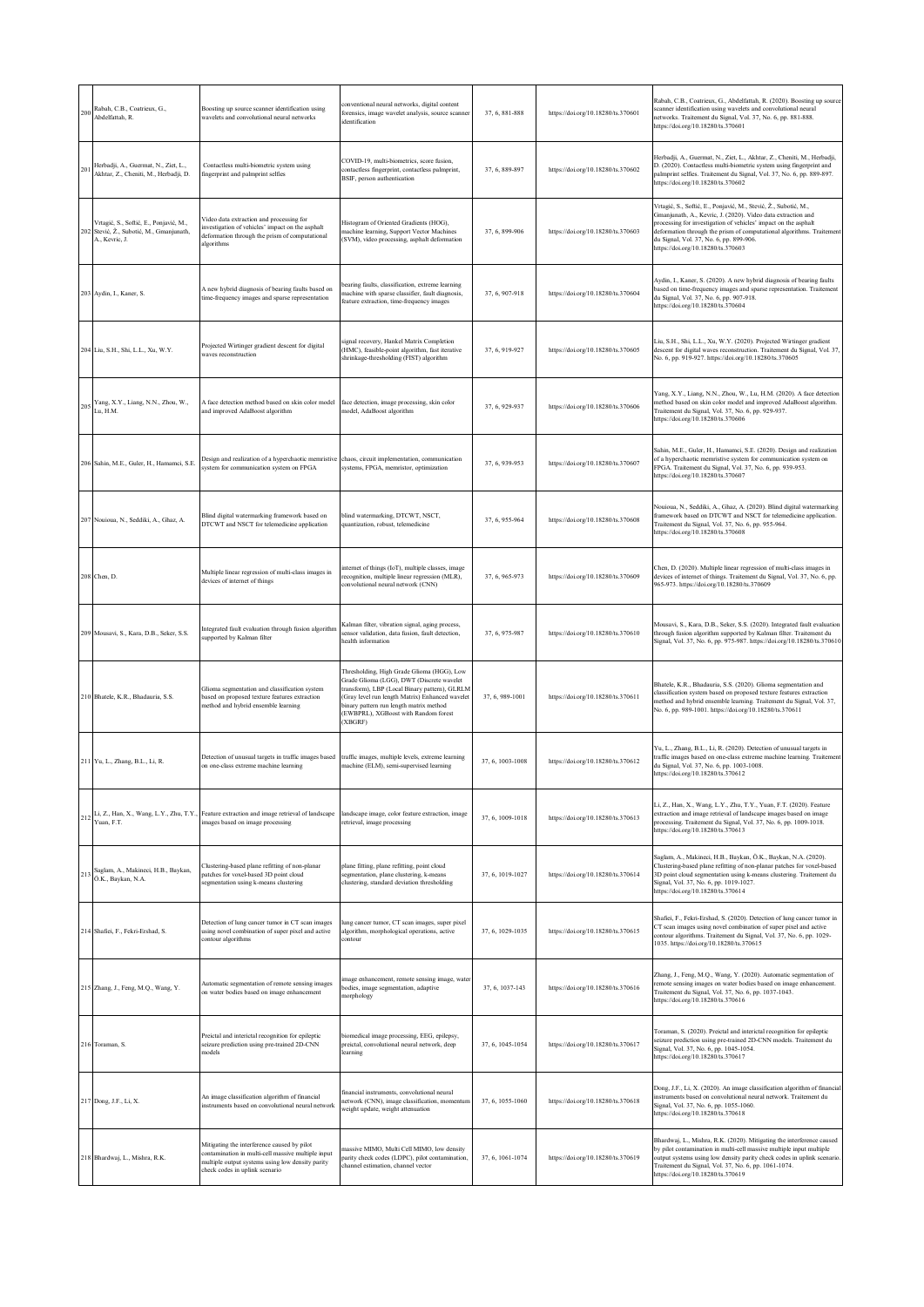| | | | | | | |
|---|---|---|---|---|---|---|
| 200 | Rabah, C.B., Coatrieux, G., Abdelfattah, R. | Boosting up source scanner identification using wavelets and convolutional neural networks | conventional neural networks, digital content forensics, image wavelet analysis, source scanner identification | 37, 6, 881-888 | https://doi.org/10.18280/ts.370601 | Rabah, C.B., Coatrieux, G., Abdelfattah, R. (2020). Boosting up source scanner identification using wavelets and convolutional neural networks. Traitement du Signal, Vol. 37, No. 6, pp. 881-888. https://doi.org/10.18280/ts.370601 |
| 201 | Herbadji, A., Guermat, N., Ziet, L., Akhtar, Z., Cheniti, M., Herbadji, D. | Contactless multi-biometric system using fingerprint and palmprint selfies | COVID-19, multi-biometrics, score fusion, contactless fingerprint, contactless palmprint, BSIF, person authentication | 37, 6, 889-897 | https://doi.org/10.18280/ts.370602 | Herbadji, A., Guermat, N., Ziet, L., Akhtar, Z., Cheniti, M., Herbadji, D. (2020). Contactless multi-biometric system using fingerprint and palmprint selfies. Traitement du Signal, Vol. 37, No. 6, pp. 889-897. https://doi.org/10.18280/ts.370602 |
| 202 | Vrtagić, S., Softić, E., Ponjavić, M., Stević, Ž., Subotić, M., Gmanjunath, A., Kevric, J. | Video data extraction and processing for investigation of vehicles' impact on the asphalt deformation through the prism of computational algorithms | Histogram of Oriented Gradients (HOG), machine learning, Support Vector Machines (SVM), video processing, asphalt deformation | 37, 6, 899-906 | https://doi.org/10.18280/ts.370603 | Vrtagić, S., Softić, E., Ponjavić, M., Stević, Ž., Subotić, M., Gmanjunath, A., Kevric, J. (2020). Video data extraction and processing for investigation of vehicles' impact on the asphalt deformation through the prism of computational algorithms. Traitement du Signal, Vol. 37, No. 6, pp. 899-906. https://doi.org/10.18280/ts.370603 |
| 203 | Aydin, I., Kaner, S. | A new hybrid diagnosis of bearing faults based on time-frequency images and sparse representation | bearing faults, classification, extreme learning machine with sparse classifier, fault diagnosis, feature extraction, time-frequency images | 37, 6, 907-918 | https://doi.org/10.18280/ts.370604 | Aydin, I., Kaner, S. (2020). A new hybrid diagnosis of bearing faults based on time-frequency images and sparse representation. Traitement du Signal, Vol. 37, No. 6, pp. 907-918. https://doi.org/10.18280/ts.370604 |
| 204 | Liu, S.H., Shi, L.L., Xu, W.Y. | Projected Wirtinger gradient descent for digital waves reconstruction | signal recovery, Hankel Matrix Completion (HMC), feasible-point algorithm, fast iterative shrinkage-thresholding (FIST) algorithm | 37, 6, 919-927 | https://doi.org/10.18280/ts.370605 | Liu, S.H., Shi, L.L., Xu, W.Y. (2020). Projected Wirtinger gradient descent for digital waves reconstruction. Traitement du Signal, Vol. 37, No. 6, pp. 919-927. https://doi.org/10.18280/ts.370605 |
| 205 | Yang, X.Y., Liang, N.N., Zhou, W., Lu, H.M. | A face detection method based on skin color model and improved AdaBoost algorithm | face detection, image processing, skin color model, AdaBoost algorithm | 37, 6, 929-937 | https://doi.org/10.18280/ts.370606 | Yang, X.Y., Liang, N.N., Zhou, W., Lu, H.M. (2020). A face detection method based on skin color model and improved AdaBoost algorithm. Traitement du Signal, Vol. 37, No. 6, pp. 929-937. https://doi.org/10.18280/ts.370606 |
| 206 | Sahin, M.E., Guler, H., Hamamci, S.E. | Design and realization of a hyperchaotic memristive system for communication system on FPGA | chaos, circuit implementation, communication systems, FPGA, memristor, optimization | 37, 6, 939-953 | https://doi.org/10.18280/ts.370607 | Sahin, M.E., Guler, H., Hamamci, S.E. (2020). Design and realization of a hyperchaotic memristive system for communication system on FPGA. Traitement du Signal, Vol. 37, No. 6, pp. 939-953. https://doi.org/10.18280/ts.370607 |
| 207 | Nouioua, N., Seddiki, A., Ghaz, A. | Blind digital watermarking framework based on DTCWT and NSCT for telemedicine application | blind watermarking, DTCWT, NSCT, quantization, robust, telemedicine | 37, 6, 955-964 | https://doi.org/10.18280/ts.370608 | Nouioua, N., Seddiki, A., Ghaz, A. (2020). Blind digital watermarking framework based on DTCWT and NSCT for telemedicine application. Traitement du Signal, Vol. 37, No. 6, pp. 955-964. https://doi.org/10.18280/ts.370608 |
| 208 | Chen, D. | Multiple linear regression of multi-class images in devices of internet of things | internet of things (IoT), multiple classes, image recognition, multiple linear regression (MLR), convolutional neural network (CNN) | 37, 6, 965-973 | https://doi.org/10.18280/ts.370609 | Chen, D. (2020). Multiple linear regression of multi-class images in devices of internet of things. Traitement du Signal, Vol. 37, No. 6, pp. 965-973. https://doi.org/10.18280/ts.370609 |
| 209 | Mousavi, S., Kara, D.B., Seker, S.S. | Integrated fault evaluation through fusion algorithm supported by Kalman filter | Kalman filter, vibration signal, aging process, sensor validation, data fusion, fault detection, health information | 37, 6, 975-987 | https://doi.org/10.18280/ts.370610 | Mousavi, S., Kara, D.B., Seker, S.S. (2020). Integrated fault evaluation through fusion algorithm supported by Kalman filter. Traitement du Signal, Vol. 37, No. 6, pp. 975-987. https://doi.org/10.18280/ts.370610 |
| 210 | Bhatele, K.R., Bhadauria, S.S. | Glioma segmentation and classification system based on proposed texture features extraction method and hybrid ensemble learning | Thresholding, High Grade Glioma (HGG), Low Grade Glioma (LGG), DWT (Discrete wavelet transform), LBP (Local Binary pattern), GLRLM (Gray level run length Matrix) Enhanced wavelet binary pattern run length matrix method (EWBPRL), XGBoost with Random forest (XBGRF) | 37, 6, 989-1001 | https://doi.org/10.18280/ts.370611 | Bhatele, K.R., Bhadauria, S.S. (2020). Glioma segmentation and classification system based on proposed texture features extraction method and hybrid ensemble learning. Traitement du Signal, Vol. 37, No. 6, pp. 989-1001. https://doi.org/10.18280/ts.370611 |
| 211 | Yu, L., Zhang, B.L., Li, R. | Detection of unusual targets in traffic images based on one-class extreme machine learning | traffic images, multiple levels, extreme learning machine (ELM), semi-supervised learning | 37, 6, 1003-1008 | https://doi.org/10.18280/ts.370612 | Yu, L., Zhang, B.L., Li, R. (2020). Detection of unusual targets in traffic images based on one-class extreme machine learning. Traitement du Signal, Vol. 37, No. 6, pp. 1003-1008. https://doi.org/10.18280/ts.370612 |
| 212 | Li, Z., Han, X., Wang, L.Y., Zhu, T.Y., Yuan, F.T. | Feature extraction and image retrieval of landscape images based on image processing | landscape image, color feature extraction, image retrieval, image processing | 37, 6, 1009-1018 | https://doi.org/10.18280/ts.370613 | Li, Z., Han, X., Wang, L.Y., Zhu, T.Y., Yuan, F.T. (2020). Feature extraction and image retrieval of landscape images based on image processing. Traitement du Signal, Vol. 37, No. 6, pp. 1009-1018. https://doi.org/10.18280/ts.370613 |
| 213 | Saglam, A., Makineci, H.B., Baykan, O.K., Baykan, N.A. | Clustering-based plane refitting of non-planar patches for voxel-based 3D point cloud segmentation using k-means clustering | plane fitting, plane refitting, point cloud segmentation, plane clustering, k-means clustering, standard deviation thresholding | 37, 6, 1019-1027 | https://doi.org/10.18280/ts.370614 | Saglam, A., Makineci, H.B., Baykan, Ö.K., Baykan, N.A. (2020). Clustering-based plane refitting of non-planar patches for voxel-based 3D point cloud segmentation using k-means clustering. Traitement du Signal, Vol. 37, No. 6, pp. 1019-1027. https://doi.org/10.18280/ts.370614 |
| 214 | Shafiei, F., Fekri-Ershad, S. | Detection of lung cancer tumor in CT scan images using novel combination of super pixel and active contour algorithms | lung cancer tumor, CT scan images, super pixel algorithm, morphological operations, active contour | 37, 6, 1029-1035 | https://doi.org/10.18280/ts.370615 | Shafiei, F., Fekri-Ershad, S. (2020). Detection of lung cancer tumor in CT scan images using novel combination of super pixel and active contour algorithms. Traitement du Signal, Vol. 37, No. 6, pp. 1029-1035. https://doi.org/10.18280/ts.370615 |
| 215 | Zhang, J., Feng, M.Q., Wang, Y. | Automatic segmentation of remote sensing images on water bodies based on image enhancement | image enhancement, remote sensing image, water bodies, image segmentation, adaptive morphology | 37, 6, 1037-143 | https://doi.org/10.18280/ts.370616 | Zhang, J., Feng, M.Q., Wang, Y. (2020). Automatic segmentation of remote sensing images on water bodies based on image enhancement. Traitement du Signal, Vol. 37, No. 6, pp. 1037-1043. https://doi.org/10.18280/ts.370616 |
| 216 | Toraman, S. | Preictal and interictal recognition for epileptic seizure prediction using pre-trained 2D-CNN models | biomedical image processing, EEG, epilepsy, preictal, convolutional neural network, deep learning | 37, 6, 1045-1054 | https://doi.org/10.18280/ts.370617 | Toraman, S. (2020). Preictal and interictal recognition for epileptic seizure prediction using pre-trained 2D-CNN models. Traitement du Signal, Vol. 37, No. 6, pp. 1045-1054. https://doi.org/10.18280/ts.370617 |
| 217 | Dong, J.F., Li, X. | An image classification algorithm of financial instruments based on convolutional neural network | financial instruments, convolutional neural network (CNN), image classification, momentum weight update, weight attenuation | 37, 6, 1055-1060 | https://doi.org/10.18280/ts.370618 | Dong, J.F., Li, X. (2020). An image classification algorithm of financial instruments based on convolutional neural network. Traitement du Signal, Vol. 37, No. 6, pp. 1055-1060. https://doi.org/10.18280/ts.370618 |
| 218 | Bhardwaj, L., Mishra, R.K. | Mitigating the interference caused by pilot contamination in multi-cell massive multiple input multiple output systems using low density parity check codes in uplink scenario | massive MIMO, Multi Cell MIMO, low density parity check codes (LDPC), pilot contamination, channel estimation, channel vector | 37, 6, 1061-1074 | https://doi.org/10.18280/ts.370619 | Bhardwaj, L., Mishra, R.K. (2020). Mitigating the interference caused by pilot contamination in multi-cell massive multiple input multiple output systems using low density parity check codes in uplink scenario. Traitement du Signal, Vol. 37, No. 6, pp. 1061-1074. https://doi.org/10.18280/ts.370619 |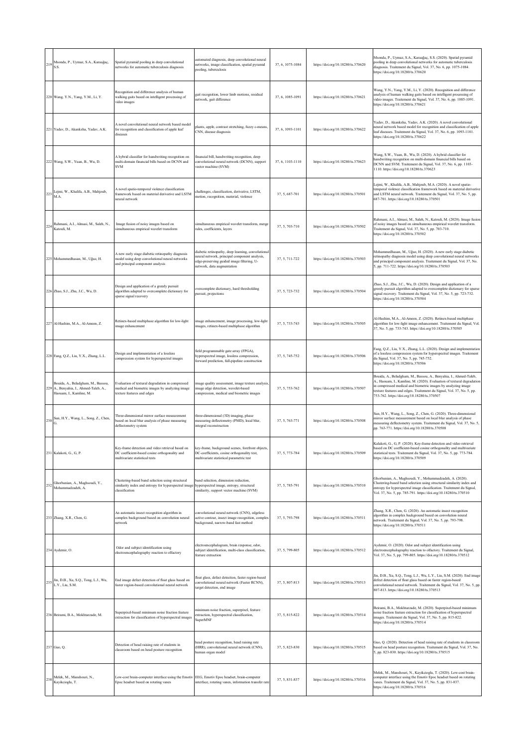| 219 | Msonda, P., Uymaz, S.A., Karaağaç, S.S. | Spatial pyramid pooling in deep convolutional networks for automatic tuberculosis diagnosis | automated diagnosis, deep convolutional neural networks, image classification, spatial pyramid pooling, tuberculosis | 37, 6, 1075-1084 | https://doi.org/10.18280/ts.370620 | Msonda, P., Uymaz, S.A., Karaağaç, S.S. (2020). Spatial pyramid pooling in deep convolutional networks for automatic tuberculosis diagnosis. Traitement du Signal, Vol. 37, No. 6, pp. 1075-1084. https://doi.org/10.18280/ts.370620 |
|---|---|---|---|---|---|---|
| 220 | Wang, Y.N., Yang, Y.M., Li, Y. | Recognition and difference analysis of human walking gaits based on intelligent processing of video images | gait recognition, lower limb motions, residual network, gait difference | 37, 6, 1085-1091 | https://doi.org/10.18280/ts.370621 | Wang, Y.N., Yang, Y.M., Li, Y. (2020). Recognition and difference analysis of human walking gaits based on intelligent processing of video images. Traitement du Signal, Vol. 37, No. 6, pp. 1085-1091. https://doi.org/10.18280/ts.370621 |
| 221 | Yadav, D., Akanksha, Yadav, A.K. | A novel convolutional neural network based model for recognition and classification of apple leaf diseases | plants, apple, contrast stretching, fuzzy c-means, CNN, disease diagnosis | 37, 6, 1093-1101 | https://doi.org/10.18280/ts.370622 | Yadav, D., Akanksha, Yadav, A.K. (2020). A novel convolutional neural network based model for recognition and classification of apple leaf diseases. Traitement du Signal, Vol. 37, No. 6, pp. 1093-1101. https://doi.org/10.18280/ts.370622 |
| 222 | Wang, S.W., Yuan, B., Wu, D. | A hybrid classifier for handwriting recognition on multi-domain financial bills based on DCNN and SVM | financial bill, handwriting recognition, deep convolutional neural network (DCNN), support vector machine (SVM) | 37, 6, 1103-1110 | https://doi.org/10.18280/ts.370623 | Wang, S.W., Yuan, B., Wu, D. (2020). A hybrid classifier for handwriting recognition on multi-domain financial bills based on DCNN and SVM. Traitement du Signal, Vol. 37, No. 6, pp. 1103-1110. https://doi.org/10.18280/ts.370623 |
| 223 | Lejmi, W., Khalifa, A.B., Mahjoub, M.A. | A novel spatio-temporal violence classification framework based on material derivative and LSTM neural network | challenges, classification, derivative, LSTM, motion, recognition, material, violence | 37, 5, 687-701 | https://doi.org/10.18280/ts.370501 | Lejmi, W., Khalifa, A.B., Mahjoub, M.A. (2020). A novel spatio-temporal violence classification framework based on material derivative and LSTM neural network. Traitement du Signal, Vol. 37, No. 5, pp. 687-701. https://doi.org/10.18280/ts.370501 |
| 224 | Rahmani, A.I., Almasi, M., Saleh, N., Katouli, M. | Image fusion of noisy images based on simultaneous empirical wavelet transform | simultaneous empirical wavelet transform, merge rules, coefficients, layers | 37, 5, 703-710 | https://doi.org/10.18280/ts.370502 | Rahmani, A.I., Almasi, M., Saleh, N., Katouli, M. (2020). Image fusion of noisy images based on simultaneous empirical wavelet transform. Traitement du Signal, Vol. 37, No. 5, pp. 703-710. https://doi.org/10.18280/ts.370502 |
| 225 | Mohammedhasan, M., Uğuz, H. | A new early stage diabetic retinopathy diagnosis model using deep convolutional neural networks and principal component analysis | diabetic retinopathy, deep learning, convolutional neural network, principal component analysis, edge-preserving guided image filtering, U-network, data augmentation | 37, 5, 711-722 | https://doi.org/10.18280/ts.370503 | Mohammedhasan, M., Uğuz, H. (2020). A new early stage diabetic retinopathy diagnosis model using deep convolutional neural networks and principal component analysis. Traitement du Signal, Vol. 37, No. 5, pp. 711-722. https://doi.org/10.18280/ts.370503 |
| 226 | Zhao, S.J., Zhu, J.C., Wu, D. | Design and application of a greedy pursuit algorithm adapted to overcomplete dictionary for sparse signal recovery | overcomplete dictionary, hard thresholding pursuit, projections | 37, 5, 723-732 | https://doi.org/10.18280/ts.370504 | Zhao, S.J., Zhu, J.C., Wu, D. (2020). Design and application of a greedy pursuit algorithm adapted to overcomplete dictionary for sparse signal recovery. Traitement du Signal, Vol. 37, No. 5, pp. 723-732. https://doi.org/10.18280/ts.370504 |
| 227 | Al-Hashim, M.A., Al-Ameen, Z. | Retinex-based multiphase algorithm for low-light image enhancement | image enhancement, image processing, low-light images, retinex-based multiphase algorithm | 37, 5, 733-743 | https://doi.org/10.18280/ts.370505 | Al-Hashim, M.A., Al-Ameen, Z. (2020). Retinex-based multiphase algorithm for low-light image enhancement. Traitement du Signal, Vol. 37, No. 5, pp. 733-743. https://doi.org/10.18280/ts.370505 |
| 228 | Fang, Q.Z., Liu, Y.X., Zhang, L.L. | Design and implementation of a lossless compression system for hyperspectral images | field programmable gate array (FPGA), hyperspectral image, lossless compression, forward prediction, full-pipeline construction | 37, 5, 745-752 | https://doi.org/10.18280/ts.370506 | Fang, Q.Z., Liu, Y.X., Zhang, L.L. (2020). Design and implementation of a lossless compression system for hyperspectral images. Traitement du Signal, Vol. 37, No. 5, pp. 745-752. https://doi.org/10.18280/ts.370506 |
| 229 | Bouida, A., Beladgham, M., Bassou, A., Benyahia, I., Ahmed-Taleb, A., Haouam, I., Kamline, M. | Evaluation of textural degradation in compressed medical and biometric images by analyzing image texture features and edges | image quality assessment, image texture analysis, image edge detection, wavelet-based compression, medical and biometric images | 37, 5, 753-762 | https://doi.org/10.18280/ts.370507 | Bouida, A., Beladgham, M., Bassou, A., Benyahia, I., Ahmed-Taleb, A., Haouam, I., Kamline, M. (2020). Evaluation of textural degradation in compressed medical and biometric images by analyzing image texture features and edges. Traitement du Signal, Vol. 37, No. 5, pp. 753-762. https://doi.org/10.18280/ts.370507 |
| 230 | Sun, H.Y., Wang, L., Song, Z., Chen, G. | Three-dimensional mirror surface measurement based on local blur analysis of phase measuring deflectometry system | three-dimensional (3D) imaging, phase measuring deflectometry (PMD), local blur, integral reconstruction | 37, 5, 763-771 | https://doi.org/10.18280/ts.370508 | Sun, H.Y., Wang, L., Song, Z., Chen, G. (2020). Three-dimensional mirror surface measurement based on local blur analysis of phase measuring deflectometry system. Traitement du Signal, Vol. 37, No. 5, pp. 763-771. https://doi.org/10.18280/ts.370508 |
| 231 | Kalakoti, G., G, P. | Key-frame detection and video retrieval based on DC coefficient-based cosine orthogonality and multivariate statistical tests | key-frame, background scenes, forefront objects, DC-coefficients, cosine orthogonality test, multivariate statistical parametric test | 37, 5, 773-784 | https://doi.org/10.18280/ts.370509 | Kalakoti, G., G, P. (2020). Key-frame detection and video retrieval based on DC coefficient-based cosine orthogonality and multivariate statistical tests. Traitement du Signal, Vol. 37, No. 5, pp. 773-784. https://doi.org/10.18280/ts.370509 |
| 232 | Ghorbanian, A., Maghsoudi, Y., Mohammadzadeh, A. | Clustering-based band selection using structural similarity index and entropy for hyperspectral image classification | band selection, dimension reduction, hyperspectral image, entropy, structural similarity, support vector machine (SVM) | 37, 5, 785-791 | https://doi.org/10.18280/ts.370510 | Ghorbanian, A., Maghsoudi, Y., Mohammadzadeh, A. (2020). Clustering-based band selection using structural similarity index and entropy for hyperspectral image classification. Traitement du Signal, Vol. 37, No. 5, pp. 785-791. https://doi.org/10.18280/ts.370510 |
| 233 | Zhang, X.R., Chen, G. | An automatic insect recognition algorithm in complex background based on convolution neural network | convolutional neural network (CNN), edgeless active contour, insect image recognition, complex background, narrow-band fast method | 37, 5, 793-798 | https://doi.org/10.18280/ts.370511 | Zhang, X.R., Chen, G. (2020). An automatic insect recognition algorithm in complex background based on convolution neural network. Traitement du Signal, Vol. 37, No. 5, pp. 793-798. https://doi.org/10.18280/ts.370511 |
| 234 | Aydemir, O. | Odor and subject identification using electroencephalography reaction to olfactory | electroencephalogram, brain response, odor, subject identification, multi-class classification, feature extraction | 37, 5, 799-805 | https://doi.org/10.18280/ts.370512 | Aydemir, O. (2020). Odor and subject identification using electroencephalography reaction to olfactory. Traitement du Signal, Vol. 37, No. 5, pp. 799-805. https://doi.org/10.18280/ts.370512 |
| 235 | Jin, D.B., Xu, S.Q., Tong, L.J., Wu, L.Y., Liu, S.M. | End image defect detection of float glass based on faster region-based convolutional neural network | float glass, defect detection, faster region-based convolutional neural network (Faster RCNN), target detection, end image | 37, 5, 807-813 | https://doi.org/10.18280/ts.370513 | Jin, D.B., Xu, S.Q., Tong, L.J., Wu, L.Y., Liu, S.M. (2020). End image defect detection of float glass based on faster region-based convolutional neural network. Traitement du Signal, Vol. 37, No. 5, pp. 807-813. https://doi.org/10.18280/ts.370513 |
| 236 | Beirami, B.A., Mokhtarzade, M. | Superpixel-based minimum noise fraction feature extraction for classification of hyperspectral images | minimum noise fraction, superpixel, feature extraction, hyperspectral classification, SuperMNF | 37, 5, 815-822 | https://doi.org/10.18280/ts.370514 | Beirami, B.A., Mokhtarzade, M. (2020). Superpixel-based minimum noise fraction feature extraction for classification of hyperspectral images. Traitement du Signal, Vol. 37, No. 5, pp. 815-822. https://doi.org/10.18280/ts.370514 |
| 237 | Guo, Q. | Detection of head raising rate of students in classroom based on head posture recognition | head posture recognition, head raising rate (HRR), convolutional neural network (CNN), human organ model | 37, 5, 823-830 | https://doi.org/10.18280/ts.370515 | Guo, Q. (2020). Detection of head raising rate of students in classroom based on head posture recognition. Traitement du Signal, Vol. 37, No. 5, pp. 823-830. https://doi.org/10.18280/ts.370515 |
| 238 | Melek, M., Manshouri, N., Kayikcioglu, T. | Low-cost brain-computer interface using the Emotiv Epoc headset based on rotating vanes | EEG, Emotiv Epoc headset, brain-computer interface, rotating vanes, information transfer rate | 37, 5, 831-837 | https://doi.org/10.18280/ts.370516 | Melek, M., Manshouri, N., Kayikcioglu, T. (2020). Low-cost brain-computer interface using the Emotiv Epoc headset based on rotating vanes. Traitement du Signal, Vol. 37, No. 5, pp. 831-837. https://doi.org/10.18280/ts.370516 |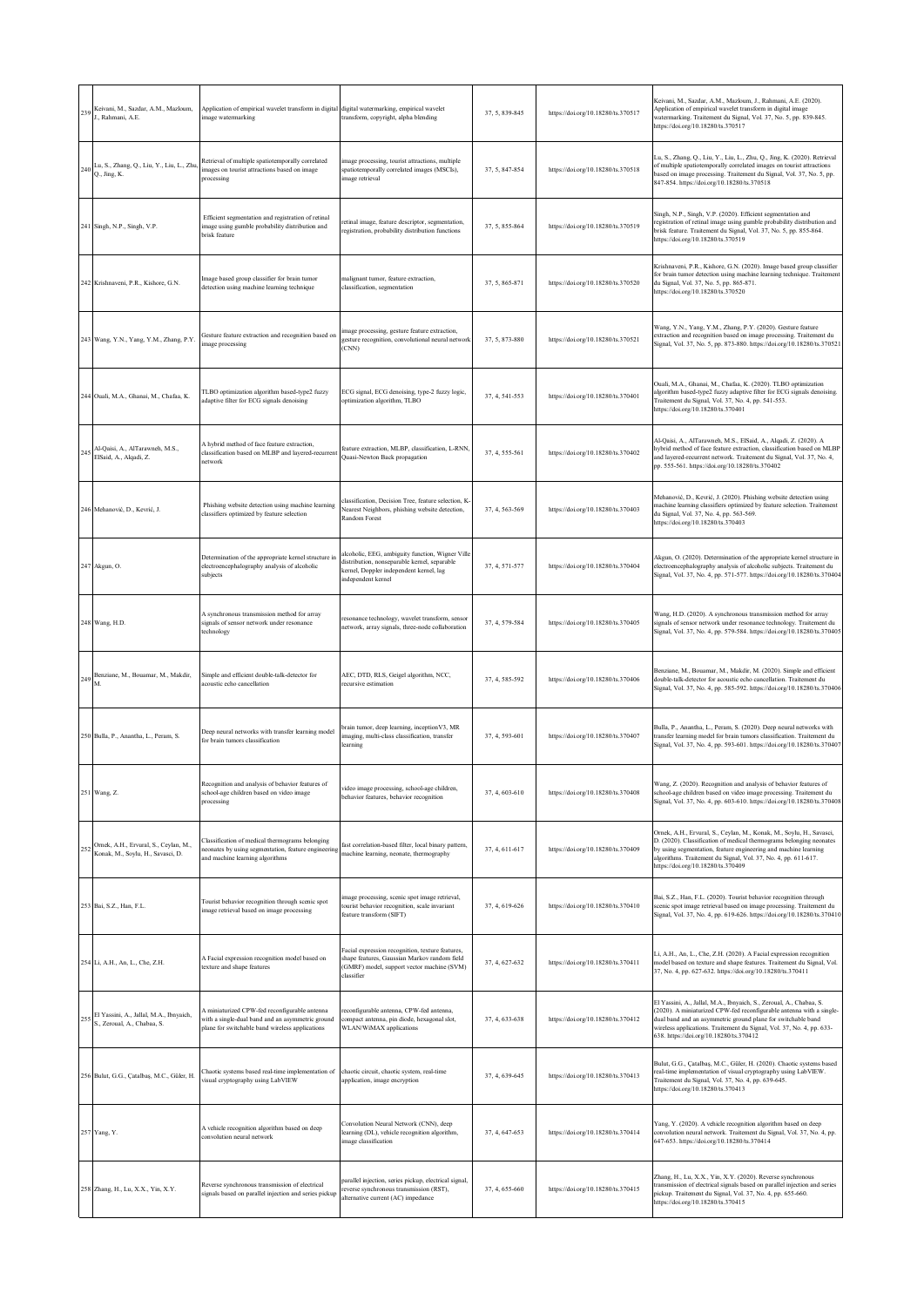| | | | | | | |
|---|---|---|---|---|---|---|
| 239 | Keivani, M., Sazdar, A.M., Mazloum, J., Rahmani, A.E. | Application of empirical wavelet transform in digital image watermarking | digital watermarking, empirical wavelet transform, copyright, alpha blending | 37, 5, 839-845 | https://doi.org/10.18280/ts.370517 | Keivani, M., Sazdar, A.M., Mazloum, J., Rahmani, A.E. (2020). Application of empirical wavelet transform in digital image watermarking. Traitement du Signal, Vol. 37, No. 5, pp. 839-845. https://doi.org/10.18280/ts.370517 |
| 240 | Lu, S., Zhang, Q., Liu, Y., Liu, L., Zhu, Q., Jing, K. | Retrieval of multiple spatiotemporally correlated images on tourist attractions based on image processing | image processing, tourist attractions, multiple spatiotemporally correlated images (MSCIs), image retrieval | 37, 5, 847-854 | https://doi.org/10.18280/ts.370518 | Lu, S., Zhang, Q., Liu, Y., Liu, L., Zhu, Q., Jing, K. (2020). Retrieval of multiple spatiotemporally correlated images on tourist attractions based on image processing. Traitement du Signal, Vol. 37, No. 5, pp. 847-854. https://doi.org/10.18280/ts.370518 |
| 241 | Singh, N.P., Singh, V.P. | Efficient segmentation and registration of retinal image using gumble probability distribution and brisk feature | retinal image, feature descriptor, segmentation, registration, probability distribution functions | 37, 5, 855-864 | https://doi.org/10.18280/ts.370519 | Singh, N.P., Singh, V.P. (2020). Efficient segmentation and registration of retinal image using gumble probability distribution and brisk feature. Traitement du Signal, Vol. 37, No. 5, pp. 855-864. https://doi.org/10.18280/ts.370519 |
| 242 | Krishnaveni, P.R., Kishore, G.N. | Image based group classifier for brain tumor detection using machine learning technique | malignant tumor, feature extraction, classification, segmentation | 37, 5, 865-871 | https://doi.org/10.18280/ts.370520 | Krishnaveni, P.R., Kishore, G.N. (2020). Image based group classifier for brain tumor detection using machine learning technique. Traitement du Signal, Vol. 37, No. 5, pp. 865-871. https://doi.org/10.18280/ts.370520 |
| 243 | Wang, Y.N., Yang, Y.M., Zhang, P.Y. | Gesture feature extraction and recognition based on image processing | image processing, gesture feature extraction, gesture recognition, convolutional neural network (CNN) | 37, 5, 873-880 | https://doi.org/10.18280/ts.370521 | Wang, Y.N., Yang, Y.M., Zhang, P.Y. (2020). Gesture feature extraction and recognition based on image processing. Traitement du Signal, Vol. 37, No. 5, pp. 873-880. https://doi.org/10.18280/ts.370521 |
| 244 | Ouali, M.A., Ghanai, M., Chafaa, K. | TLBO optimization algorithm based-type2 fuzzy adaptive filter for ECG signals denoising | ECG signal, ECG denoising, type-2 fuzzy logic, optimization algorithm, TLBO | 37, 4, 541-553 | https://doi.org/10.18280/ts.370401 | Ouali, M.A., Ghanai, M., Chafaa, K. (2020). TLBO optimization algorithm based-type2 fuzzy adaptive filter for ECG signals denoising. Traitement du Signal, Vol. 37, No. 4, pp. 541-553. https://doi.org/10.18280/ts.370401 |
| 245 | Al-Qaisi, A., AlTarawneh, M.S., ElSaid, A., Alqadi, Z. | A hybrid method of face feature extraction, classification based on MLBP and layered-recurrent network | feature extraction, MLBP, classification, L-RNN, Quasi-Newton Back propagation | 37, 4, 555-561 | https://doi.org/10.18280/ts.370402 | Al-Qaisi, A., AlTarawneh, M.S., ElSaid, A., Alqadi, Z. (2020). A hybrid method of face feature extraction, classification based on MLBP and layered-recurrent network. Traitement du Signal, Vol. 37, No. 4, pp. 555-561. https://doi.org/10.18280/ts.370402 |
| 246 | Mehanović, D., Kevrić, J. | Phishing website detection using machine learning classifiers optimized by feature selection | classification, Decision Tree, feature selection, K-Nearest Neighbors, phishing website detection, Random Forest | 37, 4, 563-569 | https://doi.org/10.18280/ts.370403 | Mehanović, D., Kevrić, J. (2020). Phishing website detection using machine learning classifiers optimized by feature selection. Traitement du Signal, Vol. 37, No. 4, pp. 563-569. https://doi.org/10.18280/ts.370403 |
| 247 | Akgun, O. | Determination of the appropriate kernel structure in electroencephalography analysis of alcoholic subjects | alcoholic, EEG, ambiguity function, Wigner Ville distribution, nonseparable kernel, separable kernel, Doppler independent kernel, lag independent kernel | 37, 4, 571-577 | https://doi.org/10.18280/ts.370404 | Akgun, O. (2020). Determination of the appropriate kernel structure in electroencephalography analysis of alcoholic subjects. Traitement du Signal, Vol. 37, No. 4, pp. 571-577. https://doi.org/10.18280/ts.370404 |
| 248 | Wang, H.D. | A synchronous transmission method for array signals of sensor network under resonance technology | resonance technology, wavelet transform, sensor network, array signals, three-node collaboration | 37, 4, 579-584 | https://doi.org/10.18280/ts.370405 | Wang, H.D. (2020). A synchronous transmission method for array signals of sensor network under resonance technology. Traitement du Signal, Vol. 37, No. 4, pp. 579-584. https://doi.org/10.18280/ts.370405 |
| 249 | Benziane, M., Bouamar, M., Makdir, M. | Simple and efficient double-talk-detector for acoustic echo cancellation | AEC, DTD, RLS, Geigel algorithm, NCC, recursive estimation | 37, 4, 585-592 | https://doi.org/10.18280/ts.370406 | Benziane, M., Bouamar, M., Makdir, M. (2020). Simple and efficient double-talk-detector for acoustic echo cancellation. Traitement du Signal, Vol. 37, No. 4, pp. 585-592. https://doi.org/10.18280/ts.370406 |
| 250 | Bulla, P., Anantha, L., Peram, S. | Deep neural networks with transfer learning model for brain tumors classification | brain tumor, deep learning, inceptionV3, MR imaging, multi-class classification, transfer learning | 37, 4, 593-601 | https://doi.org/10.18280/ts.370407 | Bulla, P., Anantha, L., Peram, S. (2020). Deep neural networks with transfer learning model for brain tumors classification. Traitement du Signal, Vol. 37, No. 4, pp. 593-601. https://doi.org/10.18280/ts.370407 |
| 251 | Wang, Z. | Recognition and analysis of behavior features of school-age children based on video image processing | video image processing, school-age children, behavior features, behavior recognition | 37, 4, 603-610 | https://doi.org/10.18280/ts.370408 | Wang, Z. (2020). Recognition and analysis of behavior features of school-age children based on video image processing. Traitement du Signal, Vol. 37, No. 4, pp. 603-610. https://doi.org/10.18280/ts.370408 |
| 252 | Ornek, A.H., Ervural, S., Ceylan, M., Konak, M., Soylu, H., Savasci, D. | Classification of medical thermograms belonging neonates by using segmentation, feature engineering and machine learning algorithms | fast correlation-based filter, local binary pattern, machine learning, neonate, thermography | 37, 4, 611-617 | https://doi.org/10.18280/ts.370409 | Ornek, A.H., Ervural, S., Ceylan, M., Konak, M., Soylu, H., Savasci, D. (2020). Classification of medical thermograms belonging neonates by using segmentation, feature engineering and machine learning algorithms. Traitement du Signal, Vol. 37, No. 4, pp. 611-617. https://doi.org/10.18280/ts.370409 |
| 253 | Bai, S.Z., Han, F.L. | Tourist behavior recognition through scenic spot image retrieval based on image processing | image processing, scenic spot image retrieval, tourist behavior recognition, scale invariant feature transform (SIFT) | 37, 4, 619-626 | https://doi.org/10.18280/ts.370410 | Bai, S.Z., Han, F.L. (2020). Tourist behavior recognition through scenic spot image retrieval based on image processing. Traitement du Signal, Vol. 37, No. 4, pp. 619-626. https://doi.org/10.18280/ts.370410 |
| 254 | Li, A.H., An, L., Che, Z.H. | A Facial expression recognition model based on texture and shape features | Facial expression recognition, texture features, shape features, Gaussian Markov random field (GMRF) model, support vector machine (SVM) classifier | 37, 4, 627-632 | https://doi.org/10.18280/ts.370411 | Li, A.H., An, L., Che, Z.H. (2020). A Facial expression recognition model based on texture and shape features. Traitement du Signal, Vol. 37, No. 4, pp. 627-632. https://doi.org/10.18280/ts.370411 |
| 255 | El Yassini, A., Jallal, M.A., Ibnyaich, S., Zeroual, A., Chabaa, S. | A miniaturized CPW-fed reconfigurable antenna with a single-dual band and an asymmetric ground plane for switchable band wireless applications | reconfigurable antenna, CPW-fed antenna, compact antenna, pin diode, hexagonal slot, WLAN/WiMAX applications | 37, 4, 633-638 | https://doi.org/10.18280/ts.370412 | El Yassini, A., Jallal, M.A., Ibnyaich, S., Zeroual, A., Chabaa, S. (2020). A miniaturized CPW-fed reconfigurable antenna with a single-dual band and an asymmetric ground plane for switchable band wireless applications. Traitement du Signal, Vol. 37, No. 4, pp. 633-638. https://doi.org/10.18280/ts.370412 |
| 256 | Bulut, G.G., Çatalbaş, M.C., Güler, H. | Chaotic systems based real-time implementation of visual cryptography using LabVIEW | chaotic circuit, chaotic system, real-time application, image encryption | 37, 4, 639-645 | https://doi.org/10.18280/ts.370413 | Bulut, G.G., Çatalbaş, M.C., Güler, H. (2020). Chaotic systems based real-time implementation of visual cryptography using LabVIEW. Traitement du Signal, Vol. 37, No. 4, pp. 639-645. https://doi.org/10.18280/ts.370413 |
| 257 | Yang, Y. | A vehicle recognition algorithm based on deep convolution neural network | Convolution Neural Network (CNN), deep learning (DL), vehicle recognition algorithm, image classification | 37, 4, 647-653 | https://doi.org/10.18280/ts.370414 | Yang, Y. (2020). A vehicle recognition algorithm based on deep convolution neural network. Traitement du Signal, Vol. 37, No. 4, pp. 647-653. https://doi.org/10.18280/ts.370414 |
| 258 | Zhang, H., Lu, X.X., Yin, X.Y. | Reverse synchronous transmission of electrical signals based on parallel injection and series pickup | parallel injection, series pickup, electrical signal, reverse synchronous transmission (RST), alternative current (AC) impedance | 37, 4, 655-660 | https://doi.org/10.18280/ts.370415 | Zhang, H., Lu, X.X., Yin, X.Y. (2020). Reverse synchronous transmission of electrical signals based on parallel injection and series pickup. Traitement du Signal, Vol. 37, No. 4, pp. 655-660. https://doi.org/10.18280/ts.370415 |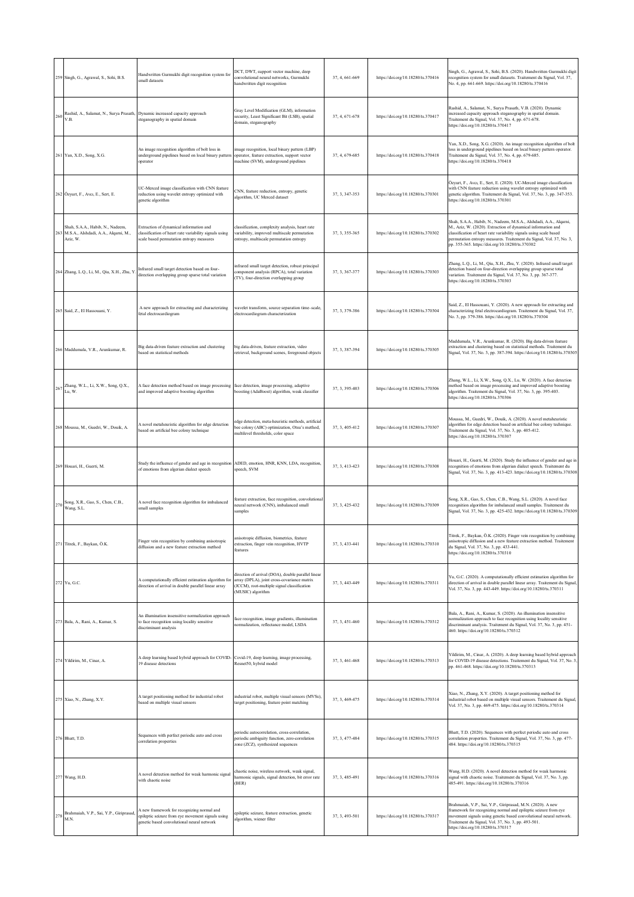| | | | | | | |
|---|---|---|---|---|---|---|
| 259 | Singh, G., Agrawal, S., Sohi, B.S. | Handwritten Gurmukhi digit recognition system for small datasets | DCT, DWT, support vector machine, deep convolutional neural networks, Gurmukhi handwritten digit recognition | 37, 4, 661-669 | https://doi.org/10.18280/ts.370416 | Singh, G., Agrawal, S., Sohi, B.S. (2020). Handwritten Gurmukhi digit recognition system for small datasets. Traitement du Signal, Vol. 37, No. 4, pp. 661-669. https://doi.org/10.18280/ts.370416 |
| 260 | Rashid, A., Salamat, N., Surya Prasath, V.B. | Dynamic increased capacity approach steganography in spatial domain | Gray Level Modification (GLM), information security, Least Significant Bit (LSB), spatial domain, steganography | 37, 4, 671-678 | https://doi.org/10.18280/ts.370417 | Rashid, A., Salamat, N., Surya Prasath, V.B. (2020). Dynamic increased capacity approach steganography in spatial domain. Traitement du Signal, Vol. 37, No. 4, pp. 671-678. https://doi.org/10.18280/ts.370417 |
| 261 | Yan, X.D., Song, X.G. | An image recognition algorithm of bolt loss in underground pipelines based on local binary pattern operator | image recognition, local binary pattern (LBP) operator, feature extraction, support vector machine (SVM), underground pipelines | 37, 4, 679-685 | https://doi.org/10.18280/ts.370418 | Yan, X.D., Song, X.G. (2020). An image recognition algorithm of bolt loss in underground pipelines based on local binary pattern operator. Traitement du Signal, Vol. 37, No. 4, pp. 679-685. https://doi.org/10.18280/ts.370418 |
| 262 | Özyurt, F., Avcı, E., Sert, E. | UC-Merced image classification with CNN feature reduction using wavelet entropy optimized with genetic algorithm | CNN, feature reduction, entropy, genetic algorithm, UC Merced dataset | 37, 3, 347-353 | https://doi.org/10.18280/ts.370301 | Özyurt, F., Avcı, E., Sert, E. (2020). UC-Merced image classification with CNN feature reduction using wavelet entropy optimized with genetic algorithm. Traitement du Signal, Vol. 37, No. 3, pp. 347-353. https://doi.org/10.18280/ts.370301 |
| 263 | Shah, S.A.A., Habib, N., Nadeem, M.S.A., Alshdadi, A.A., Alqarni, M., Aziz, W. | Extraction of dynamical information and classification of heart rate variability signals using scale based permutation entropy measures | classification, complexity analysis, heart rate variability, improved multiscale permutation entropy, multiscale permutation entropy | 37, 3, 355-365 | https://doi.org/10.18280/ts.370302 | Shah, S.A.A., Habib, N., Nadeem, M.S.A., Alshdadi, A.A., Alqarni, M., Aziz, W. (2020). Extraction of dynamical information and classification of heart rate variability signals using scale based permutation entropy measures. Traitement du Signal, Vol. 37, No. 3, pp. 355-365. https://doi.org/10.18280/ts.370302 |
| 264 | Zhang, L.Q., Li, M., Qiu, X.H., Zhu, Y. | Infrared small target detection based on four-direction overlapping group sparse total variation | infrared small target detection, robust principal component analysis (RPCA), total variation (TV), four-direction overlapping group | 37, 3, 367-377 | https://doi.org/10.18280/ts.370303 | Zhang, L.Q., Li, M., Qiu, X.H., Zhu, Y. (2020). Infrared small target detection based on four-direction overlapping group sparse total variation. Traitement du Signal, Vol. 37, No. 3, pp. 367-377. https://doi.org/10.18280/ts.370303 |
| 265 | Said, Z., El Hassouani, Y. | A new approach for extracting and characterizing fetal electrocardiogram | wavelet transform, source separation time–scale, electrocardiogram characterization | 37, 3, 379-386 | https://doi.org/10.18280/ts.370304 | Said, Z., El Hassouani, Y. (2020). A new approach for extracting and characterizing fetal electrocardiogram. Traitement du Signal, Vol. 37, No. 3, pp. 379-386. https://doi.org/10.18280/ts.370304 |
| 266 | Maddumala, V.R., Arunkumar, R. | Big data-driven feature extraction and clustering based on statistical methods | big data-driven, feature extraction, video retrieval, background scenes, foreground objects | 37, 3, 387-394 | https://doi.org/10.18280/ts.370305 | Maddumala, V.R., Arunkumar, R. (2020). Big data-driven feature extraction and clustering based on statistical methods. Traitement du Signal, Vol. 37, No. 3, pp. 387-394. https://doi.org/10.18280/ts.370305 |
| 267 | Zhang, W.L., Li, X.W., Song, Q.X., Lu, W. | A face detection method based on image processing and improved adaptive boosting algorithm | face detection, image processing, adaptive boosting (AdaBoost) algorithm, weak classifier | 37, 3, 395-403 | https://doi.org/10.18280/ts.370306 | Zhang, W.L., Li, X.W., Song, Q.X., Lu, W. (2020). A face detection method based on image processing and improved adaptive boosting algorithm. Traitement du Signal, Vol. 37, No. 3, pp. 395-403. https://doi.org/10.18280/ts.370306 |
| 268 | Moussa, M., Guedri, W., Douik, A. | A novel metaheuristic algorithm for edge detection based on artificial bee colony technique | edge detection, meta-heuristic methods, artificial bee colony (ABC) optimization, Otsu's method, multilevel thresholds, color space | 37, 3, 405-412 | https://doi.org/10.18280/ts.370307 | Moussa, M., Guedri, W., Douik, A. (2020). A novel metaheuristic algorithm for edge detection based on artificial bee colony technique. Traitement du Signal, Vol. 37, No. 3, pp. 405-412. https://doi.org/10.18280/ts.370307 |
| 269 | Houari, H., Guerti, M. | Study the influence of gender and age in recognition of emotions from algerian dialect speech | ADED, emotion, HNR, KNN, LDA, recognition, speech, SVM | 37, 3, 413-423 | https://doi.org/10.18280/ts.370308 | Houari, H., Guerti, M. (2020). Study the influence of gender and age in recognition of emotions from algerian dialect speech. Traitement du Signal, Vol. 37, No. 3, pp. 413-423. https://doi.org/10.18280/ts.370308 |
| 270 | Song, X.R., Gao, S., Chen, C.B., Wang, S.L. | A novel face recognition algorithm for imbalanced small samples | feature extraction, face recognition, convolutional neural network (CNN), imbalanced small samples | 37, 3, 425-432 | https://doi.org/10.18280/ts.370309 | Song, X.R., Gao, S., Chen, C.B., Wang, S.L. (2020). A novel face recognition algorithm for imbalanced small samples. Traitement du Signal, Vol. 37, No. 3, pp. 425-432. https://doi.org/10.18280/ts.370309 |
| 271 | Titrek, F., Baykan, Ö.K. | Finger vein recognition by combining anisotropic diffusion and a new feature extraction method | anisotropic diffusion, biometrics, feature extraction, finger vein recognition, HVTP features | 37, 3, 433-441 | https://doi.org/10.18280/ts.370310 | Titrek, F., Baykan, Ö.K. (2020). Finger vein recognition by combining anisotropic diffusion and a new feature extraction method. Traitement du Signal, Vol. 37, No. 3, pp. 433-441. https://doi.org/10.18280/ts.370310 |
| 272 | Yu, G.C. | A computationally efficient estimation algorithm for direction of arrival in double parallel linear array | direction of arrival (DOA), double parallel linear array (DPLA), joint cross-covariance matrix (JCCM), mutiple signal classification (MUSIC) algorithm | 37, 3, 443-449 | https://doi.org/10.18280/ts.370311 | Yu, G.C. (2020). A computationally efficient estimation algorithm for direction of arrival in double parallel linear array. Traitement du Signal, Vol. 37, No. 3, pp. 443-449. https://doi.org/10.18280/ts.370311 |
| 273 | Bala, A., Rani, A., Kumar, S. | An illumination insensitive normalization approach to face recognition using locality sensitive discriminant analysis | face recognition, image gradients, illumination normalization, reflectance model, LSDA | 37, 3, 451-460 | https://doi.org/10.18280/ts.370312 | Bala, A., Rani, A., Kumar, S. (2020). An illumination insensitive normalization approach to face recognition using locality sensitive discriminant analysis. Traitement du Signal, Vol. 37, No. 3, pp. 451-460. https://doi.org/10.18280/ts.370312 |
| 274 | Yildirim, M., Cinar, A. | A deep learning based hybrid approach for COVID-19 disease detections | Covid-19, deep learning, image processing, Resnet50, hybrid model | 37, 3, 461-468 | https://doi.org/10.18280/ts.370313 | Yildirim, M., Cinar, A. (2020). A deep learning based hybrid approach for COVID-19 disease detections. Traitement du Signal, Vol. 37, No. 3, pp. 461-468. https://doi.org/10.18280/ts.370313 |
| 275 | Xiao, N., Zhang, X.Y. | A target positioning method for industrial robot based on multiple visual sensors | industrial robot, multiple visual sensors (MVSs), target positioning, feature point matching | 37, 3, 469-475 | https://doi.org/10.18280/ts.370314 | Xiao, N., Zhang, X.Y. (2020). A target positioning method for industrial robot based on multiple visual sensors. Traitement du Signal, Vol. 37, No. 3, pp. 469-475. https://doi.org/10.18280/ts.370314 |
| 276 | Bhatt, T.D. | Sequences with perfect periodic auto and cross correlation properties | periodic autocorrelation, cross-correlation, periodic ambiguity function, zero-correlation zone (ZCZ), synthesized sequences | 37, 3, 477-484 | https://doi.org/10.18280/ts.370315 | Bhatt, T.D. (2020). Sequences with perfect periodic auto and cross correlation properties. Traitement du Signal, Vol. 37, No. 3, pp. 477-484. https://doi.org/10.18280/ts.370315 |
| 277 | Wang, H.D. | A novel detection method for weak harmonic signal with chaotic noise | chaotic noise, wireless network, weak signal, harmonic signals, signal detection, bit error rate (BER) | 37, 3, 485-491 | https://doi.org/10.18280/ts.370316 | Wang, H.D. (2020). A novel detection method for weak harmonic signal with chaotic noise. Traitement du Signal, Vol. 37, No. 3, pp. 485-491. https://doi.org/10.18280/ts.370316 |
| 278 | Brahmaiah, V.P., Sai, Y.P., Giriprasad, M.N. | A new framework for recognizing normal and epileptic seizure from eye movement signals using genetic based convolutional neural network | epileptic seizure, feature extraction, genetic algorithm, wiener filter | 37, 3, 493-501 | https://doi.org/10.18280/ts.370317 | Brahmaiah, V.P., Sai, Y.P., Giriprasad, M.N. (2020). A new framework for recognizing normal and epileptic seizure from eye movement signals using genetic based convolutional neural network. Traitement du Signal, Vol. 37, No. 3, pp. 493-501. https://doi.org/10.18280/ts.370317 |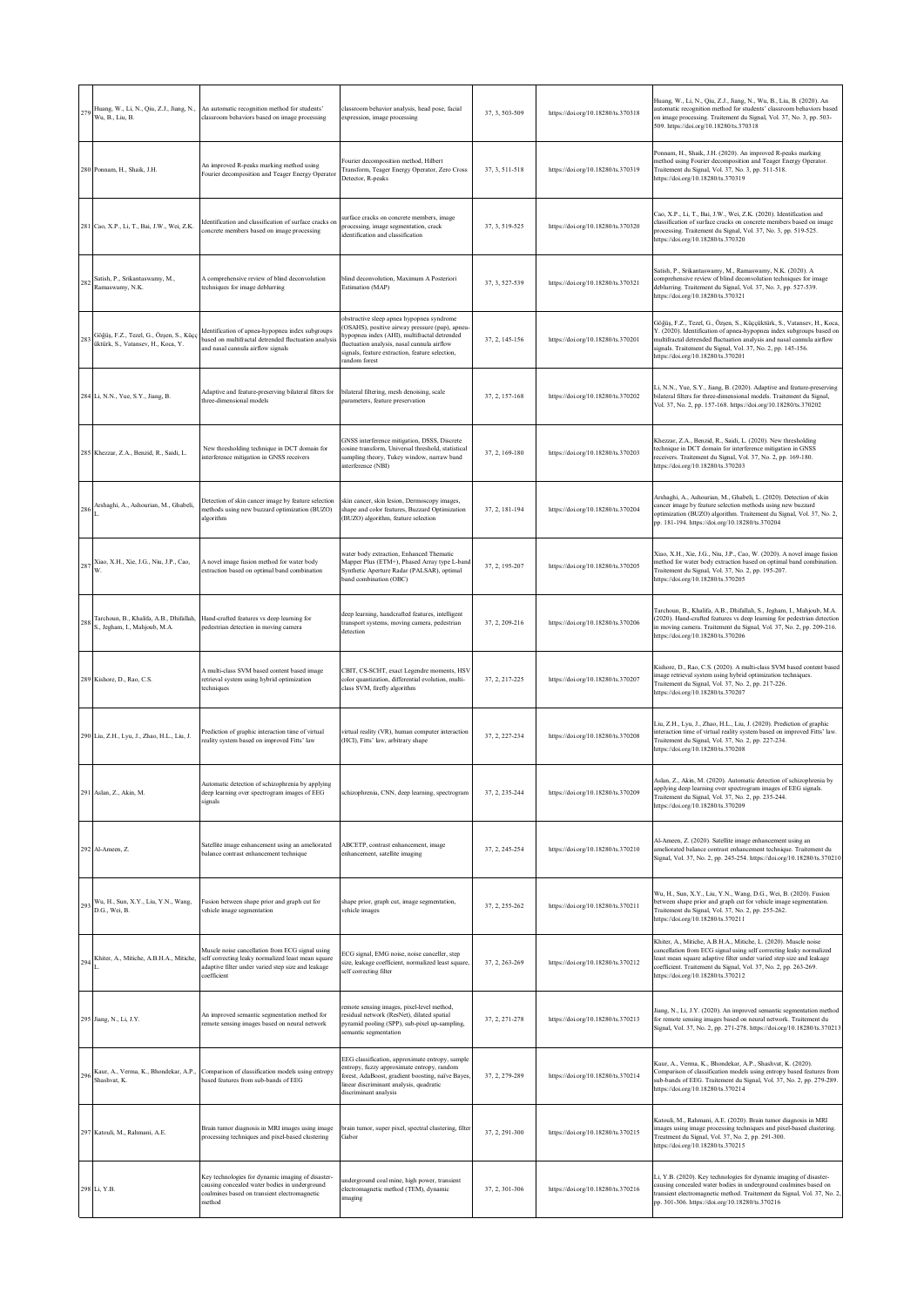| 279 | Huang, W., Li, N., Qiu, Z.J., Jiang, N., Wu, B., Liu, B. | An automatic recognition method for students' classroom behaviors based on image processing | classroom behavior analysis, head pose, facial expression, image processing | 37, 3, 503-509 | https://doi.org/10.18280/ts.370318 | Huang, W., Li, N., Qiu, Z.J., Jiang, N., Wu, B., Liu, B. (2020). An automatic recognition method for students' classroom behaviors based on image processing. Traitement du Signal, Vol. 37, No. 3, pp. 503-509. https://doi.org/10.18280/ts.370318 |
|---|---|---|---|---|---|---|
| 280 | Ponnam, H., Shaik, J.H. | An improved R-peaks marking method using Fourier decomposition and Teager Energy Operator | Fourier decomposition method, Hilbert Transform, Teager Energy Operator, Zero Cross Detector, R-peaks | 37, 3, 511-518 | https://doi.org/10.18280/ts.370319 | Ponnam, H., Shaik, J.H. (2020). An improved R-peaks marking method using Fourier decomposition and Teager Energy Operator. Traitement du Signal, Vol. 37, No. 3, pp. 511-518. https://doi.org/10.18280/ts.370319 |
| 281 | Cao, X.P., Li, T., Bai, J.W., Wei, Z.K. | Identification and classification of surface cracks on concrete members based on image processing | surface cracks on concrete members, image processing, image segmentation, crack identification and classification | 37, 3, 519-525 | https://doi.org/10.18280/ts.370320 | Cao, X.P., Li, T., Bai, J.W., Wei, Z.K. (2020). Identification and classification of surface cracks on concrete members based on image processing. Traitement du Signal, Vol. 37, No. 3, pp. 519-525. https://doi.org/10.18280/ts.370320 |
| 282 | Satish, P., Srikantaswamy, M., Ramaswamy, N.K. | A comprehensive review of blind deconvolution techniques for image deblurring | blind deconvolution, Maximum A Posteriori Estimation (MAP) | 37, 3, 527-539 | https://doi.org/10.18280/ts.370321 | Satish, P., Srikantaswamy, M., Ramaswamy, N.K. (2020). A comprehensive review of blind deconvolution techniques for image deblurring. Traitement du Signal, Vol. 37, No. 3, pp. 527-539. https://doi.org/10.18280/ts.370321 |
| 283 | Göğüş, F.Z., Tezel, G., Özşen, S., Küçüktürk, S., Vatansev, H., Koca, Y. | Identification of apnea-hypopnea index subgroups based on multifractal detrended fluctuation analysis and nasal cannula airflow signals | obstructive sleep apnea hypopnea syndrome (OSAHS), positive airway pressure (pap), apnea-hypopnea index (AHI), multifractal detrended fluctuation analysis, nasal cannula airflow signals, feature extraction, feature selection, random forest | 37, 2, 145-156 | https://doi.org/10.18280/ts.370201 | Göğüş, F.Z., Tezel, G., Özşen, S., Küçüktürk, S., Vatansev, H., Koca, Y. (2020). Identification of apnea-hypopnea index subgroups based on multifractal detrended fluctuation analysis and nasal cannula airflow signals. Traitement du Signal, Vol. 37, No. 2, pp. 145-156. https://doi.org/10.18280/ts.370201 |
| 284 | Li, N.N., Yue, S.Y., Jiang, B. | Adaptive and feature-preserving bilateral filters for three-dimensional models | bilateral filtering, mesh denoising, scale parameters, feature preservation | 37, 2, 157-168 | https://doi.org/10.18280/ts.370202 | Li, N.N., Yue, S.Y., Jiang, B. (2020). Adaptive and feature-preserving bilateral filters for three-dimensional models. Traitement du Signal, Vol. 37, No. 2, pp. 157-168. https://doi.org/10.18280/ts.370202 |
| 285 | Khezzar, Z.A., Benzid, R., Saidi, L. | New thresholding technique in DCT domain for interference mitigation in GNSS receivers | GNSS interference mitigation, DSSS, Discrete cosine transform, Universal threshold, statistical sampling theory, Tukey window, narrow band interference (NBI) | 37, 2, 169-180 | https://doi.org/10.18280/ts.370203 | Khezzar, Z.A., Benzid, R., Saidi, L. (2020). New thresholding technique in DCT domain for interference mitigation in GNSS receivers. Traitement du Signal, Vol. 37, No. 2, pp. 169-180. https://doi.org/10.18280/ts.370203 |
| 286 | Arshaghi, A., Ashourian, M., Ghabeli, L. | Detection of skin cancer image by feature selection methods using new buzzard optimization (BUZO) algorithm | skin cancer, skin lesion, Dermoscopy images, shape and color features, Buzzard Optimization (BUZO) algorithm, feature selection | 37, 2, 181-194 | https://doi.org/10.18280/ts.370204 | Arshaghi, A., Ashourian, M., Ghabeli, L. (2020). Detection of skin cancer image by feature selection methods using new buzzard optimization (BUZO) algorithm. Traitement du Signal, Vol. 37, No. 2, pp. 181-194. https://doi.org/10.18280/ts.370204 |
| 287 | Xiao, X.H., Xie, J.G., Niu, J.P., Cao, W. | A novel image fusion method for water body extraction based on optimal band combination | water body extraction, Enhanced Thematic Mapper Plus (ETM+), Phased Array type L-band Synthetic Aperture Radar (PALSAR), optimal band combination (OBC) | 37, 2, 195-207 | https://doi.org/10.18280/ts.370205 | Xiao, X.H., Xie, J.G., Niu, J.P., Cao, W. (2020). A novel image fusion method for water body extraction based on optimal band combination. Traitement du Signal, Vol. 37, No. 2, pp. 195-207. https://doi.org/10.18280/ts.370205 |
| 288 | Tarchoun, B., Khalifa, A.B., Dhifallah, S., Jegham, I., Mahjoub, M.A. | Hand-crafted features vs deep learning for pedestrian detection in moving camera | deep learning, handcrafted features, intelligent transport systems, moving camera, pedestrian detection | 37, 2, 209-216 | https://doi.org/10.18280/ts.370206 | Tarchoun, B., Khalifa, A.B., Dhifallah, S., Jegham, I., Mahjoub, M.A. (2020). Hand-crafted features vs deep learning for pedestrian detection in moving camera. Traitement du Signal, Vol. 37, No. 2, pp. 209-216. https://doi.org/10.18280/ts.370206 |
| 289 | Kishore, D., Rao, C.S. | A multi-class SVM based content based image retrieval system using hybrid optimization techniques | CBIT, CS-SCHT, exact Legendre moments, HSV color quantization, differential evolution, multi-class SVM, firefly algorithm | 37, 2, 217-225 | https://doi.org/10.18280/ts.370207 | Kishore, D., Rao, C.S. (2020). A multi-class SVM based content based image retrieval system using hybrid optimization techniques. Traitement du Signal, Vol. 37, No. 2, pp. 217-226. https://doi.org/10.18280/ts.370207 |
| 290 | Liu, Z.H., Lyu, J., Zhao, H.L., Liu, J. | Prediction of graphic interaction time of virtual reality system based on improved Fitts' law | virtual reality (VR), human computer interaction (HCI), Fitts' law, arbitrary shape | 37, 2, 227-234 | https://doi.org/10.18280/ts.370208 | Liu, Z.H., Lyu, J., Zhao, H.L., Liu, J. (2020). Prediction of graphic interaction time of virtual reality system based on improved Fitts' law. Traitement du Signal, Vol. 37, No. 2, pp. 227-234. https://doi.org/10.18280/ts.370208 |
| 291 | Aslan, Z., Akin, M. | Automatic detection of schizophrenia by applying deep learning over spectrogram images of EEG signals | schizophrenia, CNN, deep learning, spectrogram | 37, 2, 235-244 | https://doi.org/10.18280/ts.370209 | Aslan, Z., Akin, M. (2020). Automatic detection of schizophrenia by applying deep learning over spectrogram images of EEG signals. Traitement du Signal, Vol. 37, No. 2, pp. 235-244. https://doi.org/10.18280/ts.370209 |
| 292 | Al-Ameen, Z. | Satellite image enhancement using an ameliorated balance contrast enhancement technique | ABCETP, contrast enhancement, image enhancement, satellite imaging | 37, 2, 245-254 | https://doi.org/10.18280/ts.370210 | Al-Ameen, Z. (2020). Satellite image enhancement using an ameliorated balance contrast enhancement technique. Traitement du Signal, Vol. 37, No. 2, pp. 245-254. https://doi.org/10.18280/ts.370210 |
| 293 | Wu, H., Sun, X.Y., Liu, Y.N., Wang, D.G., Wei, B. | Fusion between shape prior and graph cut for vehicle image segmentation | shape prior, graph cut, image segmentation, vehicle images | 37, 2, 255-262 | https://doi.org/10.18280/ts.370211 | Wu, H., Sun, X.Y., Liu, Y.N., Wang, D.G., Wei, B. (2020). Fusion between shape prior and graph cut for vehicle image segmentation. Traitement du Signal, Vol. 37, No. 2, pp. 255-262. https://doi.org/10.18280/ts.370211 |
| 294 | Khiter, A., Mitiche, A.B.H.A., Mitiche, L. | Muscle noise cancellation from ECG signal using self correcting leaky normalized least mean square adaptive filter under varied step size and leakage coefficient | ECG signal, EMG noise, noise canceller, step size, leakage coefficient, normalized least square, self correcting filter | 37, 2, 263-269 | https://doi.org/10.18280/ts.370212 | Khiter, A., Mitiche, A.B.H.A., Mitiche, L. (2020). Muscle noise cancellation from ECG signal using self correcting leaky normalized least mean square adaptive filter under varied step size and leakage coefficient. Traitement du Signal, Vol. 37, No. 2, pp. 263-269. https://doi.org/10.18280/ts.370212 |
| 295 | Jiang, N., Li, J.Y. | An improved semantic segmentation method for remote sensing images based on neural network | remote sensing images, pixel-level method, residual network (ResNet), dilated spatial pyramid pooling (SPP), sub-pixel up-sampling, semantic segmentation | 37, 2, 271-278 | https://doi.org/10.18280/ts.370213 | Jiang, N., Li, J.Y. (2020). An improved semantic segmentation method for remote sensing images based on neural network. Traitement du Signal, Vol. 37, No. 2, pp. 271-278. https://doi.org/10.18280/ts.370213 |
| 296 | Kaur, A., Verma, K., Bhondekar, A.P., Shashvat, K. | Comparison of classification models using entropy based features from sub-bands of EEG | EEG classification, approximate entropy, sample entropy, fuzzy approximate entropy, random forest, AdaBoost, gradient boosting, naïve Bayes, linear discriminant analysis, quadratic discriminant analysis | 37, 2, 279-289 | https://doi.org/10.18280/ts.370214 | Kaur, A., Verma, K., Bhondekar, A.P., Shashvat, K. (2020). Comparison of classification models using entropy based features from sub-bands of EEG. Traitement du Signal, Vol. 37, No. 2, pp. 279-289. https://doi.org/10.18280/ts.370214 |
| 297 | Katouli, M., Rahmani, A.E. | Brain tumor diagnosis in MRI images using image processing techniques and pixel-based clustering | brain tumor, super pixel, spectral clustering, filter Gabor | 37, 2, 291-300 | https://doi.org/10.18280/ts.370215 | Katouli, M., Rahmani, A.E. (2020). Brain tumor diagnosis in MRI images using image processing techniques and pixel-based clustering. Traitement du Signal, Vol. 37, No. 2, pp. 291-300. https://doi.org/10.18280/ts.370215 |
| 298 | Li, Y.B. | Key technologies for dynamic imaging of disaster-causing concealed water bodies in underground coalmines based on transient electromagnetic method | underground coal mine, high power, transient electromagnetic method (TEM), dynamic imaging | 37, 2, 301-306 | https://doi.org/10.18280/ts.370216 | Li, Y.B. (2020). Key technologies for dynamic imaging of disaster-causing concealed water bodies in underground coalmines based on transient electromagnetic method. Traitement du Signal, Vol. 37, No. 2, pp. 301-306. https://doi.org/10.18280/ts.370216 |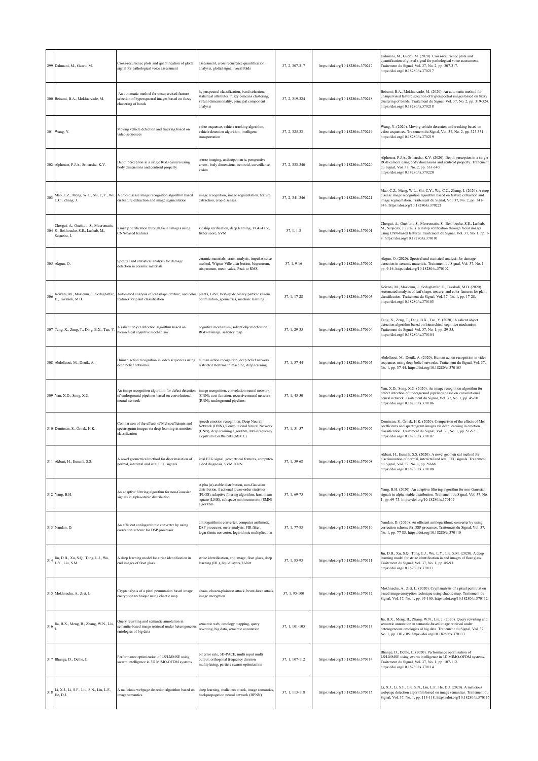| | | | | | | |
|---|---|---|---|---|---|---|
| 299 | Dahmani, M., Guerti, M. | Cross-recurrence plots and quantification of glottal signal for pathological voice assessment | assessment, cross recurrence quantification analysis, glottal signal, vocal folds | 37, 2, 307-317 | https://doi.org/10.18280/ts.370217 | Dahmani, M., Guerti, M. (2020). Cross-recurrence plots and quantification of glottal signal for pathological voice assessment. Traitement du Signal, Vol. 37, No. 2, pp. 307-317. https://doi.org/10.18280/ts.370217 |
| 300 | Beirami, B.A., Mokhtarzade, M. | An automatic method for unsupervised feature selection of hyperspectral images based on fuzzy clustering of bands | hyperspectral classification, band selection; statistical attributes, fuzzy c-means clustering, virtual dimensionality, principal component analysis | 37, 2, 319-324 | https://doi.org/10.18280/ts.370218 | Beirami, B.A., Mokhtarzade, M. (2020). An automatic method for unsupervised feature selection of hyperspectral images based on fuzzy clustering of bands. Traitement du Signal, Vol. 37, No. 2, pp. 319-324. https://doi.org/10.18280/ts.370218 |
| 301 | Wang, Y. | Moving vehicle detection and tracking based on video sequences | video sequence, vehicle tracking algorithm, vehicle detection algorithm, intelligent transportation | 37, 2, 325-331 | https://doi.org/10.18280/ts.370219 | Wang, Y. (2020). Moving vehicle detection and tracking based on video sequences. Traitement du Signal, Vol. 37, No. 2, pp. 325-331. https://doi.org/10.18280/ts.370219 |
| 302 | Alphonse, P.J.A., Sriharsha, K.V. | Depth perception in a single RGB camera using body dimensions and centroid property | stereo imaging, anthropometric, perspective errors, body dimensions, centroid, surveillance, vision | 37, 2, 333-340 | https://doi.org/10.18280/ts.370220 | Alphonse, P.J.A., Sriharsha, K.V. (2020). Depth perception in a single RGB camera using body dimensions and centroid property. Traitement du Signal, Vol. 37, No. 2, pp. 333-340. https://doi.org/10.18280/ts.370220 |
| 303 | Mao, C.Z., Meng, W.L., Shi, C,Y., Wu, C.C., Zhang, J. | A crop disease image recognition algorithm based on feature extraction and image segmentation | image recognition, image segmentation, feature extraction, crop diseases | 37, 2, 341-346 | https://doi.org/10.18280/ts.370221 | Mao, C.Z., Meng, W.L., Shi, C,Y., Wu, C.C., Zhang, J. (2020). A crop disease image recognition algorithm based on feature extraction and image segmentation. Traitement du Signal, Vol. 37, No. 2, pp. 341-346. https://doi.org/10.18280/ts.370221 |
| 304 | Chergui, A., Ouchtati, S., Mavromatis, S., Bekhouche, S.E., Lashab, M., Sequeira, J. | Kinship verification through facial images using CNN-based features | kinship verification, deep learning, VGG-Face, fisher score, SVM | 37, 1, 1-8 | https://doi.org/10.18280/ts.370101 | Chergui, A., Ouchtati, S., Mavromatis, S., Bekhouche, S.E., Lashab, M., Sequeira, J. (2020). Kinship verification through facial images using CNN-based features. Traitement du Signal, Vol. 37, No. 1, pp. 1-8. https://doi.org/10.18280/ts.370101 |
| 305 | Akgun, O. | Spectral and statistical analysis for damage detection in ceramic materials | ceramic materials, crack analysis, impulse noise method, Wigner Ville distribution, bispectrum, trispectrum, mean value, Peak to RMS | 37, 1, 9-16 | https://doi.org/10.18280/ts.370102 | Akgun, O. (2020). Spectral and statistical analysis for damage detection in ceramic materials. Traitement du Signal, Vol. 37, No. 1, pp. 9-16. https://doi.org/10.18280/ts.370102 |
| 306 | Keivani, M., Mazloum, J., Sedaghatfar, E., Tavakoli, M.B. | Automated analysis of leaf shape, texture, and color features for plant classification | plants, GIST, best-guide binary particle swarm optimization, geometrics, machine learning | 37, 1, 17-28 | https://doi.org/10.18280/ts.370103 | Keivani, M., Mazloum, J., Sedaghatfar, E., Tavakoli, M.B. (2020). Automated analysis of leaf shape, texture, and color features for plant classification. Traitement du Signal, Vol. 37, No. 1, pp. 17-28. https://doi.org/10.18280/ts.370103 |
| 307 | Tang, X., Zeng, T., Ding, B.X., Tan, Y. | A salient object detection algorithm based on hierarchical cognitive mechanism | cognitive mechanism, salient object detection, RGB-D image, saliency map | 37, 1, 29-35 | https://doi.org/10.18280/ts.370104 | Tang, X., Zeng, T., Ding, B.X., Tan, Y. (2020). A salient object detection algorithm based on hierarchical cognitive mechanism. Traitement du Signal, Vol. 37, No. 1, pp. 29-35. https://doi.org/10.18280/ts.370104 |
| 308 | Abdellaoui, M., Douik, A. | Human action recognition in video sequences using deep belief networks | human action recognition, deep belief network, restricted Boltzmann machine, deep learning | 37, 1, 37-44 | https://doi.org/10.18280/ts.370105 | Abdellaoui, M., Douik, A. (2020). Human action recognition in video sequences using deep belief networks. Traitement du Signal, Vol. 37, No. 1, pp. 37-44. https://doi.org/10.18280/ts.370105 |
| 309 | Yan, X.D., Song, X.G. | An image recognition algorithm for defect detection of underground pipelines based on convolutional neural network | image recognition, convolution neural network (CNN), cost function, recursive neural network (RNN), underground pipelines | 37, 1, 45-50 | https://doi.org/10.18280/ts.370106 | Yan, X.D., Song, X.G. (2020). An image recognition algorithm for defect detection of underground pipelines based on convolutional neural network. Traitement du Signal, Vol. 37, No. 1, pp. 45-50. https://doi.org/10.18280/ts.370106 |
| 310 | Demircan, S., Örnek, H.K. | Comparison of the effects of Mel coefficients and spectrogram images via deep learning in emotion classification | speech emotion recognition, Deep Neural Network (DNN), Convolutional Neural Network (CNN), deep learning algorithm, Mel-Frequency Cepstrum Coefficients (MFCC) | 37, 1, 51-57 | https://doi.org/10.18280/ts.370107 | Demircan, S., Örnek, H.K. (2020). Comparison of the effects of Mel coefficients and spectrogram images via deep learning in emotion classification. Traitement du Signal, Vol. 37, No. 1, pp. 51-57. https://doi.org/10.18280/ts.370107 |
| 311 | Akbari, H., Esmaili, S.S. | A novel geometrical method for discrimination of normal, interictal and ictal EEG signals | ictal EEG signal, geometrical features, computer-aided diagnosis, SVM, KNN | 37, 1, 59-68 | https://doi.org/10.18280/ts.370108 | Akbari, H., Esmaili, S.S. (2020). A novel geometrical method for discrimination of normal, interictal and ictal EEG signals. Traitement du Signal, Vol. 37, No. 1, pp. 59-68. https://doi.org/10.18280/ts.370108 |
| 312 | Yang, B.H. | An adaptive filtering algorithm for non-Gaussian signals in alpha-stable distribution | Alpha (α)-stable distribution, non-Gaussian distribution, fractional lower-order statistics (FLOS), adaptive filtering algorithm, least mean square (LMS), subspace minimum norm (SMN) algorithm | 37, 1, 69-75 | https://doi.org/10.18280/ts.370109 | Yang, B.H. (2020). An adaptive filtering algorithm for non-Gaussian signals in alpha-stable distribution. Traitement du Signal, Vol. 37, No. 1, pp. 69-75. https://doi.org/10.18280/ts.370109 |
| 313 | Nandan, D. | An efficient antilogarithmic converter by using correction scheme for DSP processor | antilogarithmic converter, computer arithmetic, DSP processor, error analysis, FIR filter, logarithmic converter, logarithmic multiplication | 37, 1, 77-83 | https://doi.org/10.18280/ts.370110 | Nandan, D. (2020). An efficient antilogarithmic converter by using correction scheme for DSP processor. Traitement du Signal, Vol. 37, No. 1, pp. 77-83. https://doi.org/10.18280/ts.370110 |
| 314 | Jin, D.B., Xu, S.Q., Tong, L.J., Wu, L.Y., Liu, S.M. | A deep learning model for striae identification in end images of float glass | striae identification, end image, float glass, deep learning (DL), liquid layers, U-Net | 37, 1, 85-93 | https://doi.org/10.18280/ts.370111 | Jin, D.B., Xu, S.Q., Tong, L.J., Wu, L.Y., Liu, S.M. (2020). A deep learning model for striae identification in end images of float glass. Traitement du Signal, Vol. 37, No. 1, pp. 85-93. https://doi.org/10.18280/ts.370111 |
| 315 | Mokhnache, A., Ziet, L. | Cryptanalysis of a pixel permutation based image encryption technique using chaotic map | chaos, chosen-plaintext attack, brute-force attack, image encryption | 37, 1, 95-100 | https://doi.org/10.18280/ts.370112 | Mokhnache, A., Ziet, L. (2020). Cryptanalysis of a pixel permutation based image encryption technique using chaotic map. Traitement du Signal, Vol. 37, No. 1, pp. 95-100. https://doi.org/10.18280/ts.370112 |
| 316 | Jia, B.X., Meng, B., Zhang, W.N., Liu, J. | Query rewriting and semantic annotation in semantic-based image retrieval under heterogeneous ontologies of big data | semantic web, ontology mapping, query rewriting, big data, semantic annotation | 37, 1, 101-105 | https://doi.org/10.18280/ts.370113 | Jia, B.X., Meng, B., Zhang, W.N., Liu, J. (2020). Query rewriting and semantic annotation in semantic-based image retrieval under heterogeneous ontologies of big data. Traitement du Signal, Vol. 37, No. 1, pp. 101-105. https://doi.org/10.18280/ts.370113 |
| 317 | Bhange, D., Dethe, C. | Performance optimization of LS/LMMSE using swarm intelligence in 3D MIMO-OFDM systems | bit error rate, 3D-PACE, multi input multi output, orthogonal frequency division multiplexing, particle swarm optimization | 37, 1, 107-112 | https://doi.org/10.18280/ts.370114 | Bhange, D., Dethe, C. (2020). Performance optimization of LS/LMMSE using swarm intelligence in 3D MIMO-OFDM systems. Traitement du Signal, Vol. 37, No. 1, pp. 107-112. https://doi.org/10.18280/ts.370114 |
| 318 | Li, X.J., Li, S.F., Liu, S.N., Liu, L.F., He, D.J. | A malicious webpage detection algorithm based on image semantics | deep learning, malicious attack, image semantics, backpropagation neural network (BPNN) | 37, 1, 113-118 | https://doi.org/10.18280/ts.370115 | Li, X.J., Li, S.F., Liu, S.N., Liu, L.F., He, D.J. (2020). A malicious webpage detection algorithm based on image semantics. Traitement du Signal, Vol. 37, No. 1, pp. 113-118. https://doi.org/10.18280/ts.370115 |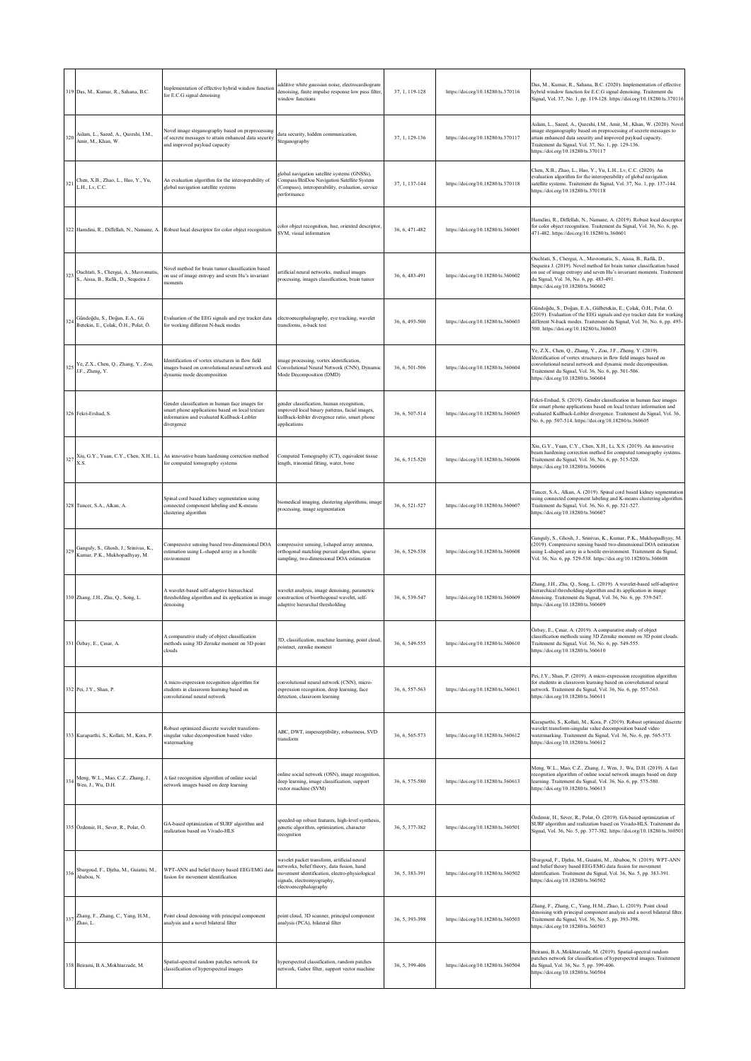| | | | | | | |
|---|---|---|---|---|---|---|
| 319 | Das, M., Kumar, R., Sahana, B.C. | Implementation of effective hybrid window function for E.C.G signal denoising | additive white gaussian noise, electrocardiogram denoising, finite impulse response low pass filter, window functions | 37, 1, 119-128 | https://doi.org/10.18280/ts.370116 | Das, M., Kumar, R., Sahana, B.C. (2020). Implementation of effective hybrid window function for E.C.G signal denoising. Traitement du Signal, Vol. 37, No. 1, pp. 119-128. https://doi.org/10.18280/ts.370116 |
| 320 | Aslam, L., Saeed, A., Qureshi, I.M., Amir, M., Khan, W. | Novel image steganography based on preprocessing of secrete messages to attain enhanced data security and improved payload capacity | data security, hidden communication, Steganography | 37, 1, 129-136 | https://doi.org/10.18280/ts.370117 | Aslam, L., Saeed, A., Qureshi, I.M., Amir, M., Khan, W. (2020). Novel image steganography based on preprocessing of secrete messages to attain enhanced data security and improved payload capacity. Traitement du Signal, Vol. 37, No. 1, pp. 129-136. https://doi.org/10.18280/ts.370117 |
| 321 | Chen, X.B., Zhao, L., Hao, Y., Yu, L.H., Lv, C.C. | An evaluation algorithm for the interoperability of global navigation satellite systems | global navigation satellite systems (GNSSs), Compass/BeiDou Navigation Satellite System (Compass), interoperability, evaluation, service performance | 37, 1, 137-144 | https://doi.org/10.18280/ts.370118 | Chen, X.B., Zhao, L., Hao, Y., Yu, L.H., Lv, C.C. (2020). An evaluation algorithm for the interoperability of global navigation satellite systems. Traitement du Signal, Vol. 37, No. 1, pp. 137-144. https://doi.org/10.18280/ts.370118 |
| 322 | Hamdini, R., Diffellah, N., Namane, A. | Robust local descriptor for color object recognition | color object recognition, hue, oriented descriptor, SVM, visual information | 36, 6, 471-482 | https://doi.org/10.18280/ts.360601 | Hamdini, R., Diffellah, N., Namane, A. (2019). Robust local descriptor for color object recognition. Traitement du Signal, Vol. 36, No. 6, pp. 471-482. https://doi.org/10.18280/ts.360601 |
| 323 | Ouchtati, S., Chergui, A., Mavromatis, S., Aissa, B., Rafik, D., Sequeira J. | Novel method for brain tumor classification based on use of image entropy and seven Hu's invariant moments | artificial neural networks, medical images processing, images classification, brain tumor | 36, 6, 483-491 | https://doi.org/10.18280/ts.360602 | Ouchtati, S., Chergui, A., Mavromatis, S., Aissa, B., Rafik, D., Sequeira J. (2019). Novel method for brain tumor classification based on use of image entropy and seven Hu's invariant moments. Traitement du Signal, Vol. 36, No. 6, pp. 483-491. https://doi.org/10.18280/ts.360602 |
| 324 | Gündoğdu, S., Doğan, E.A., Gü lbetekin, E., Çolak, Ö.H., Polat, Ö. | Evaluation of the EEG signals and eye tracker data for working different N-back modes | electroencephalography, eye tracking, wavelet transforms, n-back test | 36, 6, 493-500 | https://doi.org/10.18280/ts.360603 | Gündoğdu, S., Doğan, E.A., Gülbetekin, E., Çolak, Ö.H., Polat, Ö. (2019). Evaluation of the EEG signals and eye tracker data for working different N-back modes. Traitement du Signal, Vol. 36, No. 6, pp. 493-500. https://doi.org/10.18280/ts.360603 |
| 325 | Ye, Z.X., Chen, Q., Zhang, Y., Zou, J.F., Zheng, Y. | Identification of vortex structures in flow field images based on convolutional neural network and dynamic mode decomposition | image processing, vortex identification, Convolutional Neural Network (CNN), Dynamic Mode Decomposition (DMD) | 36, 6, 501-506 | https://doi.org/10.18280/ts.360604 | Ye, Z.X., Chen, Q., Zhang, Y., Zou, J.F., Zheng, Y. (2019). Identification of vortex structures in flow field images based on convolutional neural network and dynamic mode decomposition. Traitement du Signal, Vol. 36, No. 6, pp. 501-506. https://doi.org/10.18280/ts.360604 |
| 326 | Fekri-Ershad, S. | Gender classification in human face images for smart phone applications based on local texture information and evaluated Kullback-Leibler divergence | gender classification, human recognition, improved local binary patterns, facial images, kullback-leibler divergence ratio, smart phone applications | 36, 6, 507-514 | https://doi.org/10.18280/ts.360605 | Fekri-Ershad, S. (2019). Gender classification in human face images for smart phone applications based on local texture information and evaluated Kullback-Leibler divergence. Traitement du Signal, Vol. 36, No. 6, pp. 507-514. https://doi.org/10.18280/ts.360605 |
| 327 | Xiu, G.Y., Yuan, C.Y., Chen, X.H., Li, X.S. | An innovative beam hardening correction method for computed tomography systems | Computed Tomography (CT), equivalent tissue length, trinomial fitting, water, bone | 36, 6, 515-520 | https://doi.org/10.18280/ts.360606 | Xiu, G.Y., Yuan, C.Y., Chen, X.H., Li, X.S. (2019). An innovative beam hardening correction method for computed tomography systems. Traitement du Signal, Vol. 36, No. 6, pp. 515-520. https://doi.org/10.18280/ts.360606 |
| 328 | Tuncer, S.A., Alkan, A. | Spinal cord based kidney segmentation using connected component labeling and K-means clustering algorithm | biomedical imaging, clustering algorithms, image processing, image segmentation | 36, 6, 521-527 | https://doi.org/10.18280/ts.360607 | Tuncer, S.A., Alkan, A. (2019). Spinal cord based kidney segmentation using connected component labeling and K-means clustering algorithm. Traitement du Signal, Vol. 36, No. 6, pp. 521-527. https://doi.org/10.18280/ts.360607 |
| 329 | Ganguly, S., Ghosh, J., Srinivas, K., Kumar, P.K., Mukhopadhyay, M. | Compressive sensing based two-dimensional DOA estimation using L-shaped array in a hostile environment | compressive sensing, l-shaped array antenna, orthogonal matching pursuit algorithm, sparse sampling, two-dimensional DOA estimation | 36, 6, 529-538 | https://doi.org/10.18280/ts.360608 | Ganguly, S., Ghosh, J., Srinivas, K., Kumar, P.K., Mukhopadhyay, M. (2019). Compressive sensing based two-dimensional DOA estimation using L-shaped array in a hostile environment. Traitement du Signal, Vol. 36, No. 6, pp. 529-538. https://doi.org/10.18280/ts.360608 |
| 330 | Zhang, J.H., Zhu, Q., Song, L. | A wavelet-based self-adaptive hierarchical thresholding algorithm and its application in image denoising | wavelet analysis, image denoising, parametric construction of biorthogonal wavelet, self-adaptive hierarchical thresholding | 36, 6, 539-547 | https://doi.org/10.18280/ts.360609 | Zhang, J.H., Zhu, Q., Song, L. (2019). A wavelet-based self-adaptive hierarchical thresholding algorithm and its application in image denoising. Traitement du Signal, Vol. 36, No. 6, pp. 539-547. https://doi.org/10.18280/ts.360609 |
| 331 | Özbay, E., Çinar, A. | A comparative study of object classification methods using 3D Zernike moment on 3D point clouds | 3D, classification, machine learning, point cloud, pointnet, zernike moment | 36, 6, 549-555 | https://doi.org/10.18280/ts.360610 | Özbay, E., Çınar, A. (2019). A comparative study of object classification methods using 3D Zernike moment on 3D point clouds. Traitement du Signal, Vol. 36, No. 6, pp. 549-555. https://doi.org/10.18280/ts.360610 |
| 332 | Pei, J.Y., Shan, P. | A micro-expression recognition algorithm for students in classroom learning based on convolutional neural network | convolutional neural network (CNN), micro-expression recognition, deep learning, face detection, classroom learning | 36, 6, 557-563 | https://doi.org/10.18280/ts.360611 | Pei, J.Y., Shan, P. (2019). A micro-expression recognition algorithm for students in classroom learning based on convolutional neural network. Traitement du Signal, Vol. 36, No. 6, pp. 557-563. https://doi.org/10.18280/ts.360611 |
| 333 | Kuraparthi, S., Kollati, M., Kora, P. | Robust optimized discrete wavelet transform-singular value decomposition based video watermarking | ABC, DWT, imperceptibility, robustness, SVD transform | 36, 6, 565-573 | https://doi.org/10.18280/ts.360612 | Kuraparthi, S., Kollati, M., Kora, P. (2019). Robust optimized discrete wavelet transform-singular value decomposition based video watermarking. Traitement du Signal, Vol. 36, No. 6, pp. 565-573. https://doi.org/10.18280/ts.360612 |
| 334 | Meng, W.L., Mao, C.Z., Zhang, J., Wen, J., Wu, D.H. | A fast recognition algorithm of online social network images based on deep learning | online social network (OSN), image recognition, deep learning, image classification, support vector machine (SVM) | 36, 6, 575-580 | https://doi.org/10.18280/ts.360613 | Meng, W.L., Mao, C.Z., Zhang, J., Wen, J., Wu, D.H. (2019). A fast recognition algorithm of online social network images based on deep learning. Traitement du Signal, Vol. 36, No. 6, pp. 575-580. https://doi.org/10.18280/ts.360613 |
| 335 | Özdemir, H., Sever, R., Polat, Ö. | GA-based optimization of SURF algorithm and realization based on Vivado-HLS | speeded-up robust features, high-level synthesis, genetic algorithm, optimization, character recognition | 36, 5, 377-382 | https://doi.org/10.18280/ts.360501 | Özdemir, H., Sever, R., Polat, Ö. (2019). GA-based optimization of SURF algorithm and realization based on Vivado-HLS. Traitement du Signal, Vol. 36, No. 5, pp. 377-382. https://doi.org/10.18280/ts.360501 |
| 336 | Sbargoud, F., Djeha, M., Guiatni, M., Ababou, N. | WPT-ANN and belief theory based EEG/EMG data fusion for movement identification | wavelet packet transform, artificial neural networks, belief theory, data fusion, hand movement identification, electro-physiological signals, electromyography, electroencephalography | 36, 5, 383-391 | https://doi.org/10.18280/ts.360502 | Sbargoud, F., Djeha, M., Guiatni, M., Ababou, N. (2019). WPT-ANN and belief theory based EEG/EMG data fusion for movement identification. Traitement du Signal, Vol. 36, No. 5, pp. 383-391. https://doi.org/10.18280/ts.360502 |
| 337 | Zhang, F., Zhang, C., Yang, H.M., Zhao, L. | Point cloud denoising with principal component analysis and a novel bilateral filter | point cloud, 3D scanner, principal component analysis (PCA), bilateral filter | 36, 5, 393-398 | https://doi.org/10.18280/ts.360503 | Zhang, F., Zhang, C., Yang, H.M., Zhao, L. (2019). Point cloud denoising with principal component analysis and a novel bilateral filter. Traitement du Signal, Vol. 36, No. 5, pp. 393-398. https://doi.org/10.18280/ts.360503 |
| 338 | Beirami, B.A.,Mokhtarzade, M. | Spatial-spectral random patches network for classification of hyperspectral images | hyperspectral classification, random patches network, Gabor filter, support vector machine | 36, 5, 399-406 | https://doi.org/10.18280/ts.360504 | Beirami, B.A.,Mokhtarzade, M. (2019). Spatial-spectral random patches network for classification of hyperspectral images. Traitement du Signal, Vol. 36, No. 5, pp. 399-406. https://doi.org/10.18280/ts.360504 |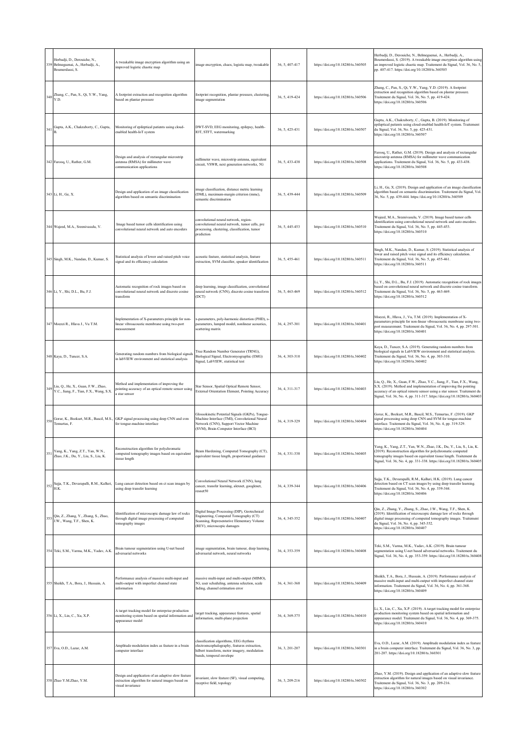| 339 | Herbadji, D., Derouiche, N., Belmeguenai, A., Herbadji, A., Boumerdassi, S. | A tweakable image encryption algorithm using an improved logistic chaotic map | image encryption, chaos, logistic map, tweakable | 36, 5, 407-417 | https://doi.org/10.18280/ts.360505 | Herbadji, D., Derouiche, N., Belmeguenai, A., Herbadji, A., Boumerdassi, S. (2019). A tweakable image encryption algorithm using an improved logistic chaotic map. Traitement du Signal, Vol. 36, No. 5, pp. 407-417. https://doi.org/10.18280/ts.360505 |
|---|---|---|---|---|---|---|
| 340 | Zhang, C., Pan, S., Qi, Y.W., Yang, Y.D. | A footprint extraction and recognition algorithm based on plantar pressure | footprint recognition, plantar pressure, clustering, image segmentation | 36, 5, 419-424 | https://doi.org/10.18280/ts.360506 | Zhang, C., Pan, S., Qi, Y.W., Yang, Y.D. (2019). A footprint extraction and recognition algorithm based on plantar pressure. Traitement du Signal, Vol. 36, No. 5, pp. 419-424. https://doi.org/10.18280/ts.360506 |
| 341 | Gupta, A.K., Chakraborty, C., Gupta, B. | Monitoring of epileptical patients using cloud-enabled health-IoT system | DWT-SVD, EEG monitoring, epilepsy, health-IOT, STFT, watermarking | 36, 5, 425-431 | https://doi.org/10.18280/ts.360507 | Gupta, A.K., Chakraborty, C., Gupta, B. (2019). Monitoring of epileptical patients using cloud-enabled health-IoT system. Traitement du Signal, Vol. 36, No. 5, pp. 425-431. https://doi.org/10.18280/ts.360507 |
| 342 | Farooq, U., Rather, G.M. | Design and analysis of rectangular microstrip antenna (RMSA) for millimeter wave communication applications | millimeter wave, microstrip antenna, equivalent circuit, VSWR, next generation networks, 5G | 36, 5, 433-438 | https://doi.org/10.18280/ts.360508 | Farooq, U., Rather, G.M. (2019). Design and analysis of rectangular microstrip antenna (RMSA) for millimeter wave communication applications. Traitement du Signal, Vol. 36, No. 5, pp. 433-438. https://doi.org/10.18280/ts.360508 |
| 343 | Li, H., Ge, X. | Design and application of an image classification algorithm based on semantic discrimination | image classification, distance metric learning (DML), maximum-margin criterion (mmc), semantic discrimination | 36, 5, 439-444 | https://doi.org/10.18280/ts.360509 | Li, H., Ge, X. (2019). Design and application of an image classification algorithm based on semantic discrimination. Traitement du Signal, Vol. 36, No. 5, pp. 439-444. https://doi.org/10.18280/ts.360509 |
| 344 | Wajeed, M.A., Sreenivasulu, V. | Image based tumor cells identification using convolutional neural network and auto encoders | convolutional neural network, region-convolutional neural network, tumor cells, pre processing, clustering, classification, tumor prediction | 36, 5, 445-453 | https://doi.org/10.18280/ts.360510 | Wajeed, M.A., Sreenivasulu, V. (2019). Image based tumor cells identification using convolutional neural network and auto encoders. Traitement du Signal, Vol. 36, No. 5, pp. 445-453. https://doi.org/10.18280/ts.360510 |
| 345 | Singh, M.K., Nandan, D., Kumar, S. | Statistical analysis of lower and raised pitch voice signal and its efficiency calculation | acoustic feature, statistical analysis, feature extraction, SVM classifier, speaker identification | 36, 5, 455-461 | https://doi.org/10.18280/ts.360511 | Singh, M.K., Nandan, D., Kumar, S. (2019). Statistical analysis of lower and raised pitch voice signal and its efficiency calculation. Traitement du Signal, Vol. 36, No. 5, pp. 455-461. https://doi.org/10.18280/ts.360511 |
| 346 | Li, Y., Shi, D.L., Bu, F.J. | Automatic recognition of rock images based on convolutional neural network and discrete cosine transform | deep learning, image classification, convolutional neural network (CNN), discrete cosine transform (DCT) | 36, 5, 463-469 | https://doi.org/10.18280/ts.360512 | Li, Y., Shi, D.L., Bu, F.J. (2019). Automatic recognition of rock images based on convolutional neural network and discrete cosine transform. Traitement du Signal, Vol. 36, No. 5, pp. 463-469. https://doi.org/10.18280/ts.360512 |
| 347 | Moezzi R., Hlava J., Vu T.M. | Implementation of X-parameters principle for non-linear vibroacoustic membrane using two-port measurement | x-parameters, poly-harmonic distortion (PHD), s-parameters, lumped model, nonlinear acoustics, scattering matrix | 36, 4, 297-301 | https://doi.org/10.18280/ts.360401 | Moezzi, R., Hlava, J., Vu, T.M. (2019). Implementation of X-parameters principle for non-linear vibroacoustic membrane using two-port measurement. Traitement du Signal, Vol. 36, No. 4, pp. 297-301. https://doi.org/10.18280/ts.360401 |
| 348 | Kaya, D., Tuncer, S.A. | Generating random numbers from biological signals in labVIEW environment and statistical analysis | True Random Number Generator (TRNG), Biological Signal, Electromyographic (EMG) Signal, LabVIEW, statistical test | 36, 4, 303-310 | https://doi.org/10.18280/ts.360402 | Kaya, D., Tuncer, S.A. (2019). Generating random numbers from biological signals in LabVIEW environment and statistical analysis. Traitement du Signal, Vol. 36, No. 4, pp. 303-310. https://doi.org/10.18280/ts.360402 |
| 349 | Liu, Q., He, X., Guan, F.W., Zhao, Y.C., Jiang, F., Tian, F.X., Wang, S.X. | Method and implementation of improving the pointing accuracy of an optical remote sensor using a star sensor | Star Sensor, Spatial Optical Remote Sensor, External Orientation Element, Pointing Accuracy | 36, 4, 311-317 | https://doi.org/10.18280/ts.360403 | Liu, Q., He, X., Guan, F.W., Zhao, Y.C., Jiang, F., Tian, F.X., Wang, S.X. (2019). Method and implementation of improving the pointing accuracy of an optical remote sensor using a star sensor. Traitement du Signal, Vol. 36, No. 4, pp. 311-317. https://doi.org/10.18280/ts.360403 |
| 350 | Gorur, K., Bozkurt, M.R., Bascil, M.S., Temurtas, F. | GKP signal processing using deep CNN and svm for tongue-machine interface | Glossokinetic Potential Signals (GKPs), Tongue-Machine Interface (TMI), Convolutional Neural Network (CNN), Support Vector Machine (SVM), Brain-Computer Interface (BCI) | 36, 4, 319-329 | https://doi.org/10.18280/ts.360404 | Gorur, K., Bozkurt, M.R., Bascil, M.S., Temurtas, F. (2019). GKP signal processing using deep CNN and SVM for tongue-machine interface. Traitement du Signal, Vol. 36, No. 4, pp. 319-329. https://doi.org/10.18280/ts.360404 |
| 351 | Yang, K., Yang, Z.T., Yan, W.N., Zhao, J.K., Du, Y., Liu, S., Liu, K. | Reconstruction algorithm for polychromatic computed tomography images based on equivalent tissue length | Beam Hardening, Computed Tomography (CT), equivalent tissue length, proportional guidance | 36, 4, 331-338 | https://doi.org/10.18280/ts.360405 | Yang, K., Yang, Z.T., Yan, W.N., Zhao, J.K., Du, Y., Liu, S., Liu, K. (2019). Reconstruction algorithm for polychromatic computed tomography images based on equivalent tissue length. Traitement du Signal, Vol. 36, No. 4, pp. 331-338. https://doi.org/10.18280/ts.360405 |
| 352 | Sajja, T.K., Devarapalli, R.M., Kalluri, H.K. | Lung cancer detection based on ct scan images by using deep transfer learning | Convolutional Neural Network (CNN), lung cancer, transfer learning, alexnet, googlenet, resnet50 | 36, 4, 339-344 | https://doi.org/10.18280/ts.360406 | Sajja, T.K., Devarapalli, R.M., Kalluri, H.K. (2019). Lung cancer detection based on CT scan images by using deep transfer learning. Traitement du Signal, Vol. 36, No. 4, pp. 339-344. https://doi.org/10.18280/ts.360406 |
| 353 | Qin, Z., Zhang, Y., Zhang, S., Zhao, J.W., Wang, T.F., Shen, K. | Identification of microscopic damage law of rocks through digital image processing of computed tomography images | Digital Image Processing (DIP), Geotechnical Engineering, Computed Tomography (CT) Scanning, Representative Elementary Volume (REV), microscopic damages | 36, 4, 345-352 | https://doi.org/10.18280/ts.360407 | Qin, Z., Zhang, Y., Zhang, S., Zhao, J.W., Wang, T.F., Shen, K. (2019). Identification of microscopic damage law of rocks through digital image processing of computed tomography images. Traitement du Signal, Vol. 36, No. 4, pp. 345-352. https://doi.org/10.18280/ts.360407 |
| 354 | Teki, S.M., Varma, M.K., Yadav, A.K. | Brain tumour segmentation using U-net based adversarial networks | image segmentation, brain tumour, deep learning, adversarial networks, neural networks | 36, 4, 353-359 | https://doi.org/10.18280/ts.360408 | Teki, S.M., Varma, M.K., Yadav, A.K. (2019). Brain tumour segmentation using U-net based adversarial networks. Traitement du Signal, Vol. 36, No. 4, pp. 353-359. https://doi.org/10.18280/ts.360408 |
| 355 | Sheikh, T.A., Bora, J., Hussain, A. | Performance analysis of massive multi-input and multi-output with imperfect channel state information | massive multi-input and multi-output (MIMO), 5G, user scheduling, antenna selection, scale fading, channel estimation error | 36, 4, 361-368 | https://doi.org/10.18280/ts.360409 | Sheikh, T.A., Bora, J., Hussain, A. (2019). Performance analysis of massive multi-input and multi-output with imperfect channel state information. Traitement du Signal, Vol. 36, No. 4, pp. 361-368. https://doi.org/10.18280/ts.360409 |
| 356 | Li, X., Lin, C., Xu, X.P. | A target tracking model for enterprise production monitoring system based on spatial information and appearance model | target tracking, appearance features, spatial information, multi-plane projection | 36, 4, 369-375 | https://doi.org/10.18280/ts.360410 | Li, X., Lin, C., Xu, X.P. (2019). A target tracking model for enterprise production monitoring system based on spatial information and appearance model. Traitement du Signal, Vol. 36, No. 4, pp. 369-375. https://doi.org/10.18280/ts.360410 |
| 357 | Eva, O.D., Lazar, A.M. | Amplitude modulation index as feature in a brain computer interface | classification algorithms, EEG rhythms electroencephalography, features extraction, hilbert transform, motor imagery, modulation bands, temporal envelope | 36, 3, 201-207 | https://doi.org/10.18280/ts.360301 | Eva, O.D., Lazar, A.M. (2019). Amplitude modulation index as feature in a brain computer interface. Traitement du Signal, Vol. 36, No. 3, pp. 201-207. https://doi.org/10.18280/ts.360301 |
| 358 | Zhao Y.M.Zhao, Y.M. | Design and application of an adaptive slow feature extraction algorithm for natural images based on visual invariance | invariant, slow feature (SF), visual computing, receptive field, topology | 36, 3, 209-216 | https://doi.org/10.18280/ts.360302 | Zhao, Y.M. (2019). Design and application of an adaptive slow feature extraction algorithm for natural images based on visual invariance. Traitement du Signal, Vol. 36, No. 3, pp. 209-216. https://doi.org/10.18280/ts.360302 |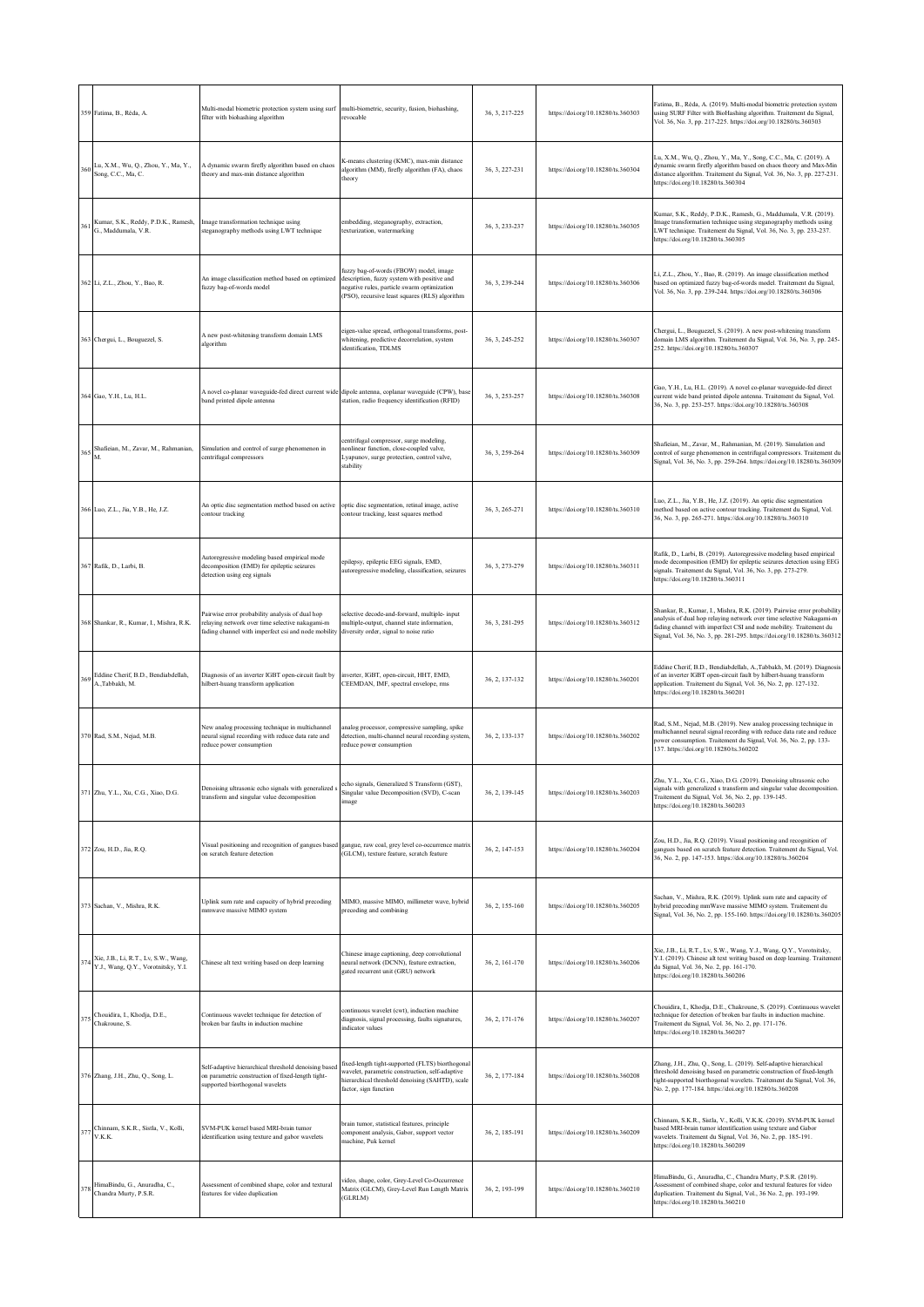| 359 | Fatima, B., Réda, A. | Multi-modal biometric protection system using surf filter with biohashing algorithm | multi-biometric, security, fusion, biohashing, revocable | 36, 3, 217-225 | https://doi.org/10.18280/ts.360303 | Fatima, B., Réda, A. (2019). Multi-modal biometric protection system using SURF Filter with BioHashing algorithm. Traitement du Signal, Vol. 36, No. 3, pp. 217-225. https://doi.org/10.18280/ts.360303 |
|---|---|---|---|---|---|---|
| 360 | Lu, X.M., Wu, Q., Zhou, Y., Ma, Y., Song, C.C., Ma, C. | A dynamic swarm firefly algorithm based on chaos theory and max-min distance algorithm | K-means clustering (KMC), max-min distance algorithm (MM), firefly algorithm (FA), chaos theory | 36, 3, 227-231 | https://doi.org/10.18280/ts.360304 | Lu, X.M., Wu, Q., Zhou, Y., Ma, Y., Song, C.C., Ma, C. (2019). A dynamic swarm firefly algorithm based on chaos theory and Max-Min distance algorithm. Traitement du Signal, Vol. 36, No. 3, pp. 227-231. https://doi.org/10.18280/ts.360304 |
| 361 | Kumar, S.K., Reddy, P.D.K., Ramesh, G., Maddumala, V.R. | Image transformation technique using steganography methods using LWT technique | embedding, steganography, extraction, texturization, watermarking | 36, 3, 233-237 | https://doi.org/10.18280/ts.360305 | Kumar, S.K., Reddy, P.D.K., Ramesh, G., Maddumala, V.R. (2019). Image transformation technique using steganography methods using LWT technique. Traitement du Signal, Vol. 36, No. 3, pp. 233-237. https://doi.org/10.18280/ts.360305 |
| 362 | Li, Z.L., Zhou, Y., Bao, R. | An image classification method based on optimized fuzzy bag-of-words model | fuzzy bag-of-words (FBOW) model, image description, fuzzy system with positive and negative rules, particle swarm optimization (PSO), recursive least squares (RLS) algorithm | 36, 3, 239-244 | https://doi.org/10.18280/ts.360306 | Li, Z.L., Zhou, Y., Bao, R. (2019). An image classification method based on optimized fuzzy bag-of-words model. Traitement du Signal, Vol. 36, No. 3, pp. 239-244. https://doi.org/10.18280/ts.360306 |
| 363 | Chergui, L., Bouguezel, S. | A new post-whitening transform domain LMS algorithm | eigen-value spread, orthogonal transforms, post-whitening, predictive decorrelation, system identification, TDLMS | 36, 3, 245-252 | https://doi.org/10.18280/ts.360307 | Chergui, L., Bouguezel, S. (2019). A new post-whitening transform domain LMS algorithm. Traitement du Signal, Vol. 36, No. 3, pp. 245-252. https://doi.org/10.18280/ts.360307 |
| 364 | Gao, Y.H., Lu, H.L. | A novel co-planar waveguide-fed direct current wide band printed dipole antenna | dipole antenna, coplanar waveguide (CPW), base station, radio frequency identification (RFID) | 36, 3, 253-257 | https://doi.org/10.18280/ts.360308 | Gao, Y.H., Lu, H.L. (2019). A novel co-planar waveguide-fed direct current wide band printed dipole antenna. Traitement du Signal, Vol. 36, No. 3, pp. 253-257. https://doi.org/10.18280/ts.360308 |
| 365 | Shafieian, M., Zavar, M., Rahmanian, M. | Simulation and control of surge phenomenon in centrifugal compressors | centrifugal compressor, surge modeling, nonlinear function, close-coupled valve, Lyapunov, surge protection, control valve, stability | 36, 3, 259-264 | https://doi.org/10.18280/ts.360309 | Shafieian, M., Zavar, M., Rahmanian, M. (2019). Simulation and control of surge phenomenon in centrifugal compressors. Traitement du Signal, Vol. 36, No. 3, pp. 259-264. https://doi.org/10.18280/ts.360309 |
| 366 | Luo, Z.L., Jia, Y.B., He, J.Z. | An optic disc segmentation method based on active contour tracking | optic disc segmentation, retinal image, active contour tracking, least squares method | 36, 3, 265-271 | https://doi.org/10.18280/ts.360310 | Luo, Z.L., Jia, Y.B., He, J.Z. (2019). An optic disc segmentation method based on active contour tracking. Traitement du Signal, Vol. 36, No. 3, pp. 265-271. https://doi.org/10.18280/ts.360310 |
| 367 | Rafik, D., Larbi, B. | Autoregressive modeling based empirical mode decomposition (EMD) for epileptic seizures detection using eeg signals | epilepsy, epileptic EEG signals, EMD, autoregressive modeling, classification, seizures | 36, 3, 273-279 | https://doi.org/10.18280/ts.360311 | Rafik, D., Larbi, B. (2019). Autoregressive modeling based empirical mode decomposition (EMD) for epileptic seizures detection using EEG signals. Traitement du Signal, Vol. 36, No. 3, pp. 273-279. https://doi.org/10.18280/ts.360311 |
| 368 | Shankar, R., Kumar, I., Mishra, R.K. | Pairwise error probability analysis of dual hop relaying network over time selective nakagami-m fading channel with imperfect csi and node mobility | selective decode-and-forward, multiple- input multiple-output, channel state information, diversity order, signal to noise ratio | 36, 3, 281-295 | https://doi.org/10.18280/ts.360312 | Shankar, R., Kumar, I., Mishra, R.K. (2019). Pairwise error probability analysis of dual hop relaying network over time selective Nakagami-m fading channel with imperfect CSI and node mobility. Traitement du Signal, Vol. 36, No. 3, pp. 281-295. https://doi.org/10.18280/ts.360312 |
| 369 | Eddine Cherif, B.D., Bendiabdellah, A.,Tabbakh, M. | Diagnosis of an inverter IGBT open-circuit fault by hilbert-huang transform application | inverter, IGBT, open-circuit, HHT, EMD, CEEMDAN, IMF, spectral envelope, rms | 36, 2, 137-132 | https://doi.org/10.18280/ts.360201 | Eddine Cherif, B.D., Bendiabdellah, A.,Tabbakh, M. (2019). Diagnosis of an inverter IGBT open-circuit fault by hilbert-huang transform application. Traitement du Signal, Vol. 36, No. 2, pp. 127-132. https://doi.org/10.18280/ts.360201 |
| 370 | Rad, S.M., Nejad, M.B. | New analog processing technique in multichannel neural signal recording with reduce data rate and reduce power consumption | analog processor, compressive sampling, spike detection, multi-channel neural recording system, reduce power consumption | 36, 2, 133-137 | https://doi.org/10.18280/ts.360202 | Rad, S.M., Nejad, M.B. (2019). New analog processing technique in multichannel neural signal recording with reduce data rate and reduce power consumption. Traitement du Signal, Vol. 36, No. 2, pp. 133-137. https://doi.org/10.18280/ts.360202 |
| 371 | Zhu, Y.L., Xu, C.G., Xiao, D.G. | Denoising ultrasonic echo signals with generalized s transform and singular value decomposition | echo signals, Generalized S Transform (GST), Singular Value Decomposition (SVD), C-scan image | 36, 2, 139-145 | https://doi.org/10.18280/ts.360203 | Zhu, Y.L., Xu, C.G., Xiao, D.G. (2019). Denoising ultrasonic echo signals with generalized s transform and singular value decomposition. Traitement du Signal, Vol. 36, No. 2, pp. 139-145. https://doi.org/10.18280/ts.360203 |
| 372 | Zou, H.D., Jia, R.Q. | Visual positioning and recognition of gangues based on scratch feature detection | gangue, raw coal, grey level co-occurrence matrix (GLCM), texture feature, scratch feature | 36, 2, 147-153 | https://doi.org/10.18280/ts.360204 | Zou, H.D., Jia, R.Q. (2019). Visual positioning and recognition of gangues based on scratch feature detection. Traitement du Signal, Vol. 36, No. 2, pp. 147-153. https://doi.org/10.18280/ts.360204 |
| 373 | Sachan, V., Mishra, R.K. | Uplink sum rate and capacity of hybrid precoding mmwave massive MIMO system | MIMO, massive MIMO, millimeter wave, hybrid precoding and combining | 36, 2, 155-160 | https://doi.org/10.18280/ts.360205 | Sachan, V., Mishra, R.K. (2019). Uplink sum rate and capacity of hybrid precoding mmWave massive MIMO system. Traitement du Signal, Vol. 36, No. 2, pp. 155-160. https://doi.org/10.18280/ts.360205 |
| 374 | Xie, J.B., Li, R.T., Lv, S.W., Wang, Y.J., Wang, Q.Y., Vorotnitsky, Y.I. | Chinese alt text writing based on deep learning | Chinese image captioning, deep convolutional neural network (DCNN), feature extraction, gated recurrent unit (GRU) network | 36, 2, 161-170 | https://doi.org/10.18280/ts.360206 | Xie, J.B., Li, R.T., Lv, S.W., Wang, Y.J., Wang, Q.Y., Vorotnitsky, Y.I. (2019). Chinese alt text writing based on deep learning. Traitement du Signal, Vol. 36, No. 2, pp. 161-170. https://doi.org/10.18280/ts.360206 |
| 375 | Chouidira, I., Khodja, D.E., Chakroune, S. | Continuous wavelet technique for detection of broken bar faults in induction machine | continuous wavelet (cwt), induction machine diagnosis, signal processing, faults signatures, indicator values | 36, 2, 171-176 | https://doi.org/10.18280/ts.360207 | Chouidira, I., Khodja, D.E., Chakroune, S. (2019). Continuous wavelet technique for detection of broken bar faults in induction machine. Traitement du Signal, Vol. 36, No. 2, pp. 171-176. https://doi.org/10.18280/ts.360207 |
| 376 | Zhang, J.H., Zhu, Q., Song, L. | Self-adaptive hierarchical threshold denoising based on parametric construction of fixed-length tight-supported biorthogonal wavelets | fixed-length tight-supported (FLTS) biorthogonal wavelet, parametric construction, self-adaptive hierarchical threshold denoising (SAHTD), scale factor, sign function | 36, 2, 177-184 | https://doi.org/10.18280/ts.360208 | Zhang, J.H., Zhu, Q., Song, L. (2019). Self-adaptive hierarchical threshold denoising based on parametric construction of fixed-length tight-supported biorthogonal wavelets. Traitement du Signal, Vol. 36, No. 2, pp. 177-184. https://doi.org/10.18280/ts.360208 |
| 377 | Chinnam, S.K.R., Sistla, V., Kolli, V.K.K. | SVM-PUK kernel based MRI-brain tumor identification using texture and gabor wavelets | brain tumor, statistical features, principle component analysis, Gabor, support vector machine, Puk kernel | 36, 2, 185-191 | https://doi.org/10.18280/ts.360209 | Chinnam, S.K.R., Sistla, V., Kolli, V.K.K. (2019). SVM-PUK kernel based MRI-brain tumor identification using texture and Gabor wavelets. Traitement du Signal, Vol. 36, No. 2, pp. 185-191. https://doi.org/10.18280/ts.360209 |
| 378 | HimaBindu, G., Anuradha, C., Chandra Murty, P.S.R. | Assessment of combined shape, color and textural features for video duplication | video, shape, color, Grey-Level Co-Occurrence Matrix (GLCM), Grey-Level Run Length Matrix (GLRLM) | 36, 2, 193-199 | https://doi.org/10.18280/ts.360210 | HimaBindu, G., Anuradha, C., Chandra Murty, P.S.R. (2019). Assessment of combined shape, color and textural features for video duplication. Traitement du Signal, Vol. 36, No. 2, pp. 193-199. https://doi.org/10.18280/ts.360210 |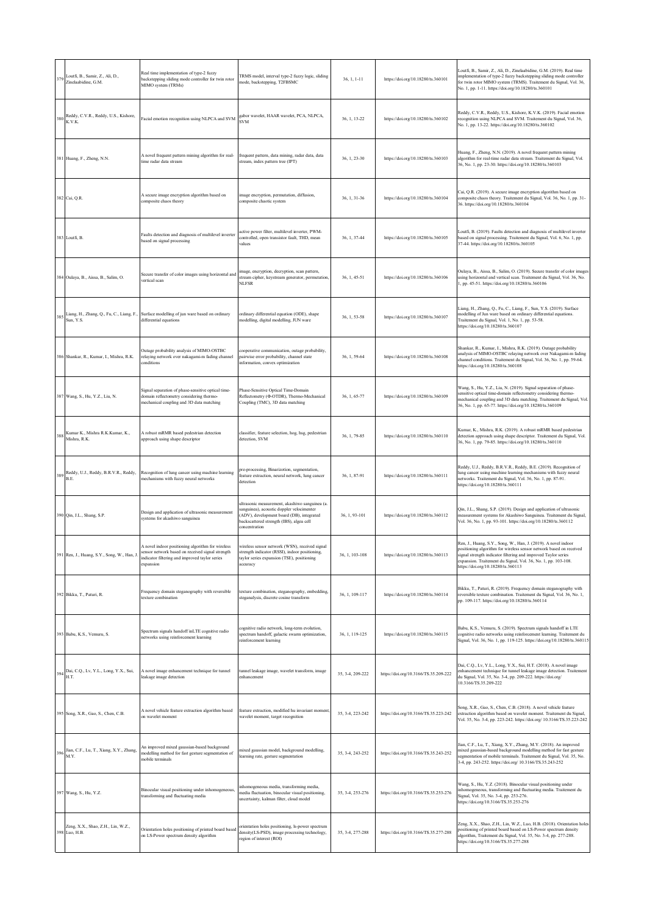| 379 | Loutfi, B., Samir, Z., Ali, D., Zinelaabidine, G.M. | Real time implementation of type-2 fuzzy backstepping sliding mode controller for twin rotor MIMO system (TRMs) | TRMS model, interval type-2 fuzzy logic, sliding mode, backstepping, T2FBSMC | 36, 1, 1-11 | https://doi.org/10.18280/ts.360101 | Loutfi, B., Samir, Z., Ali, D., Zinelaabidine, G.M. (2019). Real time implementation of type-2 fuzzy backstepping sliding mode controller for twin rotor MIMO system (TRMS). Traitement du Signal, Vol. 36, No. 1, pp. 1-11. https://doi.org/10.18280/ts.360101 |
|---|---|---|---|---|---|---|
| 380 | Reddy, C.V.R., Reddy, U.S., Kishore, K.V.K. | Facial emotion recognition using NLPCA and SVM | gabor wavelet, HAAR wavelet, PCA, NLPCA, SVM | 36, 1, 13-22 | https://doi.org/10.18280/ts.360102 | Reddy, C.V.R., Reddy, U.S., Kishore, K.V.K. (2019). Facial emotion recognition using NLPCA and SVM. Traitement du Signal, Vol. 36, No. 1, pp. 13-22. https://doi.org/10.18280/ts.360102 |
| 381 | Huang, F., Zheng, N.N. | A novel frequent pattern mining algorithm for real-time radar data stream | frequent pattern, data mining, radar data, data stream, index pattern tree (IPT) | 36, 1, 23-30 | https://doi.org/10.18280/ts.360103 | Huang, F., Zheng, N.N. (2019). A novel frequent pattern mining algorithm for real-time radar data stream. Traitement du Signal, Vol. 36, No. 1, pp. 23-30. https://doi.org/10.18280/ts.360103 |
| 382 | Cai, Q.R. | A secure image encryption algorithm based on composite chaos theory | image encryption, permutation, diffusion, composite chaotic system | 36, 1, 31-36 | https://doi.org/10.18280/ts.360104 | Cai, Q.R. (2019). A secure image encryption algorithm based on composite chaos theory. Traitement du Signal, Vol. 36, No. 1, pp. 31-36. https://doi.org/10.18280/ts.360104 |
| 383 | Loutfi, B. | Faults detection and diagnosis of multilevel inverter based on signal processing | active power filter, multilevel inverter, PWM-controlled, open transistor fault, THD, mean values | 36, 1, 37-44 | https://doi.org/10.18280/ts.360105 | Loutfi, B. (2019). Faults detection and diagnosis of multilevel inverter based on signal processing. Traitement du Signal, Vol. 6, No. 1, pp. 37-44. https://doi.org/10.18280/ts.360105 |
| 384 | Oulaya, B., Aissa, B., Salim, O. | Secure transfer of color images using horizontal and vertical scan | image, encryption, decryption, scan pattern, stream cipher, keystream generator, permutation, NLFSR | 36, 1, 45-51 | https://doi.org/10.18280/ts.360106 | Oulaya, B., Aissa, B., Salim, O. (2019). Secure transfer of color images using horizontal and vertical scan. Traitement du Signal, Vol. 36, No. 1, pp. 45-51. https://doi.org/10.18280/ts.360106 |
| 385 | Liang, H., Zhang, Q., Fu, C., Liang, F., Sun, Y.S. | Surface modelling of jun ware based on ordinary differential equations | ordinary differential equation (ODE), shape modelling, digital modelling, JUN ware | 36, 1, 53-58 | https://doi.org/10.18280/ts.360107 | Liang, H., Zhang, Q., Fu, C., Liang, F., Sun, Y.S. (2019). Surface modelling of Jun ware based on ordinary differential equations. Traitement du Signal, Vol. 1, No. 1, pp. 53-58. https://doi.org/10.18280/ts.360107 |
| 386 | Shankar, R., Kumar, I., Mishra, R.K. | Outage probability analysis of MIMO-OSTBC relaying network over nakagami-m fading channel conditions | cooperative communication, outage probability, pairwise error probability, channel state information, convex optimization | 36, 1, 59-64 | https://doi.org/10.18280/ts.360108 | Shankar, R., Kumar, I., Mishra, R.K. (2019). Outage probability analysis of MIMO-OSTBC relaying network over Nakagami-m fading channel conditions. Traitement du Signal, Vol. 36, No. 1, pp. 59-64. https://doi.org/10.18280/ts.360108 |
| 387 | Wang, S., Hu, Y.Z., Liu, N. | Signal separation of phase-sensitive optical time-domain reflectometry considering thermo-mechanical coupling and 3D data matching | Phase-Sensitive Optical Time-Domain Reflectometry (Φ-OTDR), Thermo-Mechanical Coupling (TMC), 3D data matching | 36, 1, 65-77 | https://doi.org/10.18280/ts.360109 | Wang, S., Hu, Y.Z., Liu, N. (2019). Signal separation of phase-sensitive optical time-domain reflectometry considering thermo-mechanical coupling and 3D data matching. Traitement du Signal, Vol. 36, No. 1, pp. 65-77. https://doi.org/10.18280/ts.360109 |
| 388 | Kumar K., Mishra R.K.Kumar, K., Mishra, R.K. | A robust mRMR based pedestrian detection approach using shape descriptor | classifier, feature selection, hog, hsg, pedestrian detection, SVM | 36, 1, 79-85 | https://doi.org/10.18280/ts.360110 | Kumar, K., Mishra, R.K. (2019). A robust mRMR based pedestrian detection approach using shape descriptor. Traitement du Signal, Vol. 36, No. 1, pp. 79-85. https://doi.org/10.18280/ts.360110 |
| 389 | Reddy, U.J., Reddy, B.R.V.R., Reddy, B.E. | Recognition of lung cancer using machine learning mechanisms with fuzzy neural networks | pre-processing, Binarizotion, segmentation, feature extraction, neural network, lung cancer detection | 36, 1, 87-91 | https://doi.org/10.18280/ts.360111 | Reddy, U.J., Reddy, B.R.V.R., Reddy, B.E. (2019). Recognition of lung cancer using machine learning mechanisms with fuzzy neural networks. Traitement du Signal, Vol. 36, No. 1, pp. 87-91. https://doi.org/10.18280/ts.360111 |
| 390 | Qin, J.L., Shang, S.P. | Design and application of ultrasonic measurement systems for akashiwo sanguinea | ultrasonic measurement, akashiwo sanguinea (a. sanguinea), acoustic doppler velocimenter (ADV), development board (DB), integrated backscattered strength (IBS), algea cell concentration | 36, 1, 93-101 | https://doi.org/10.18280/ts.360112 | Qin, J.L., Shang, S.P. (2019). Design and application of ultrasonic measurement systems for Akashiwo Sanguinea. Traitement du Signal, Vol. 36, No. 1, pp. 93-101. https://doi.org/10.18280/ts.360112 |
| 391 | Ren, J., Huang, S.Y., Song, W., Han, J. | A novel indoor positioning algorithm for wireless sensor network based on received signal strength indicator filtering and improved taylor series expansion | wireless sensor network (WSN), received signal strength indicator (RSSI), indoor positioning, taylor series expansion (TSE), positioning accuracy | 36, 1, 103-108 | https://doi.org/10.18280/ts.360113 | Ren, J., Huang, S.Y., Song, W., Han, J. (2019). A novel indoor positioning algorithm for wireless sensor network based on received signal strength indicator filtering and improved Taylor series expansion. Traitement du Signal, Vol. 36, No. 1, pp. 103-108. https://doi.org/10.18280/ts.360113 |
| 392 | Bikku, T., Paturi, R. | Frequency domain steganography with reversible texture combination | texture combination, steganography, embedding, steganalysis, discrete cosine transform | 36, 1, 109-117 | https://doi.org/10.18280/ts.360114 | Bikku, T., Paturi, R. (2019). Frequency domain steganography with reversible texture combination. Traitement du Signal, Vol. 36, No. 1, pp. 109-117. https://doi.org/10.18280/ts.360114 |
| 393 | Babu, K.S., Vemuru, S. | Spectrum signals handoff inLTE cognitive radio networks using reinforcement learning | cognitive radio network, long-term evolution, spectrum handoff, galactic swarm optimization, reinforcement learning | 36, 1, 119-125 | https://doi.org/10.18280/ts.360115 | Babu, K.S., Vemuru, S. (2019). Spectrum signals handoff in LTE cognitive radio networks using reinforcement learning. Traitement du Signal, Vol. 36, No. 1, pp. 119-125. https://doi.org/10.18280/ts.360115 |
| 394 | Dai, C.Q., Lv, Y.L., Long, Y.X., Sui, H.T. | A novel image enhancement technique for tunnel leakage image detection | tunnel leakage image, wavelet transform, image enhancement | 35, 3-4, 209-222 | https://doi.org/10.3166/TS.35.209-222 | Dai, C.Q., Lv, Y.L., Long, Y.X., Sui, H.T. (2018). A novel image enhancement technique for tunnel leakage image detection. Traitement du Signal, Vol. 35, No. 3-4, pp. 209-222. https://doi.org/ 10.3166/TS.35.209-222 |
| 395 | Song, X.R., Gao, S., Chen, C.B. | A novel vehicle feature extraction algorithm based on wavelet moment | feature extraction, modified hu invariant moment, wavelet moment, target recognition | 35, 3-4, 223-242 | https://doi.org/10.3166/TS.35.223-242 | Song, X.R., Gao, S., Chen, C.B. (2018). A novel vehicle feature extraction algorithm based on wavelet moment. Traitement du Signal, Vol. 35, No. 3-4, pp. 223-242. https://doi.org/ 10.3166/TS.35.223-242 |
| 396 | Jian, C.F., Lu, T., Xiang, X.Y., Zhang, M.Y. | An improved mixed gaussian-based background modelling method for fast gesture segmentation of mobile terminals | mixed gaussian model, background modelling, learning rate, gesture segmentation | 35, 3-4, 243-252 | https://doi.org/10.3166/TS.35.243-252 | Jian, C.F., Lu, T., Xiang, X.Y., Zhang, M.Y. (2018). An improved mixed gaussian-based background modelling method for fast gesture segmentation of mobile terminals. Traitement du Signal, Vol. 35, No. 3-4, pp. 243-252. https://doi.org/ 10.3166/TS.35.243-252 |
| 397 | Wang, S., Hu, Y.Z. | Binocular visual positioning under inhomogeneous, transforming and fluctuating media | inhomogeneous media, transforming media, media fluctuation, binocular visual positioning, uncertainty, kalman filter, cloud model | 35, 3-4, 253-276 | https://doi.org/10.3166/TS.35.253-276 | Wang, S., Hu, Y.Z. (2018). Binocular visual positioning under inhomogeneous, transforming and fluctuating media. Traitement du Signal, Vol. 35, No. 3-4, pp. 253-276. https://doi.org/10.3166/TS.35.253-276 |
| 398 | Zeng, X.X., Shao, Z.H., Lin, W.Z., Luo, H.B. | Orientation holes positioning of printed board based on LS-Power spectrum density algorithm | orientation holes positioning, ls-power spectrum density(LS-PSD), image processing technology, region of interest (ROI) | 35, 3-4, 277-288 | https://doi.org/10.3166/TS.35.277-288 | Zeng, X.X., Shao, Z.H., Lin, W.Z., Luo, H.B. (2018). Orientation holes positioning of printed board based on LS-Power spectrum density algorithm. Traitement du Signal, Vol. 35, No. 3-4, pp. 277-288. https://doi.org/10.3166/TS.35.277-288 |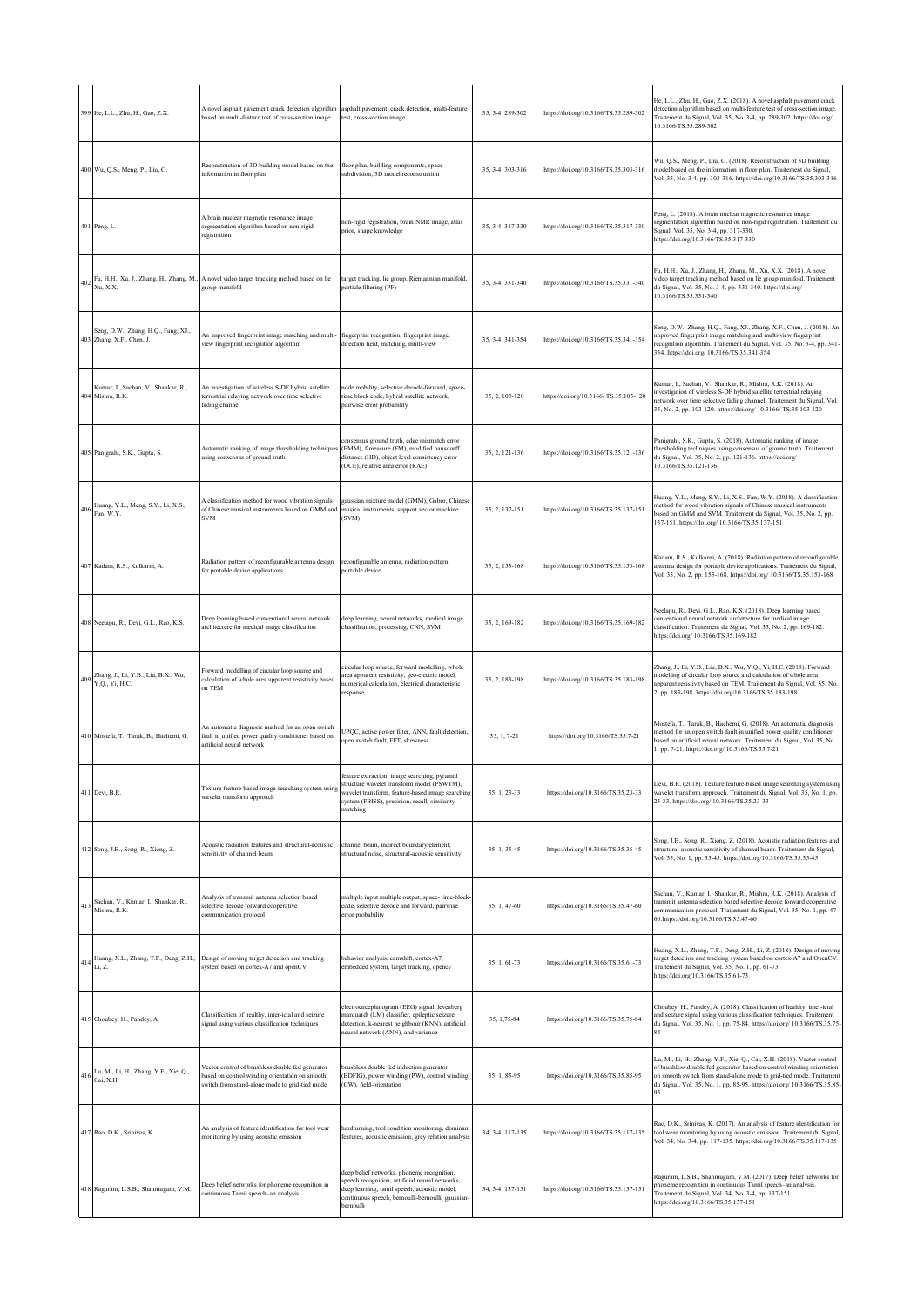| | | | | | | |
|---|---|---|---|---|---|---|
| 399 | He, L.L., Zhu, H., Gao, Z.X. | A novel asphalt pavement crack detection algorithm based on multi-feature test of cross-section image | asphalt pavement, crack detection, multi-feature test, cross-section image | 35, 3-4, 289-302 | https://doi.org/10.3166/TS.35.289-302 | He, L.L., Zhu, H., Gao, Z.X. (2018). A novel asphalt pavement crack detection algorithm based on multi-feature test of cross-section image. Traitement du Signal, Vol. 35, No. 3-4, pp. 289-302. https://doi.org/10.3166/TS.35.289-302 |
| 400 | Wu, Q.S., Meng, P., Liu, G. | Reconstruction of 3D building model based on the information in floor plan | floor plan, building components, space subdivision, 3D model reconstruction | 35, 3-4, 303-316 | https://doi.org/10.3166/TS.35.303-316 | Wu, Q.S., Meng, P., Liu, G. (2018). Reconstruction of 3D building model based on the information in floor plan. Traitement du Signal, Vol. 35, No. 3-4, pp. 303-316. https://doi.org/10.3166/TS.35.303-316 |
| 401 | Peng, L. | A brain nuclear magnetic resonance image segmentation algorithm based on non-rigid registration | non-rigid registration, brain NMR image, atlas prior, shape knowledge | 35, 3-4, 317-330 | https://doi.org/10.3166/TS.35.317-330 | Peng, L. (2018). A brain nuclear magnetic resonance image segmentation algorithm based on non-rigid registration. Traitement du Signal, Vol. 35, No. 3-4, pp. 317-330. https://doi.org/10.3166/TS.35.317-330 |
| 402 | Fu, H.H., Xu, J., Zhang, H., Zhang, M., Xu, X.X. | A novel video target tracking method based on lie group manifold | target tracking, lie group, Riemannian manifold, particle filtering (PF) | 35, 3-4, 331-340 | https://doi.org/10.3166/TS.35.331-340 | Fu, H.H., Xu, J., Zhang, H., Zhang, M., Xu, X.X. (2018). A novel video target tracking method based on lie group manifold. Traitement du Signal, Vol. 35, No. 3-4, pp. 331-340. https://doi.org/10.3166/TS.35.331-340 |
| 403 | Seng, D.W., Zhang, H.Q., Fang, XJ., Zhang, X.F., Chen, J. | An improved fingerprint image matching and multi-view fingerprint recognition algorithm | fingerprint recognition, fingerprint image, direction field, matching, multi-view | 35, 3-4, 341-354 | https://doi.org/10.3166/TS.35.341-354 | Seng, D.W., Zhang, H.Q., Fang, XJ., Zhang, X.F., Chen, J. (2018). An improved fingerprint image matching and multi-view fingerprint recognition algorithm. Traitement du Signal, Vol. 35, No. 3-4, pp. 341-354. https://doi.org/ 10.3166/TS.35.341-354 |
| 404 | Kumar, I., Sachan, V., Shankar, R., Mishra, R.K. | An investigation of wireless S-DF hybrid satellite terrestrial relaying network over time selective fading channel | node mobility, selective decode-forward, space-time block code, hybrid satellite network, pairwise error probability | 35, 2, 103-120 | https://doi.org/10.3166/ TS.35.103-120 | Kumar, I., Sachan, V., Shankar, R., Mishra, R.K. (2018). An investigation of wireless S-DF hybrid satellite terrestrial relaying network over time selective fading channel. Traitement du Signal, Vol. 35, No. 2, pp. 103-120. https://doi.org/ 10.3166/ TS.35.103-120 |
| 405 | Panigrahi, S.K., Gupta, S. | Automatic ranking of image thresholding techniques using consensus of ground truth | consensus ground truth, edge mismatch error (EMM), f-measure (FM), modified hausdorff distance (HD), object level consistency error (OCE), relative area error (RAE) | 35, 2, 121-136 | https://doi.org/10.3166/TS.35.121-136 | Panigrahi, S.K., Gupta, S. (2018). Automatic ranking of image thresholding techniques using consensus of ground truth. Traitement du Signal, Vol. 35, No. 2, pp. 121-136. https://doi.org/ 10.3166/TS.35.121-136 |
| 406 | Huang, Y.L., Meng, S.Y., Li, X.S., Fan, W.Y. | A classification method for wood vibration signals of Chinese musical instruments based on GMM and SVM | gaussian mixture model (GMM), Gabor, Chinese musical instruments, support vector machine (SVM) | 35, 2, 137-151 | https://doi.org/10.3166/TS.35.137-151 | Huang, Y.L., Meng, S.Y., Li, X.S., Fan, W.Y. (2018). A classification method for wood vibration signals of Chinese musical instruments based on GMM and SVM. Traitement du Signal, Vol. 35, No. 2, pp. 137-151. https://doi.org/ 10.3166/TS.35.137-151 |
| 407 | Kadam, R.S., Kulkarni, A. | Radiation pattern of reconfigurable antenna design for portable device applications | reconfigurable antenna, radiation pattern, portable device | 35, 2, 153-168 | https://doi.org/10.3166/TS.35.153-168 | Kadam, R.S., Kulkarni, A. (2018). Radiation pattern of reconfigurable antenna design for portable device applications. Traitement du Signal, Vol. 35, No. 2, pp. 153-168. https://doi.org/ 10.3166/TS.35.153-168 |
| 408 | Neelapu, R., Devi, G.L., Rao, K.S. | Deep learning based conventional neural network architecture for medical image classification | deep learning, neural networks, medical image classification, processing, CNN, SVM | 35, 2, 169-182 | https://doi.org/10.3166/TS.35.169-182 | Neelapu, R., Devi, G.L., Rao, K.S. (2018). Deep learning based conventional neural network architecture for medical image classification. Traitement du Signal, Vol. 35, No. 2, pp. 169-182. https://doi.org/ 10.3166/TS.35.169-182 |
| 409 | Zhang, J., Li, Y.B., Liu, B.X., Wu, Y.Q., Yi, H.C. | Forward modelling of circular loop source and calculation of whole area apparent resistivity based on TEM | circular loop source, forward modelling, whole area apparent resistivity, geo-electric model, numerical calculation, electrical characteristic response | 35, 2, 183-198 | https://doi.org/10.3166/TS.35.183-198 | Zhang, J., Li, Y.B., Liu, B.X., Wu, Y.Q., Yi, H.C. (2018). Forward modelling of circular loop source and calculation of whole area apparent resistivity based on TEM. Traitement du Signal, Vol. 35, No. 2, pp. 183-198. https://doi.org/10.3166/TS.35.183-198 |
| 410 | Mostefa, T., Tarak, B., Hachemi, G. | An automatic diagnosis method for an open switch fault in unified power quality conditioner based on artificial neural network | UPQC, active power filter, ANN, fault detection, open switch fault, FFT, skewness | 35, 1, 7-21 | https://doi.org/10.3166/TS.35.7-21 | Mostefa, T., Tarak, B., Hachemi, G. (2018). An automatic diagnosis method for an open switch fault in unified power quality conditioner based on artificial neural network. Traitement du Signal, Vol. 35, No. 1, pp. 7-21. https://doi.org/ 10.3166/TS.35.7-21 |
| 411 | Devi, B.R. | Texture feature-based image searching system using wavelet transform approach | feature extraction, image searching, pyramid structure wavelet transform model (PSWTM), wavelet transform, feature-based image searching system (FBISS), precision, recall, similarity matching | 35, 1, 23-33 | https://doi.org/10.3166/TS.35.23-33 | Devi, B.R. (2018). Texture feature-based image searching system using wavelet transform approach. Traitement du Signal, Vol. 35, No. 1, pp. 23-33. https://doi.org/ 10.3166/TS.35.23-33 |
| 412 | Song, J.B., Song, R., Xiong, Z. | Acoustic radiation features and structural-acoustic sensitivity of channel beam | channel beam, indirect boundary element, structural noise, structural-acoustic sensitivity | 35, 1, 35-45 | https://doi.org/10.3166/TS.35.35-45 | Song, J.B., Song, R., Xiong, Z. (2018). Acoustic radiation features and structural-acoustic sensitivity of channel beam. Traitement du Signal, Vol. 35, No. 1, pp. 35-45. https://doi.org/10.3166/TS.35.35-45 |
| 413 | Sachan, V., Kumar, I., Shankar, R., Mishra, R.K. | Analysis of transmit antenna selection based selective decode forward cooperative communication protocol | multiple input multiple output, space- time-block-code, selective decode and forward, pairwise error probability | 35, 1, 47-60 | https://doi.org/10.3166/TS.35.47-60 | Sachan, V., Kumar, I., Shankar, R., Mishra, R.K. (2018). Analysis of transmit antenna selection based selective decode forward cooperative communication protocol. Traitement du Signal, Vol. 35, No. 1, pp. 47-60.https://doi.org/10.3166/TS.35.47-60 |
| 414 | Huang, X.L., Zhang, T.F., Deng, Z.H., Li, Z. | Design of moving target detection and tracking system based on cortex-A7 and openCV | behavior analysis, camshift, cortex-A7, embedded system, target tracking, opencv | 35, 1, 61-73 | https://doi.org/10.3166/TS.35.61-73 | Huang, X.L., Zhang, T.F., Deng, Z.H., Li, Z. (2018). Design of moving target detection and tracking system based on cortex-A7 and OpenCV. Traitement du Signal, Vol. 35, No. 1, pp. 61-73. https://doi.org/10.3166/TS.35.61-73 |
| 415 | Choubey, H., Pandey, A. | Classification of healthy, inter-ictal and seizure signal using various classification techniques | electroencephalogram (EEG) signal, levenberg marquardt (LM) classifier, epileptic seizure detection, k-nearest neighbour (KNN), artificial neural network (ANN), and variance | 35, 1,75-84 | https://doi.org/10.3166/TS.35.75-84 | Choubey, H., Pandey, A. (2018). Classification of healthy, inter-ictal and seizure signal using various classification techniques. Traitement du Signal, Vol. 35, No. 1, pp. 75-84. https://doi.org/ 10.3166/TS.35.75-84 |
| 416 | Lu, M., Li, H., Zhang, Y.F., Xie, Q., Cai, X.H. | Vector control of brushless double fed generator based on control winding orientation on smooth switch from stand-alone mode to grid-tied mode | brushless double fed induction generator (BDFIG), power winding (PW), control winding (CW), field-orientation | 35, 1, 85-95 | https://doi.org/10.3166/TS.35.85-95 | Lu, M., Li, H., Zhang, Y.F., Xie, Q., Cai, X.H. (2018). Vector control of brushless double fed generator based on control winding orientation on smooth switch from stand-alone mode to grid-tied mode. Traitement du Signal, Vol. 35, No. 1, pp. 85-95. https://doi.org/ 10.3166/TS.35.85-95 |
| 417 | Rao, D.K., Srinivas, K. | An analysis of feature identification for tool wear monitoring by using acoustic emission | hardturning, tool condition monitoring, dominant features, acoustic emission, grey relation analysis | 34, 3-4, 117-135 | https://doi.org/10.3166/TS.35.117-135 | Rao, D.K., Srinivas, K. (2017). An analysis of feature identification for tool wear monitoring by using acoustic emission. Traitement du Signal, Vol. 34, No. 3-4, pp. 117-135. https://doi.org/10.3166/TS.35.117-135 |
| 418 | Raguram, L.S.B., Shanmugam, V.M. | Deep belief networks for phoneme recognition in continuous Tamil speech–an analysis | deep belief networks, phoneme recognition, speech recognition, artificial neural networks, deep learning, tamil speech, acoustic model, continuous speech, bernoulli-bernoulli, gaussian-bernoulli | 34, 3-4, 137-151 | https://doi.org/10.3166/TS.35.137-151 | Raguram, L.S.B., Shanmugam, V.M. (2017). Deep belief networks for phoneme recognition in continuous Tamil speech–an analysis. Traitement du Signal, Vol. 34, No. 3-4, pp. 137-151. https://doi.org/10.3166/TS.35.137-151 |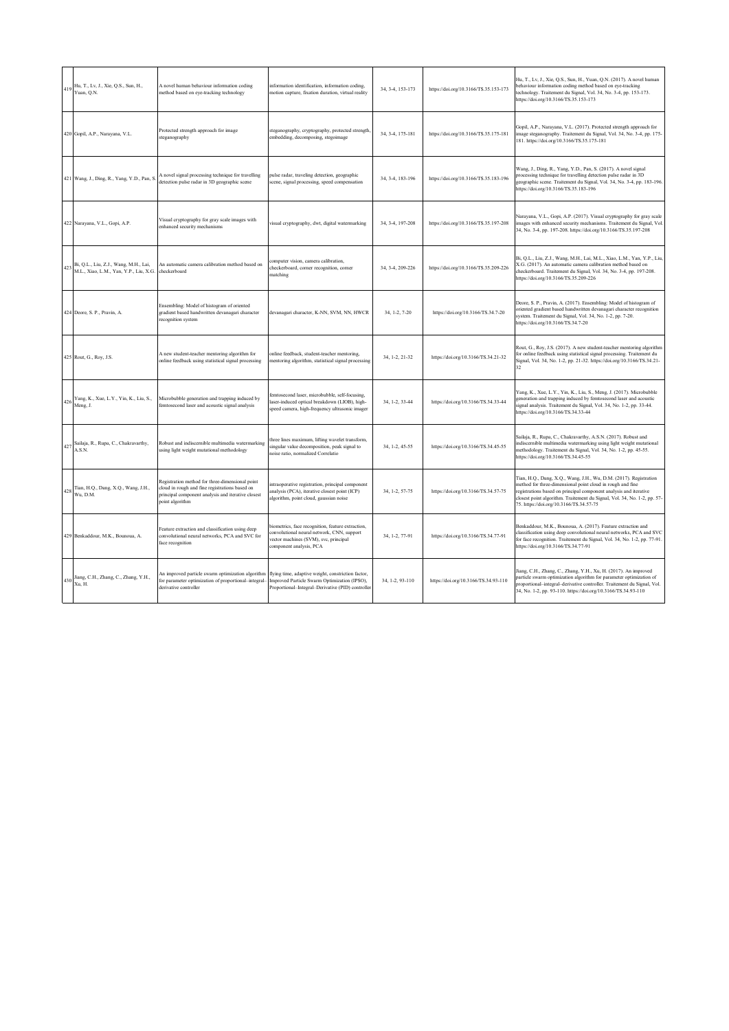| | | | | | | |
|---|---|---|---|---|---|---|
| 419 | Hu, T., Lv, J., Xie, Q.S., Sun, H., Yuan, Q.N. | A novel human behaviour information coding method based on eye-tracking technology | information identification, information coding, motion capture, fixation duration, virtual reality | 34, 3-4, 153-173 | https://doi.org/10.3166/TS.35.153-173 | Hu, T., Lv, J., Xie, Q.S., Sun, H., Yuan, Q.N. (2017). A novel human behaviour information coding method based on eye-tracking technology. Traitement du Signal, Vol. 34, No. 3-4, pp. 153-173. https://doi.org/10.3166/TS.35.153-173 |
| 420 | Gopil, A.P., Narayana, V.L. | Protected strength approach for image steganography | steganography, cryptography, protected strength, embedding, decomposing, stegoimage | 34, 3-4, 175-181 | https://doi.org/10.3166/TS.35.175-181 | Gopil, A.P., Narayana, V.L. (2017). Protected strength approach for image steganography. Traitement du Signal, Vol. 34, No. 3-4, pp. 175-181. https://doi.org/10.3166/TS.35.175-181 |
| 421 | Wang, J., Ding, R., Yang, Y.D., Pan, S. | A novel signal processing technique for travelling detection pulse radar in 3D geographic scene | pulse radar, traveling detection, geographic scene, signal processing, speed compensation | 34, 3-4, 183-196 | https://doi.org/10.3166/TS.35.183-196 | Wang, J., Ding, R., Yang, Y.D., Pan, S. (2017). A novel signal processing technique for travelling detection pulse radar in 3D geographic scene. Traitement du Signal, Vol. 34, No. 3-4, pp. 183-196. https://doi.org/10.3166/TS.35.183-196 |
| 422 | Narayana, V.L., Gopi, A.P. | Visual cryptography for gray scale images with enhanced security mechanisms | visual cryptography, dwt, digital watermarking | 34, 3-4, 197-208 | https://doi.org/10.3166/TS.35.197-208 | Narayana, V.L., Gopi, A.P. (2017). Visual cryptography for gray scale images with enhanced security mechanisms. Traitement du Signal, Vol. 34, No. 3-4, pp. 197-208. https://doi.org/10.3166/TS.35.197-208 |
| 423 | Bi, Q.L., Liu, Z.J., Wang, M.H., Lai, M.L., Xiao, L.M., Yan, Y.P., Liu, X.G. | An automatic camera calibration method based on checkerboard | computer vision, camera calibration, checkerboard, corner recognition, corner matching | 34, 3-4, 209-226 | https://doi.org/10.3166/TS.35.209-226 | Bi, Q.L., Liu, Z.J., Wang, M.H., Lai, M.L., Xiao, L.M., Yan, Y.P., Liu, X.G. (2017). An automatic camera calibration method based on checkerboard. Traitement du Signal, Vol. 34, No. 3-4, pp. 197-208. https://doi.org/10.3166/TS.35.209-226 |
| 424 | Deore, S. P., Pravin, A. | Ensembling: Model of histogram of oriented gradient based handwritten devanagari character recognition system | devanagari character, K-NN, SVM, NN, HWCR | 34, 1-2, 7-20 | https://doi.org/10.3166/TS.34.7-20 | Deore, S. P., Pravin, A. (2017). Ensembling: Model of histogram of oriented gradient based handwritten devanagari character recognition system. Traitement du Signal, Vol. 34, No. 1-2, pp. 7-20. https://doi.org/10.3166/TS.34.7-20 |
| 425 | Rout, G., Roy, J.S. | A new student-teacher mentoring algorithm for online feedback using statistical signal processing | online feedback, student-teacher mentoring, mentoring algorithm, statistical signal processing | 34, 1-2, 21-32 | https://doi.org/10.3166/TS.34.21-32 | Rout, G., Roy, J.S. (2017). A new student-teacher mentoring algorithm for online feedback using statistical signal processing. Traitement du Signal, Vol. 34, No. 1-2, pp. 21-32. https://doi.org/10.3166/TS.34.21-32 |
| 426 | Yang, K., Xue, L.Y., Yin, K., Liu, S., Meng, J. | Microbubble generation and trapping induced by femtosecond laser and acoustic signal analysis | femtosecond laser, microbubble, self-focusing, laser-induced optical breakdown (LIOB), high-speed camera, high-frequency ultrasonic imager | 34, 1-2, 33-44 | https://doi.org/10.3166/TS.34.33-44 | Yang, K., Xue, L.Y., Yin, K., Liu, S., Meng, J. (2017). Microbubble generation and trapping induced by femtosecond laser and acoustic signal analysis. Traitement du Signal, Vol. 34, No. 1-2, pp. 33-44. https://doi.org/10.3166/TS.34.33-44 |
| 427 | Sailaja, R., Rupa, C., Chakravarthy, A.S.N. | Robust and indiscernible multimedia watermarking using light weight mutational methodology | three lines maximum, lifting wavelet transform, singular value decomposition, peak signal to noise ratio, normalized Correlatio | 34, 1-2, 45-55 | https://doi.org/10.3166/TS.34.45-55 | Sailaja, R., Rupa, C., Chakravarthy, A.S.N. (2017). Robust and indiscernible multimedia watermarking using light weight mutational methodology. Traitement du Signal, Vol. 34, No. 1-2, pp. 45-55. https://doi.org/10.3166/TS.34.45-55 |
| 428 | Tian, H.Q., Dang, X.Q., Wang, J.H., Wu, D.M. | Registration method for three-dimensional point cloud in rough and fine registrations based on principal component analysis and iterative closest point algorithm | intraoperative registration, principal component analysis (PCA), iterative closest point (ICP) algorithm, point cloud, gaussian noise | 34, 1-2, 57-75 | https://doi.org/10.3166/TS.34.57-75 | Tian, H.Q., Dang, X.Q., Wang, J.H., Wu, D.M. (2017). Registration method for three-dimensional point cloud in rough and fine registrations based on principal component analysis and iterative closest point algorithm. Traitement du Signal, Vol. 34, No. 1-2, pp. 57-75. https://doi.org/10.3166/TS.34.57-75 |
| 429 | Benkaddour, M.K., Bounoua, A. | Feature extraction and classification using deep convolutional neural networks, PCA and SVC for face recognition | biometrics, face recognition, feature extraction, convolutional neural networks, CNN, support vector machines (SVM), svc, principal component analysis, PCA | 34, 1-2, 77-91 | https://doi.org/10.3166/TS.34.77-91 | Benkaddour, M.K., Bounoua, A. (2017). Feature extraction and classification using deep convolutional neural networks, PCA and SVC for face recognition. Traitement du Signal, Vol. 34, No. 1-2, pp. 77-91. https://doi.org/10.3166/TS.34.77-91 |
| 430 | Jiang, C.H., Zhang, C., Zhang, Y.H., Xu, H. | An improved particle swarm optimization algorithm for parameter optimization of proportional–integral–derivative controller | flying time, adaptive weight, constriction factor, Improved Particle Swarm Optimization (IPSO), Proportional–Integral–Derivative (PID) controller | 34, 1-2, 93-110 | https://doi.org/10.3166/TS.34.93-110 | Jiang, C.H., Zhang, C., Zhang, Y.H., Xu, H. (2017). An improved particle swarm optimization algorithm for parameter optimization of proportional–integral–derivative controller. Traitement du Signal, Vol. 34, No. 1-2, pp. 93-110. https://doi.org/10.3166/TS.34.93-110 |